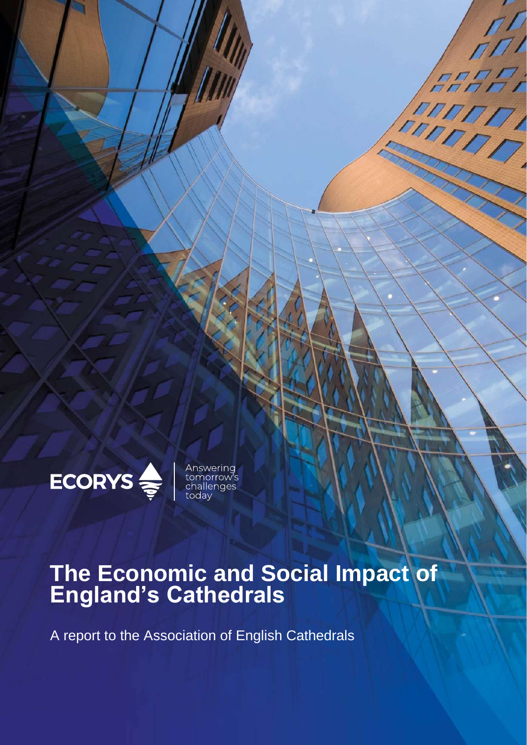ECORYS

Answering tomorrow's challenges today

# The Economic and Social Impact of England's Cathedrals

A report to the Association of English Cathedrals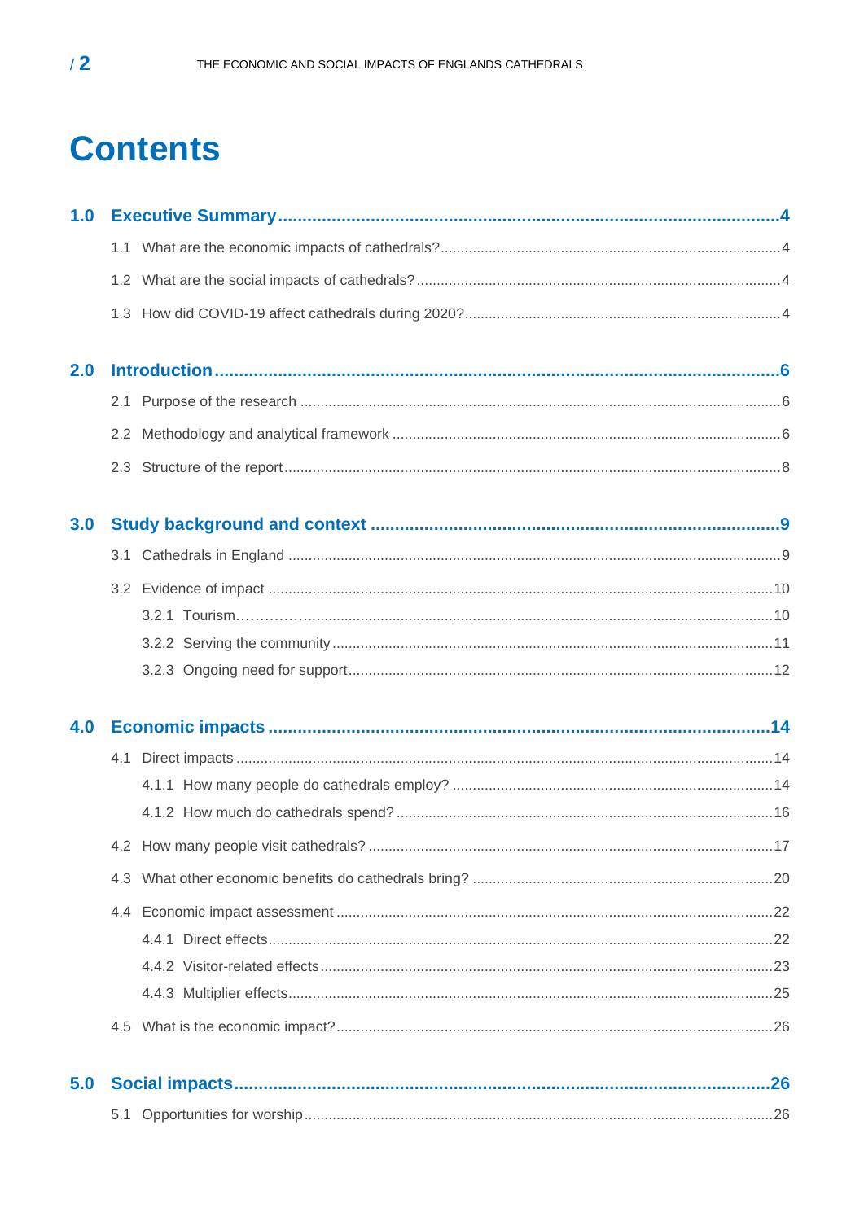# Contents

**1.0 Executive Summary ... 4**

- 1.1 What are the economic impacts of cathedrals? ... 4
- 1.2 What are the social impacts of cathedrals? ... 4
- 1.3 How did COVID-19 affect cathedrals during 2020? ... 4

**2.0 Introduction ... 6**

- 2.1 Purpose of the research ... 6
- 2.2 Methodology and analytical framework ... 6
- 2.3 Structure of the report ... 8

**3.0 Study background and context ... 9**

- 3.1 Cathedrals in England ... 9
- 3.2 Evidence of impact ... 10
  - 3.2.1 Tourism ... 10
  - 3.2.2 Serving the community ... 11
  - 3.2.3 Ongoing need for support ... 12

**4.0 Economic impacts ... 14**

- 4.1 Direct impacts ... 14
  - 4.1.1 How many people do cathedrals employ? ... 14
  - 4.1.2 How much do cathedrals spend? ... 16
- 4.2 How many people visit cathedrals? ... 17
- 4.3 What other economic benefits do cathedrals bring? ... 20
- 4.4 Economic impact assessment ... 22
  - 4.4.1 Direct effects ... 22
  - 4.4.2 Visitor-related effects ... 23
  - 4.4.3 Multiplier effects ... 25
- 4.5 What is the economic impact? ... 26

**5.0 Social impacts ... 26**

- 5.1 Opportunities for worship ... 26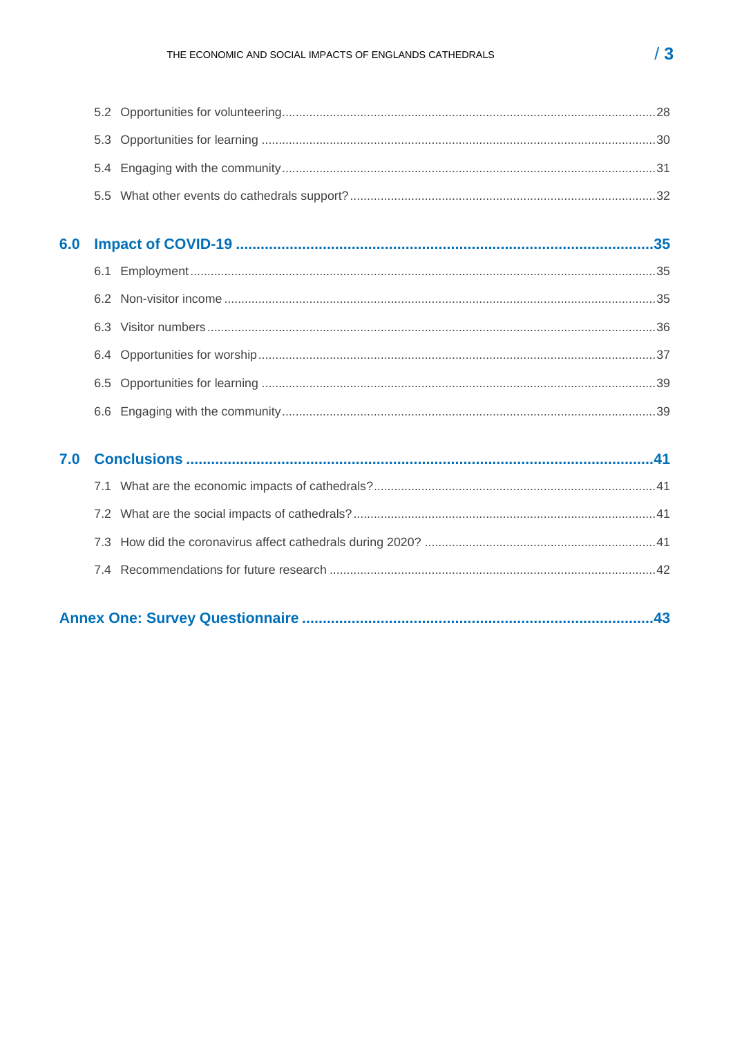5.2 Opportunities for volunteering ........ 28

5.3 Opportunities for learning ........ 30

5.4 Engaging with the community ........ 31

5.5 What other events do cathedrals support? ........ 32

**6.0 Impact of COVID-19 ........ 35**

6.1 Employment ........ 35

6.2 Non-visitor income ........ 35

6.3 Visitor numbers ........ 36

6.4 Opportunities for worship ........ 37

6.5 Opportunities for learning ........ 39

6.6 Engaging with the community ........ 39

**7.0 Conclusions ........ 41**

7.1 What are the economic impacts of cathedrals? ........ 41

7.2 What are the social impacts of cathedrals? ........ 41

7.3 How did the coronavirus affect cathedrals during 2020? ........ 41

7.4 Recommendations for future research ........ 42

**Annex One: Survey Questionnaire ........ 43**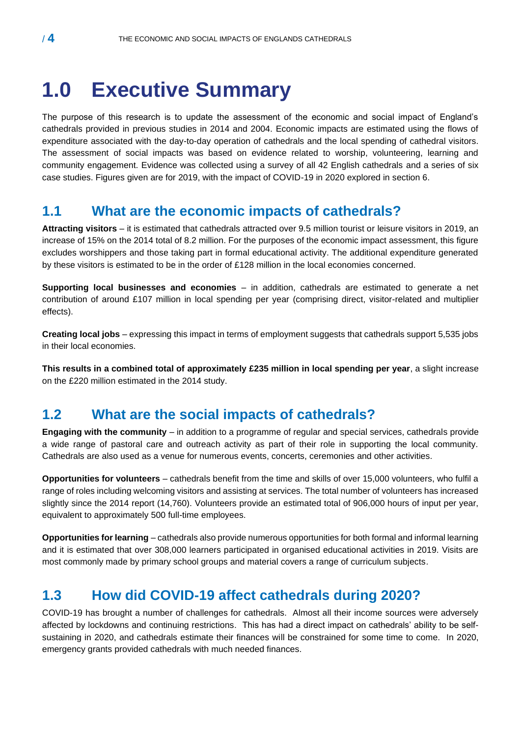# 1.0 Executive Summary

The purpose of this research is to update the assessment of the economic and social impact of England's cathedrals provided in previous studies in 2014 and 2004. Economic impacts are estimated using the flows of expenditure associated with the day-to-day operation of cathedrals and the local spending of cathedral visitors. The assessment of social impacts was based on evidence related to worship, volunteering, learning and community engagement. Evidence was collected using a survey of all 42 English cathedrals and a series of six case studies. Figures given are for 2019, with the impact of COVID-19 in 2020 explored in section 6.

## 1.1 What are the economic impacts of cathedrals?

**Attracting visitors** – it is estimated that cathedrals attracted over 9.5 million tourist or leisure visitors in 2019, an increase of 15% on the 2014 total of 8.2 million. For the purposes of the economic impact assessment, this figure excludes worshippers and those taking part in formal educational activity. The additional expenditure generated by these visitors is estimated to be in the order of £128 million in the local economies concerned.

**Supporting local businesses and economies** – in addition, cathedrals are estimated to generate a net contribution of around £107 million in local spending per year (comprising direct, visitor-related and multiplier effects).

**Creating local jobs** – expressing this impact in terms of employment suggests that cathedrals support 5,535 jobs in their local economies.

**This results in a combined total of approximately £235 million in local spending per year**, a slight increase on the £220 million estimated in the 2014 study.

## 1.2 What are the social impacts of cathedrals?

**Engaging with the community** – in addition to a programme of regular and special services, cathedrals provide a wide range of pastoral care and outreach activity as part of their role in supporting the local community. Cathedrals are also used as a venue for numerous events, concerts, ceremonies and other activities.

**Opportunities for volunteers** – cathedrals benefit from the time and skills of over 15,000 volunteers, who fulfil a range of roles including welcoming visitors and assisting at services. The total number of volunteers has increased slightly since the 2014 report (14,760). Volunteers provide an estimated total of 906,000 hours of input per year, equivalent to approximately 500 full-time employees.

**Opportunities for learning** – cathedrals also provide numerous opportunities for both formal and informal learning and it is estimated that over 308,000 learners participated in organised educational activities in 2019. Visits are most commonly made by primary school groups and material covers a range of curriculum subjects.

## 1.3 How did COVID-19 affect cathedrals during 2020?

COVID-19 has brought a number of challenges for cathedrals. Almost all their income sources were adversely affected by lockdowns and continuing restrictions. This has had a direct impact on cathedrals' ability to be self-sustaining in 2020, and cathedrals estimate their finances will be constrained for some time to come. In 2020, emergency grants provided cathedrals with much needed finances.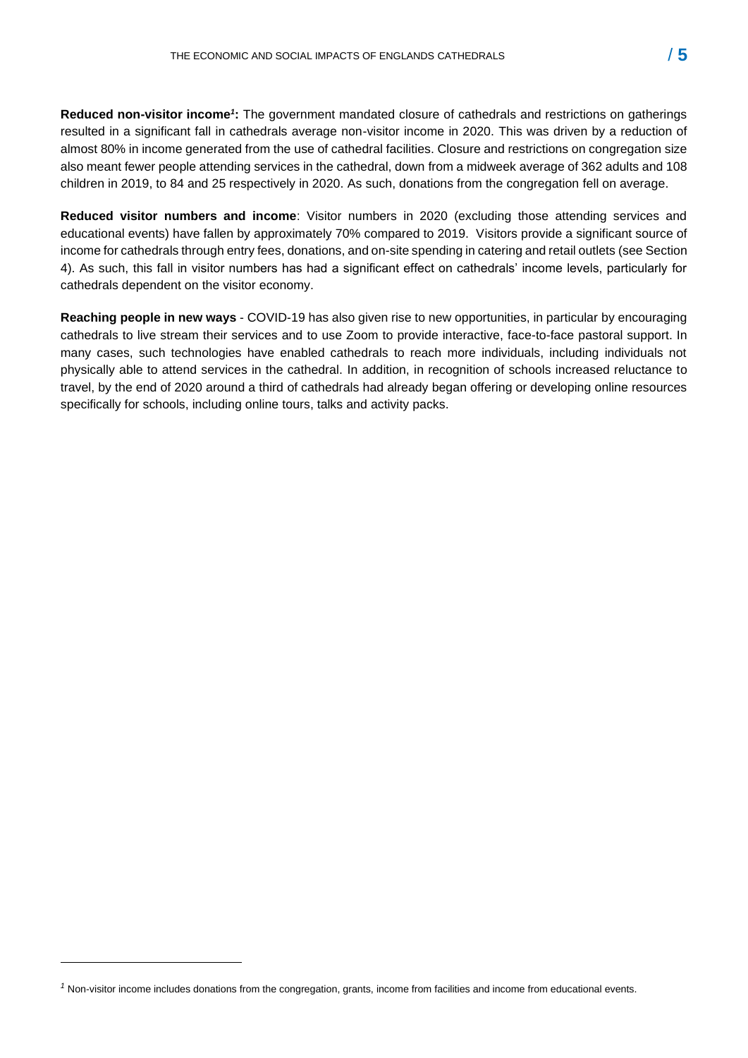**Reduced non-visitor income[1]:** The government mandated closure of cathedrals and restrictions on gatherings resulted in a significant fall in cathedrals average non-visitor income in 2020. This was driven by a reduction of almost 80% in income generated from the use of cathedral facilities. Closure and restrictions on congregation size also meant fewer people attending services in the cathedral, down from a midweek average of 362 adults and 108 children in 2019, to 84 and 25 respectively in 2020. As such, donations from the congregation fell on average.

**Reduced visitor numbers and income**: Visitor numbers in 2020 (excluding those attending services and educational events) have fallen by approximately 70% compared to 2019. Visitors provide a significant source of income for cathedrals through entry fees, donations, and on-site spending in catering and retail outlets (see Section 4). As such, this fall in visitor numbers has had a significant effect on cathedrals' income levels, particularly for cathedrals dependent on the visitor economy.

**Reaching people in new ways** - COVID-19 has also given rise to new opportunities, in particular by encouraging cathedrals to live stream their services and to use Zoom to provide interactive, face-to-face pastoral support. In many cases, such technologies have enabled cathedrals to reach more individuals, including individuals not physically able to attend services in the cathedral. In addition, in recognition of schools increased reluctance to travel, by the end of 2020 around a third of cathedrals had already began offering or developing online resources specifically for schools, including online tours, talks and activity packs.

[1] Non-visitor income includes donations from the congregation, grants, income from facilities and income from educational events.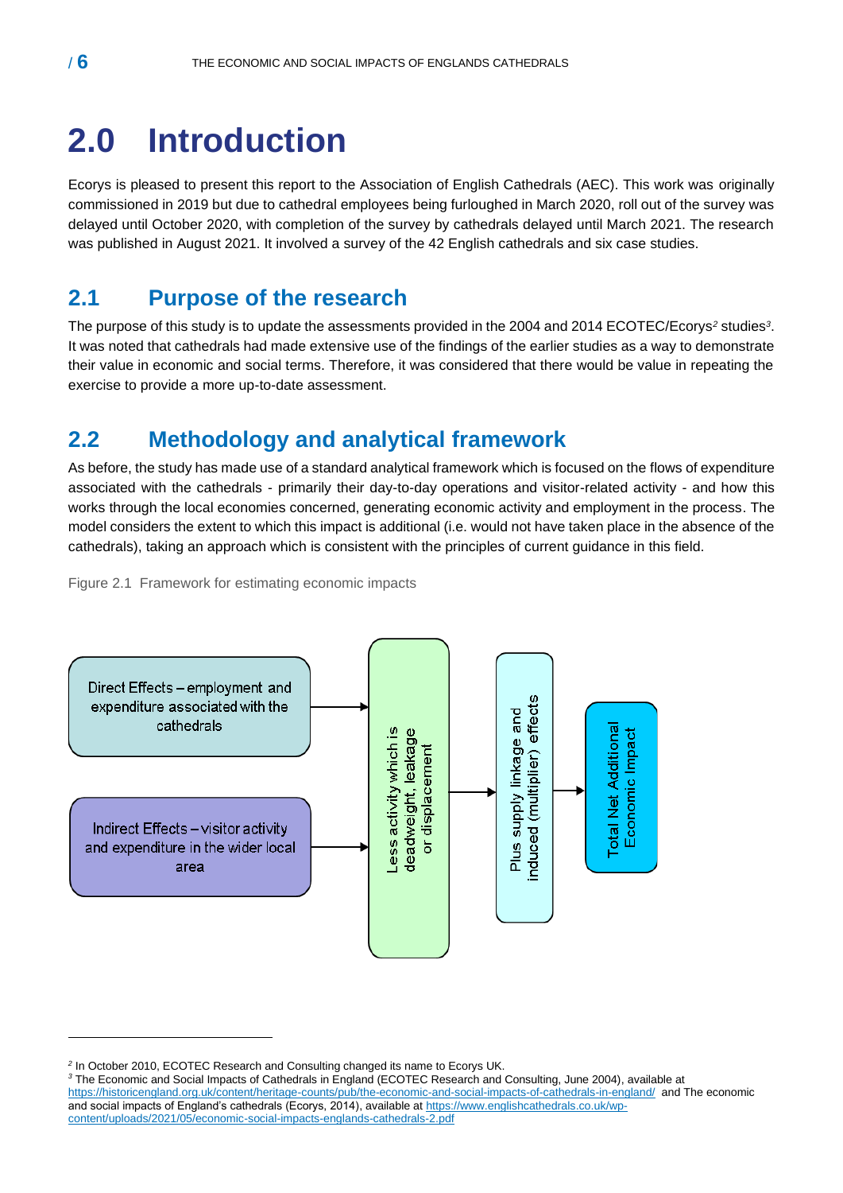# 2.0 Introduction

Ecorys is pleased to present this report to the Association of English Cathedrals (AEC). This work was originally commissioned in 2019 but due to cathedral employees being furloughed in March 2020, roll out of the survey was delayed until October 2020, with completion of the survey by cathedrals delayed until March 2021. The research was published in August 2021. It involved a survey of the 42 English cathedrals and six case studies.

## 2.1 Purpose of the research

The purpose of this study is to update the assessments provided in the 2004 and 2014 ECOTEC/Ecorys[2] studies[3]. It was noted that cathedrals had made extensive use of the findings of the earlier studies as a way to demonstrate their value in economic and social terms. Therefore, it was considered that there would be value in repeating the exercise to provide a more up-to-date assessment.

## 2.2 Methodology and analytical framework

As before, the study has made use of a standard analytical framework which is focused on the flows of expenditure associated with the cathedrals - primarily their day-to-day operations and visitor-related activity - and how this works through the local economies concerned, generating economic activity and employment in the process. The model considers the extent to which this impact is additional (i.e. would not have taken place in the absence of the cathedrals), taking an approach which is consistent with the principles of current guidance in this field.

Figure 2.1 Framework for estimating economic impacts

Direct Effects – employment and expenditure associated with the cathedrals

Indirect Effects – visitor activity and expenditure in the wider local area

→ Less activity which is deadweight, leakage or displacement

→ Plus supply linkage and induced (multiplier) effects

→ Total Net Additional Economic Impact

---

[2] In October 2010, ECOTEC Research and Consulting changed its name to Ecorys UK.

[3] The Economic and Social Impacts of Cathedrals in England (ECOTEC Research and Consulting, June 2004), available at https://historicengland.org.uk/content/heritage-counts/pub/the-economic-and-social-impacts-of-cathedrals-in-england/ and The economic and social impacts of England's cathedrals (Ecorys, 2014), available at https://www.englishcathedrals.co.uk/wp-content/uploads/2021/05/economic-social-impacts-englands-cathedrals-2.pdf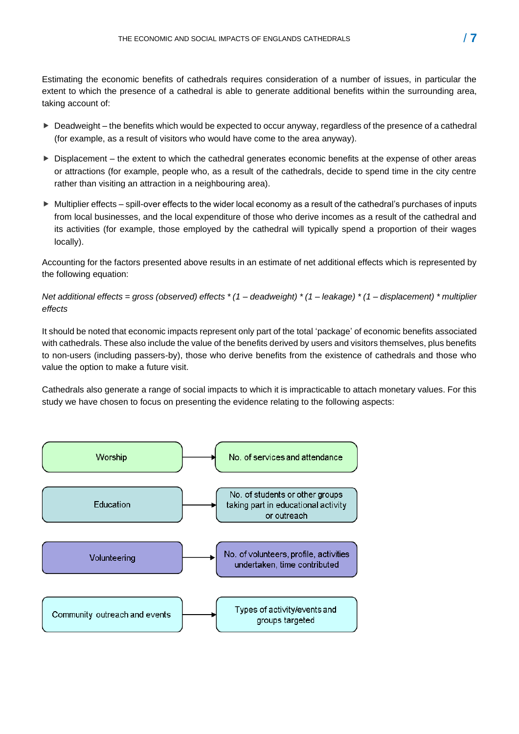Estimating the economic benefits of cathedrals requires consideration of a number of issues, in particular the extent to which the presence of a cathedral is able to generate additional benefits within the surrounding area, taking account of:

- Deadweight – the benefits which would be expected to occur anyway, regardless of the presence of a cathedral (for example, as a result of visitors who would have come to the area anyway).
- Displacement – the extent to which the cathedral generates economic benefits at the expense of other areas or attractions (for example, people who, as a result of the cathedrals, decide to spend time in the city centre rather than visiting an attraction in a neighbouring area).
- Multiplier effects – spill-over effects to the wider local economy as a result of the cathedral's purchases of inputs from local businesses, and the local expenditure of those who derive incomes as a result of the cathedral and its activities (for example, those employed by the cathedral will typically spend a proportion of their wages locally).

Accounting for the factors presented above results in an estimate of net additional effects which is represented by the following equation:

*Net additional effects = gross (observed) effects * (1 – deadweight) * (1 – leakage) * (1 – displacement) * multiplier effects*

It should be noted that economic impacts represent only part of the total 'package' of economic benefits associated with cathedrals. These also include the value of the benefits derived by users and visitors themselves, plus benefits to non-users (including passers-by), those who derive benefits from the existence of cathedrals and those who value the option to make a future visit.

Cathedrals also generate a range of social impacts to which it is impracticable to attach monetary values. For this study we have chosen to focus on presenting the evidence relating to the following aspects:

- Worship → No. of services and attendance
- Education → No. of students or other groups taking part in educational activity or outreach
- Volunteering → No. of volunteers, profile, activities undertaken, time contributed
- Community outreach and events → Types of activity/events and groups targeted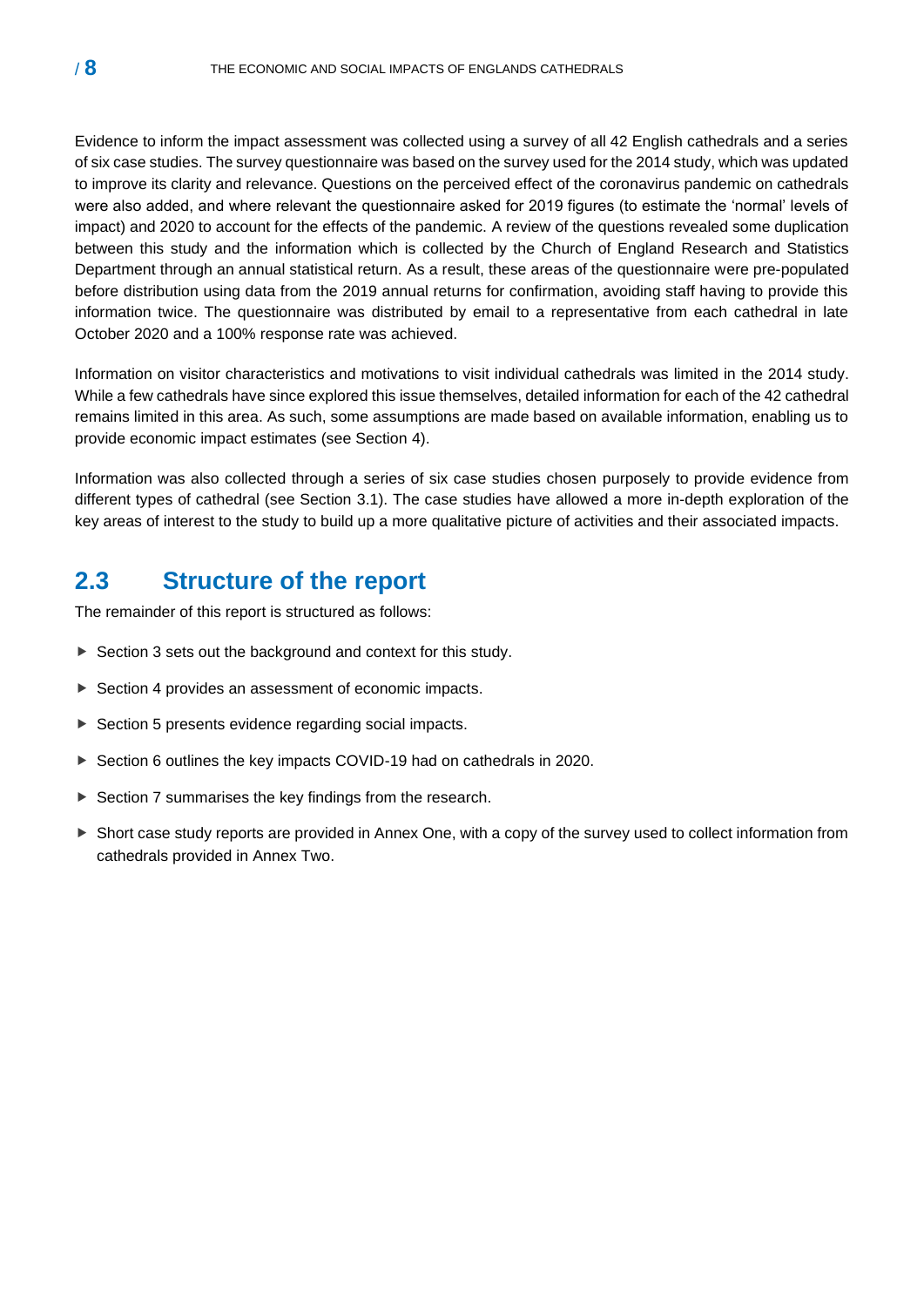Evidence to inform the impact assessment was collected using a survey of all 42 English cathedrals and a series of six case studies. The survey questionnaire was based on the survey used for the 2014 study, which was updated to improve its clarity and relevance. Questions on the perceived effect of the coronavirus pandemic on cathedrals were also added, and where relevant the questionnaire asked for 2019 figures (to estimate the 'normal' levels of impact) and 2020 to account for the effects of the pandemic. A review of the questions revealed some duplication between this study and the information which is collected by the Church of England Research and Statistics Department through an annual statistical return. As a result, these areas of the questionnaire were pre-populated before distribution using data from the 2019 annual returns for confirmation, avoiding staff having to provide this information twice. The questionnaire was distributed by email to a representative from each cathedral in late October 2020 and a 100% response rate was achieved.

Information on visitor characteristics and motivations to visit individual cathedrals was limited in the 2014 study. While a few cathedrals have since explored this issue themselves, detailed information for each of the 42 cathedral remains limited in this area. As such, some assumptions are made based on available information, enabling us to provide economic impact estimates (see Section 4).

Information was also collected through a series of six case studies chosen purposely to provide evidence from different types of cathedral (see Section 3.1). The case studies have allowed a more in-depth exploration of the key areas of interest to the study to build up a more qualitative picture of activities and their associated impacts.

## 2.3 Structure of the report

The remainder of this report is structured as follows:

- Section 3 sets out the background and context for this study.
- Section 4 provides an assessment of economic impacts.
- Section 5 presents evidence regarding social impacts.
- Section 6 outlines the key impacts COVID-19 had on cathedrals in 2020.
- Section 7 summarises the key findings from the research.
- Short case study reports are provided in Annex One, with a copy of the survey used to collect information from cathedrals provided in Annex Two.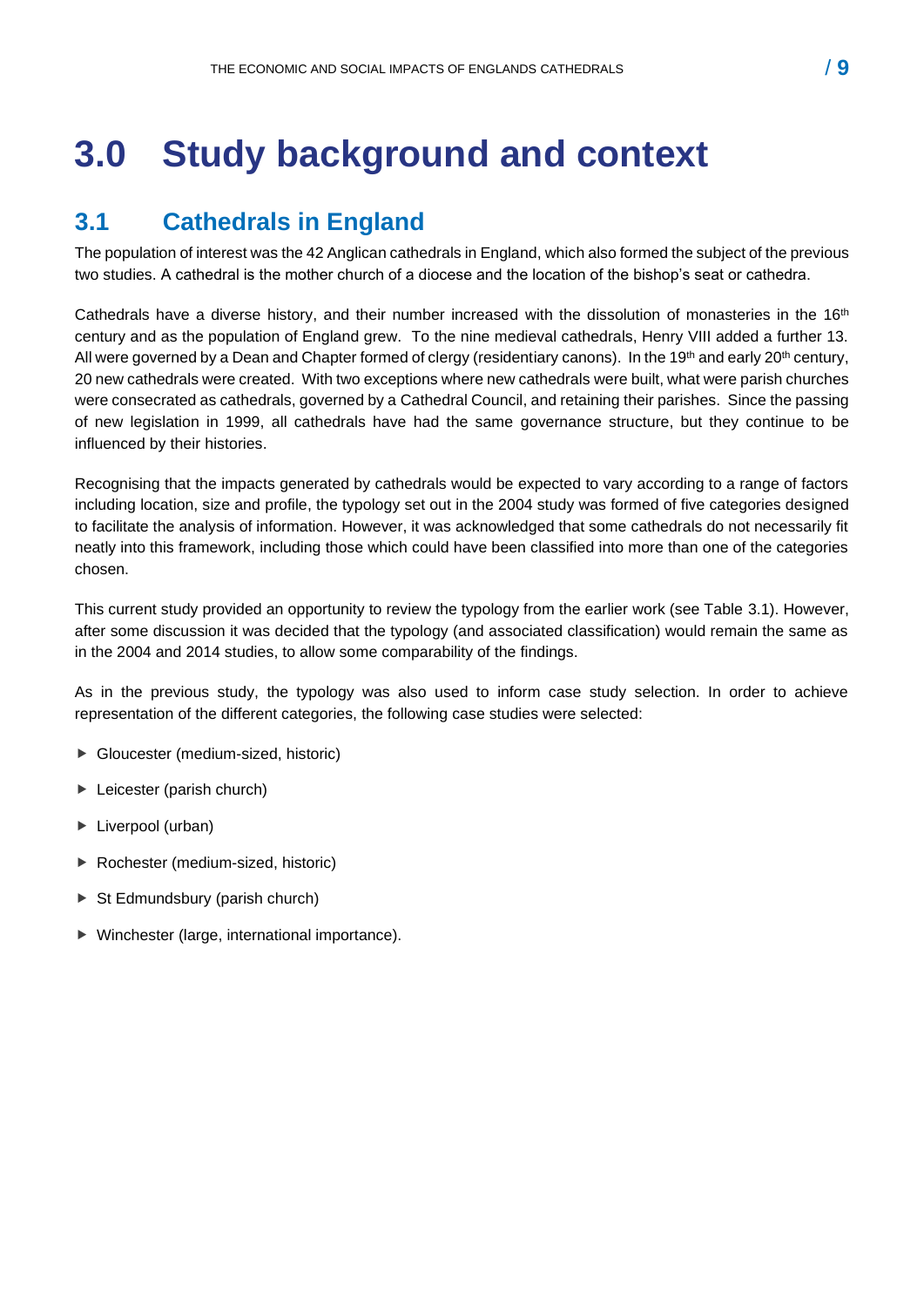# 3.0 Study background and context

## 3.1 Cathedrals in England

The population of interest was the 42 Anglican cathedrals in England, which also formed the subject of the previous two studies. A cathedral is the mother church of a diocese and the location of the bishop's seat or cathedra.

Cathedrals have a diverse history, and their number increased with the dissolution of monasteries in the 16th century and as the population of England grew. To the nine medieval cathedrals, Henry VIII added a further 13. All were governed by a Dean and Chapter formed of clergy (residentiary canons). In the 19th and early 20th century, 20 new cathedrals were created. With two exceptions where new cathedrals were built, what were parish churches were consecrated as cathedrals, governed by a Cathedral Council, and retaining their parishes. Since the passing of new legislation in 1999, all cathedrals have had the same governance structure, but they continue to be influenced by their histories.

Recognising that the impacts generated by cathedrals would be expected to vary according to a range of factors including location, size and profile, the typology set out in the 2004 study was formed of five categories designed to facilitate the analysis of information. However, it was acknowledged that some cathedrals do not necessarily fit neatly into this framework, including those which could have been classified into more than one of the categories chosen.

This current study provided an opportunity to review the typology from the earlier work (see Table 3.1). However, after some discussion it was decided that the typology (and associated classification) would remain the same as in the 2004 and 2014 studies, to allow some comparability of the findings.

As in the previous study, the typology was also used to inform case study selection. In order to achieve representation of the different categories, the following case studies were selected:

- Gloucester (medium-sized, historic)
- Leicester (parish church)
- Liverpool (urban)
- Rochester (medium-sized, historic)
- St Edmundsbury (parish church)
- Winchester (large, international importance).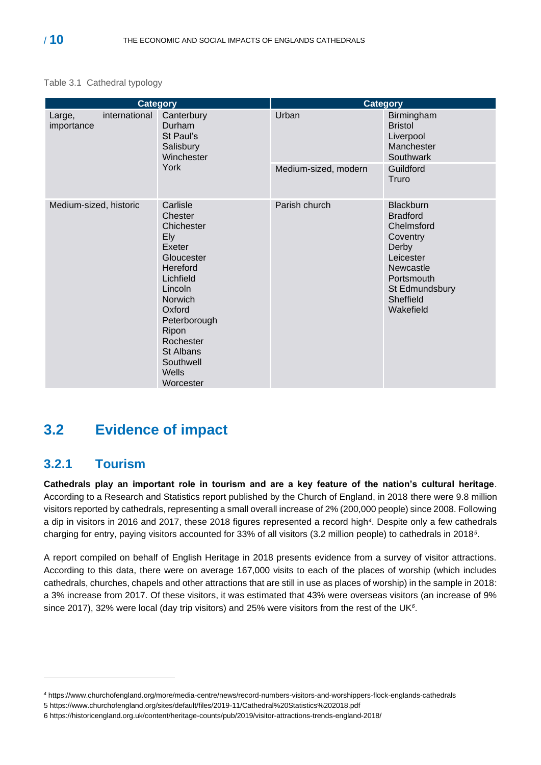Table 3.1 Cathedral typology

| Category | | Category | |
|---|---|---|---|
| Large, international importance | Canterbury<br>Durham<br>St Paul's<br>Salisbury<br>Winchester<br>York | Urban | Birmingham<br>Bristol<br>Liverpool<br>Manchester<br>Southwark |
| | | Medium-sized, modern | Guildford<br>Truro |
| Medium-sized, historic | Carlisle<br>Chester<br>Chichester<br>Ely<br>Exeter<br>Gloucester<br>Hereford<br>Lichfield<br>Lincoln<br>Norwich<br>Oxford<br>Peterborough<br>Ripon<br>Rochester<br>St Albans<br>Southwell<br>Wells<br>Worcester | Parish church | Blackburn<br>Bradford<br>Chelmsford<br>Coventry<br>Derby<br>Leicester<br>Newcastle<br>Portsmouth<br>St Edmundsbury<br>Sheffield<br>Wakefield |

## 3.2 Evidence of impact

### 3.2.1 Tourism

**Cathedrals play an important role in tourism and are a key feature of the nation's cultural heritage**. According to a Research and Statistics report published by the Church of England, in 2018 there were 9.8 million visitors reported by cathedrals, representing a small overall increase of 2% (200,000 people) since 2008. Following a dip in visitors in 2016 and 2017, these 2018 figures represented a record high[4]. Despite only a few cathedrals charging for entry, paying visitors accounted for 33% of all visitors (3.2 million people) to cathedrals in 2018[5].

A report compiled on behalf of English Heritage in 2018 presents evidence from a survey of visitor attractions. According to this data, there were on average 167,000 visits to each of the places of worship (which includes cathedrals, churches, chapels and other attractions that are still in use as places of worship) in the sample in 2018: a 3% increase from 2017. Of these visitors, it was estimated that 43% were overseas visitors (an increase of 9% since 2017), 32% were local (day trip visitors) and 25% were visitors from the rest of the UK[6].

---

[4] https://www.churchofengland.org/more/media-centre/news/record-numbers-visitors-and-worshippers-flock-englands-cathedrals

5 https://www.churchofengland.org/sites/default/files/2019-11/Cathedral%20Statistics%202018.pdf

6 https://historicengland.org.uk/content/heritage-counts/pub/2019/visitor-attractions-trends-england-2018/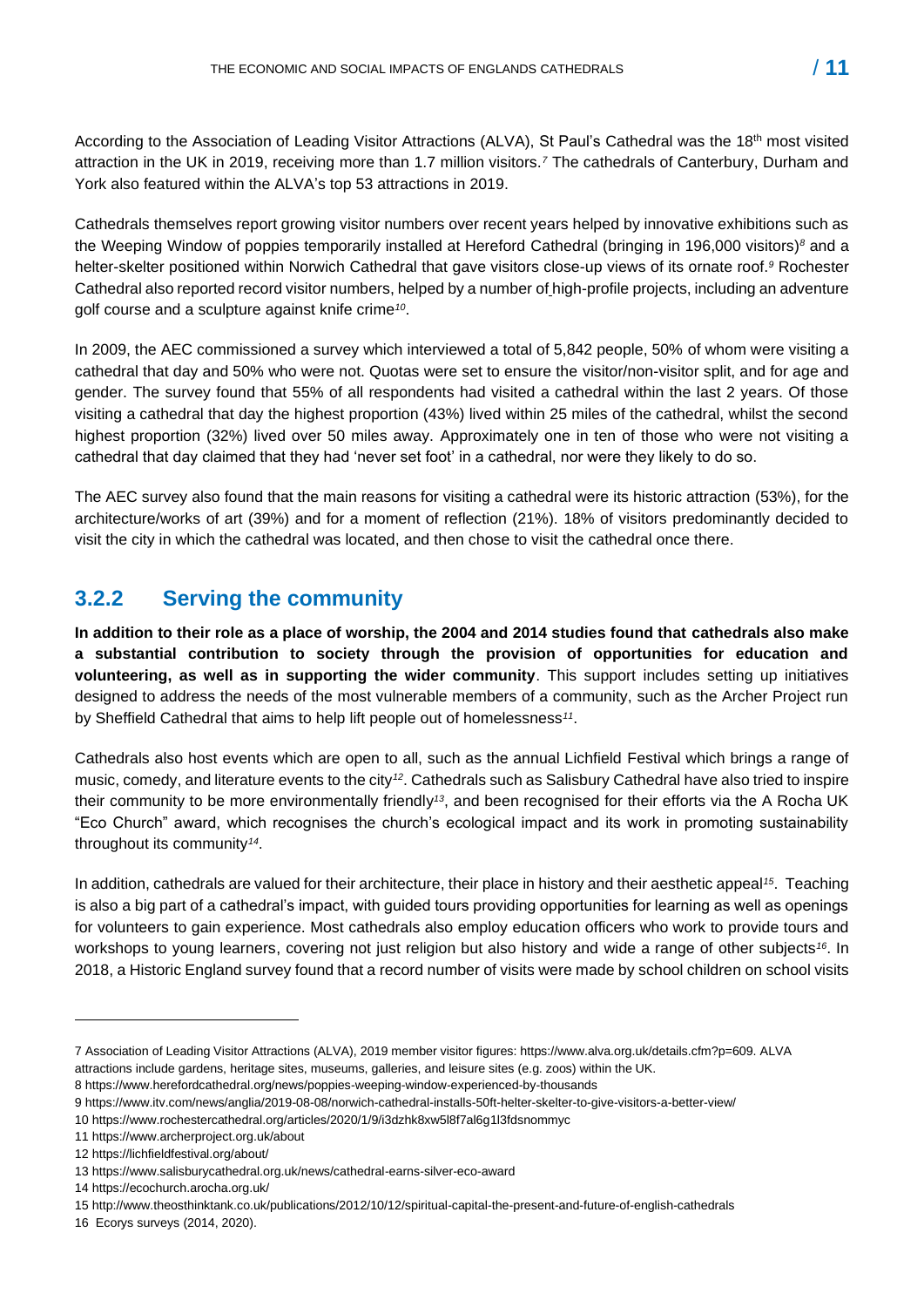According to the Association of Leading Visitor Attractions (ALVA), St Paul's Cathedral was the 18th most visited attraction in the UK in 2019, receiving more than 1.7 million visitors.[7] The cathedrals of Canterbury, Durham and York also featured within the ALVA's top 53 attractions in 2019.

Cathedrals themselves report growing visitor numbers over recent years helped by innovative exhibitions such as the Weeping Window of poppies temporarily installed at Hereford Cathedral (bringing in 196,000 visitors)[8] and a helter-skelter positioned within Norwich Cathedral that gave visitors close-up views of its ornate roof.[9] Rochester Cathedral also reported record visitor numbers, helped by a number of high-profile projects, including an adventure golf course and a sculpture against knife crime[10].

In 2009, the AEC commissioned a survey which interviewed a total of 5,842 people, 50% of whom were visiting a cathedral that day and 50% who were not. Quotas were set to ensure the visitor/non-visitor split, and for age and gender. The survey found that 55% of all respondents had visited a cathedral within the last 2 years. Of those visiting a cathedral that day the highest proportion (43%) lived within 25 miles of the cathedral, whilst the second highest proportion (32%) lived over 50 miles away. Approximately one in ten of those who were not visiting a cathedral that day claimed that they had 'never set foot' in a cathedral, nor were they likely to do so.

The AEC survey also found that the main reasons for visiting a cathedral were its historic attraction (53%), for the architecture/works of art (39%) and for a moment of reflection (21%). 18% of visitors predominantly decided to visit the city in which the cathedral was located, and then chose to visit the cathedral once there.

### 3.2.2 Serving the community

**In addition to their role as a place of worship, the 2004 and 2014 studies found that cathedrals also make a substantial contribution to society through the provision of opportunities for education and volunteering, as well as in supporting the wider community**. This support includes setting up initiatives designed to address the needs of the most vulnerable members of a community, such as the Archer Project run by Sheffield Cathedral that aims to help lift people out of homelessness[11].

Cathedrals also host events which are open to all, such as the annual Lichfield Festival which brings a range of music, comedy, and literature events to the city[12]. Cathedrals such as Salisbury Cathedral have also tried to inspire their community to be more environmentally friendly[13], and been recognised for their efforts via the A Rocha UK "Eco Church" award, which recognises the church's ecological impact and its work in promoting sustainability throughout its community[14].

In addition, cathedrals are valued for their architecture, their place in history and their aesthetic appeal[15]. Teaching is also a big part of a cathedral's impact, with guided tours providing opportunities for learning as well as openings for volunteers to gain experience. Most cathedrals also employ education officers who work to provide tours and workshops to young learners, covering not just religion but also history and wide a range of other subjects[16]. In 2018, a Historic England survey found that a record number of visits were made by school children on school visits

---

7 Association of Leading Visitor Attractions (ALVA), 2019 member visitor figures: https://www.alva.org.uk/details.cfm?p=609. ALVA attractions include gardens, heritage sites, museums, galleries, and leisure sites (e.g. zoos) within the UK.

8 https://www.herefordcathedral.org/news/poppies-weeping-window-experienced-by-thousands

9 https://www.itv.com/news/anglia/2019-08-08/norwich-cathedral-installs-50ft-helter-skelter-to-give-visitors-a-better-view/

10 https://www.rochestercathedral.org/articles/2020/1/9/i3dzhk8xw5l8f7al6g1l3fdsnommyc

11 https://www.archerproject.org.uk/about

12 https://lichfieldfestival.org/about/

13 https://www.salisburycathedral.org.uk/news/cathedral-earns-silver-eco-award

14 https://ecochurch.arocha.org.uk/

15 http://www.theosthinktank.co.uk/publications/2012/10/12/spiritual-capital-the-present-and-future-of-english-cathedrals

16 Ecorys surveys (2014, 2020).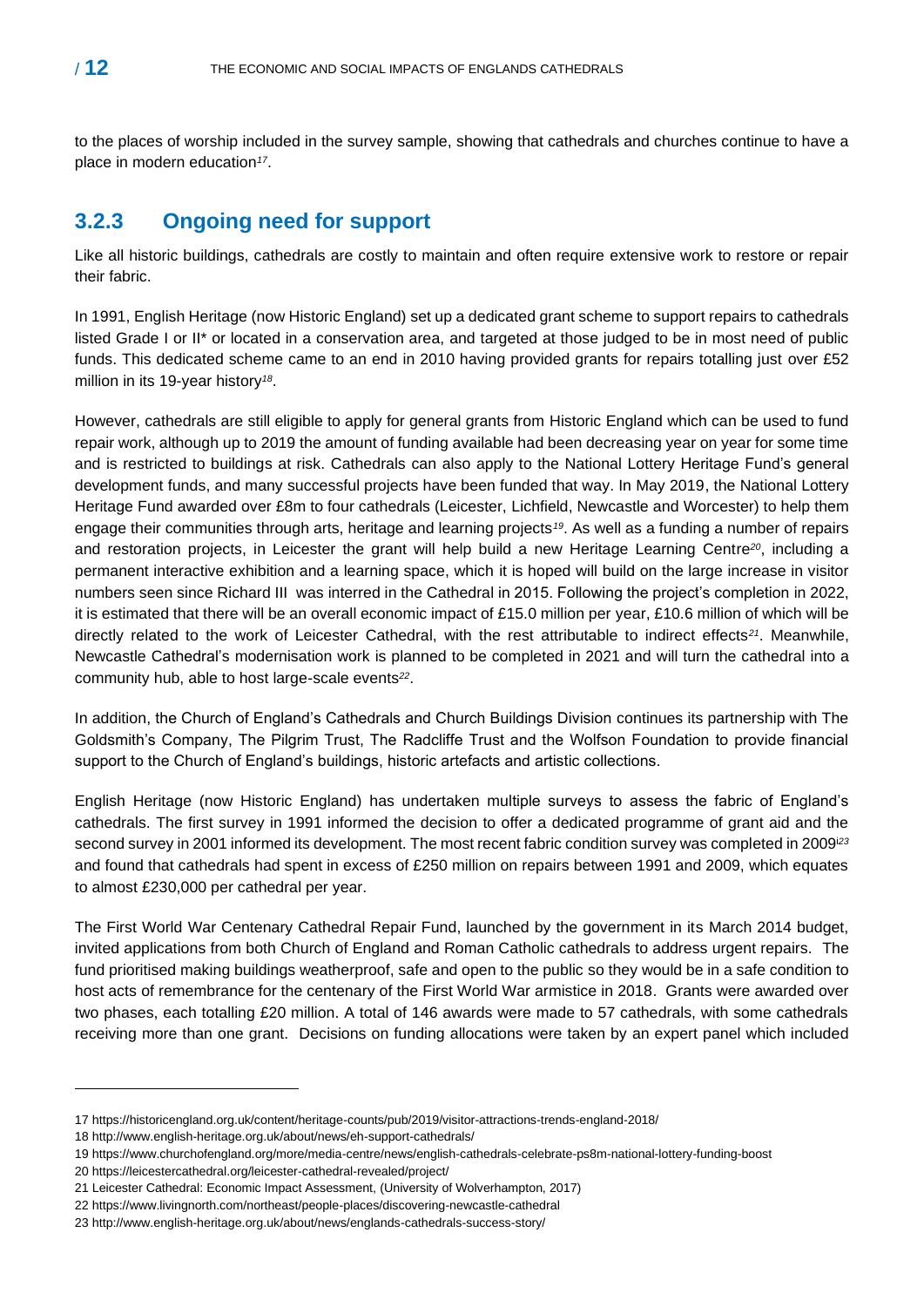to the places of worship included in the survey sample, showing that cathedrals and churches continue to have a place in modern education[17].

### 3.2.3 Ongoing need for support

Like all historic buildings, cathedrals are costly to maintain and often require extensive work to restore or repair their fabric.

In 1991, English Heritage (now Historic England) set up a dedicated grant scheme to support repairs to cathedrals listed Grade I or II* or located in a conservation area, and targeted at those judged to be in most need of public funds. This dedicated scheme came to an end in 2010 having provided grants for repairs totalling just over £52 million in its 19-year history[18].

However, cathedrals are still eligible to apply for general grants from Historic England which can be used to fund repair work, although up to 2019 the amount of funding available had been decreasing year on year for some time and is restricted to buildings at risk. Cathedrals can also apply to the National Lottery Heritage Fund's general development funds, and many successful projects have been funded that way. In May 2019, the National Lottery Heritage Fund awarded over £8m to four cathedrals (Leicester, Lichfield, Newcastle and Worcester) to help them engage their communities through arts, heritage and learning projects[19]. As well as a funding a number of repairs and restoration projects, in Leicester the grant will help build a new Heritage Learning Centre[20], including a permanent interactive exhibition and a learning space, which it is hoped will build on the large increase in visitor numbers seen since Richard III was interred in the Cathedral in 2015. Following the project's completion in 2022, it is estimated that there will be an overall economic impact of £15.0 million per year, £10.6 million of which will be directly related to the work of Leicester Cathedral, with the rest attributable to indirect effects[21]. Meanwhile, Newcastle Cathedral's modernisation work is planned to be completed in 2021 and will turn the cathedral into a community hub, able to host large-scale events[22].

In addition, the Church of England's Cathedrals and Church Buildings Division continues its partnership with The Goldsmith's Company, The Pilgrim Trust, The Radcliffe Trust and the Wolfson Foundation to provide financial support to the Church of England's buildings, historic artefacts and artistic collections.

English Heritage (now Historic England) has undertaken multiple surveys to assess the fabric of England's cathedrals. The first survey in 1991 informed the decision to offer a dedicated programme of grant aid and the second survey in 2001 informed its development. The most recent fabric condition survey was completed in 2009[23] and found that cathedrals had spent in excess of £250 million on repairs between 1991 and 2009, which equates to almost £230,000 per cathedral per year.

The First World War Centenary Cathedral Repair Fund, launched by the government in its March 2014 budget, invited applications from both Church of England and Roman Catholic cathedrals to address urgent repairs. The fund prioritised making buildings weatherproof, safe and open to the public so they would be in a safe condition to host acts of remembrance for the centenary of the First World War armistice in 2018. Grants were awarded over two phases, each totalling £20 million. A total of 146 awards were made to 57 cathedrals, with some cathedrals receiving more than one grant. Decisions on funding allocations were taken by an expert panel which included

---

17 https://historicengland.org.uk/content/heritage-counts/pub/2019/visitor-attractions-trends-england-2018/

18 http://www.english-heritage.org.uk/about/news/eh-support-cathedrals/

19 https://www.churchofengland.org/more/media-centre/news/english-cathedrals-celebrate-ps8m-national-lottery-funding-boost

20 https://leicestercathedral.org/leicester-cathedral-revealed/project/

21 Leicester Cathedral: Economic Impact Assessment, (University of Wolverhampton, 2017)

22 https://www.livingnorth.com/northeast/people-places/discovering-newcastle-cathedral

23 http://www.english-heritage.org.uk/about/news/englands-cathedrals-success-story/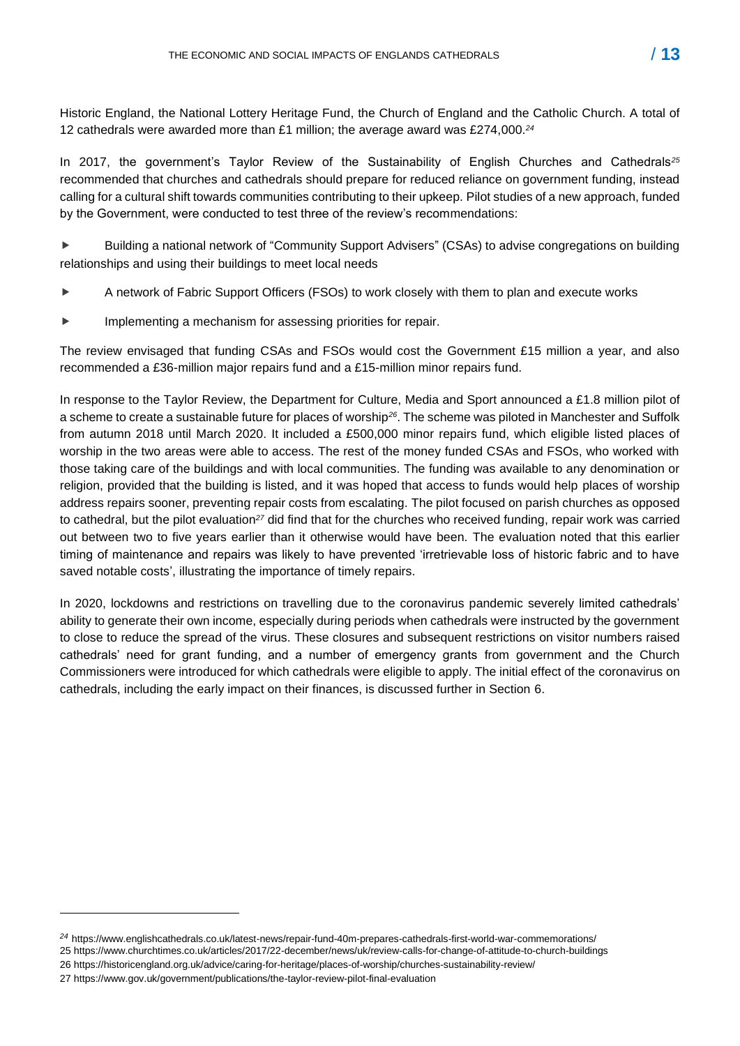Historic England, the National Lottery Heritage Fund, the Church of England and the Catholic Church. A total of 12 cathedrals were awarded more than £1 million; the average award was £274,000.[24]

In 2017, the government's Taylor Review of the Sustainability of English Churches and Cathedrals[25] recommended that churches and cathedrals should prepare for reduced reliance on government funding, instead calling for a cultural shift towards communities contributing to their upkeep. Pilot studies of a new approach, funded by the Government, were conducted to test three of the review's recommendations:

- Building a national network of "Community Support Advisers" (CSAs) to advise congregations on building relationships and using their buildings to meet local needs
- A network of Fabric Support Officers (FSOs) to work closely with them to plan and execute works
- Implementing a mechanism for assessing priorities for repair.

The review envisaged that funding CSAs and FSOs would cost the Government £15 million a year, and also recommended a £36-million major repairs fund and a £15-million minor repairs fund.

In response to the Taylor Review, the Department for Culture, Media and Sport announced a £1.8 million pilot of a scheme to create a sustainable future for places of worship[26]. The scheme was piloted in Manchester and Suffolk from autumn 2018 until March 2020. It included a £500,000 minor repairs fund, which eligible listed places of worship in the two areas were able to access. The rest of the money funded CSAs and FSOs, who worked with those taking care of the buildings and with local communities. The funding was available to any denomination or religion, provided that the building is listed, and it was hoped that access to funds would help places of worship address repairs sooner, preventing repair costs from escalating. The pilot focused on parish churches as opposed to cathedral, but the pilot evaluation[27] did find that for the churches who received funding, repair work was carried out between two to five years earlier than it otherwise would have been. The evaluation noted that this earlier timing of maintenance and repairs was likely to have prevented 'irretrievable loss of historic fabric and to have saved notable costs', illustrating the importance of timely repairs.

In 2020, lockdowns and restrictions on travelling due to the coronavirus pandemic severely limited cathedrals' ability to generate their own income, especially during periods when cathedrals were instructed by the government to close to reduce the spread of the virus. These closures and subsequent restrictions on visitor numbers raised cathedrals' need for grant funding, and a number of emergency grants from government and the Church Commissioners were introduced for which cathedrals were eligible to apply. The initial effect of the coronavirus on cathedrals, including the early impact on their finances, is discussed further in Section 6.

---

[24] https://www.englishcathedrals.co.uk/latest-news/repair-fund-40m-prepares-cathedrals-first-world-war-commemorations/

[25] https://www.churchtimes.co.uk/articles/2017/22-december/news/uk/review-calls-for-change-of-attitude-to-church-buildings

[26] https://historicengland.org.uk/advice/caring-for-heritage/places-of-worship/churches-sustainability-review/

[27] https://www.gov.uk/government/publications/the-taylor-review-pilot-final-evaluation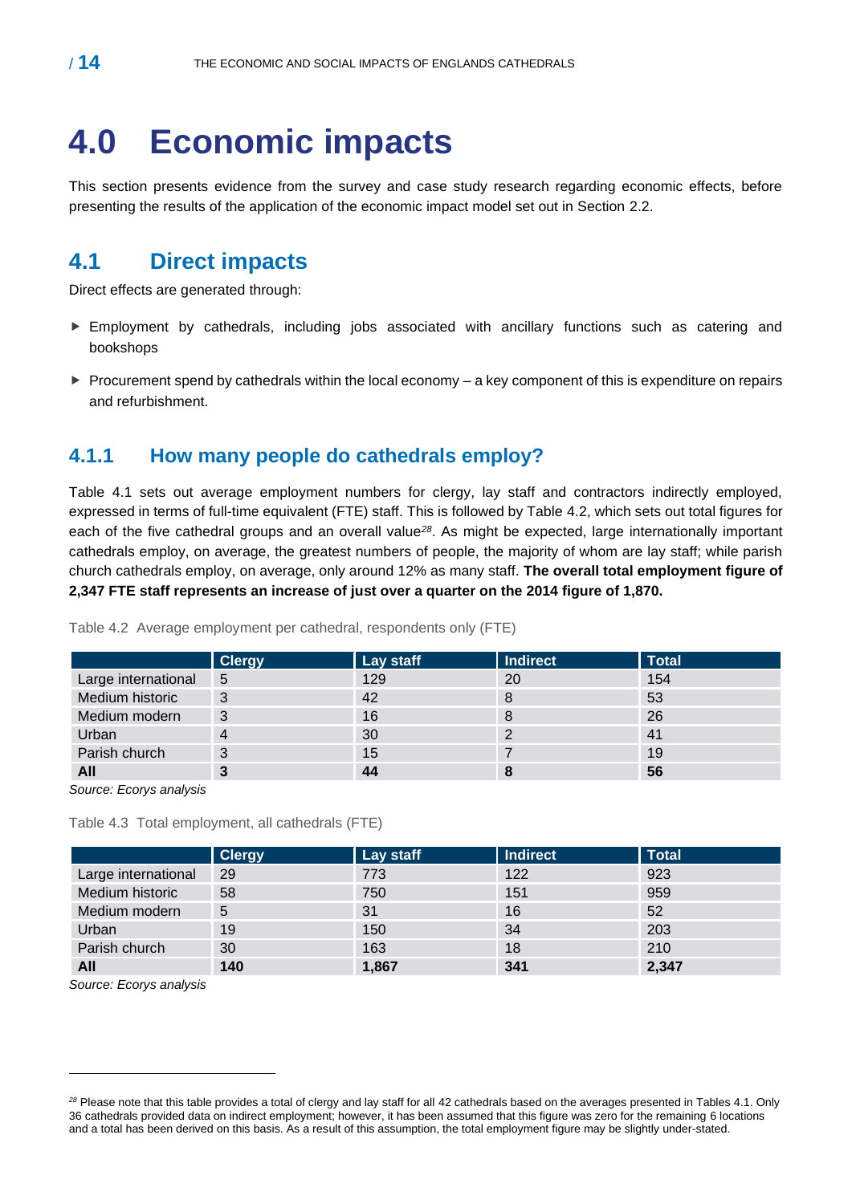# 4.0 Economic impacts

This section presents evidence from the survey and case study research regarding economic effects, before presenting the results of the application of the economic impact model set out in Section 2.2.

## 4.1 Direct impacts

Direct effects are generated through:

- Employment by cathedrals, including jobs associated with ancillary functions such as catering and bookshops
- Procurement spend by cathedrals within the local economy – a key component of this is expenditure on repairs and refurbishment.

### 4.1.1 How many people do cathedrals employ?

Table 4.1 sets out average employment numbers for clergy, lay staff and contractors indirectly employed, expressed in terms of full-time equivalent (FTE) staff. This is followed by Table 4.2, which sets out total figures for each of the five cathedral groups and an overall value[28]. As might be expected, large internationally important cathedrals employ, on average, the greatest numbers of people, the majority of whom are lay staff; while parish church cathedrals employ, on average, only around 12% as many staff. **The overall total employment figure of 2,347 FTE staff represents an increase of just over a quarter on the 2014 figure of 1,870.**

Table 4.2 Average employment per cathedral, respondents only (FTE)

| | Clergy | Lay staff | Indirect | Total |
|---|---|---|---|---|
| Large international | 5 | 129 | 20 | 154 |
| Medium historic | 3 | 42 | 8 | 53 |
| Medium modern | 3 | 16 | 8 | 26 |
| Urban | 4 | 30 | 2 | 41 |
| Parish church | 3 | 15 | 7 | 19 |
| **All** | **3** | **44** | **8** | **56** |

*Source: Ecorys analysis*

Table 4.3 Total employment, all cathedrals (FTE)

| | Clergy | Lay staff | Indirect | Total |
|---|---|---|---|---|
| Large international | 29 | 773 | 122 | 923 |
| Medium historic | 58 | 750 | 151 | 959 |
| Medium modern | 5 | 31 | 16 | 52 |
| Urban | 19 | 150 | 34 | 203 |
| Parish church | 30 | 163 | 18 | 210 |
| **All** | **140** | **1,867** | **341** | **2,347** |

*Source: Ecorys analysis*

[28] Please note that this table provides a total of clergy and lay staff for all 42 cathedrals based on the averages presented in Tables 4.1. Only 36 cathedrals provided data on indirect employment; however, it has been assumed that this figure was zero for the remaining 6 locations and a total has been derived on this basis. As a result of this assumption, the total employment figure may be slightly under-stated.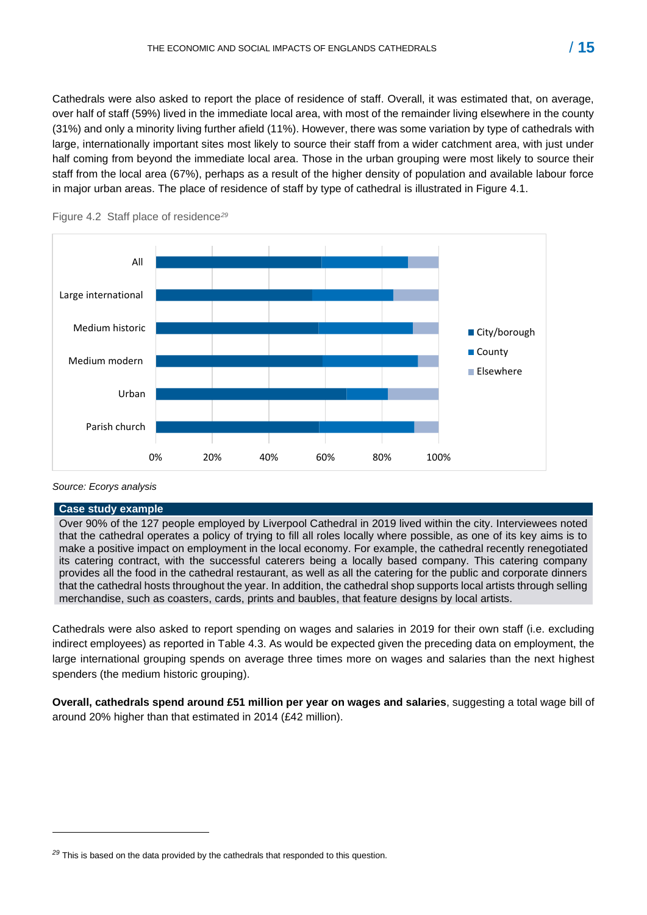Cathedrals were also asked to report the place of residence of staff. Overall, it was estimated that, on average, over half of staff (59%) lived in the immediate local area, with most of the remainder living elsewhere in the county (31%) and only a minority living further afield (11%). However, there was some variation by type of cathedrals with large, internationally important sites most likely to source their staff from a wider catchment area, with just under half coming from beyond the immediate local area. Those in the urban grouping were most likely to source their staff from the local area (67%), perhaps as a result of the higher density of population and available labour force in major urban areas. The place of residence of staff by type of cathedral is illustrated in Figure 4.1.

Figure 4.2 Staff place of residence[29]

Source: Ecorys analysis

**Case study example**

Over 90% of the 127 people employed by Liverpool Cathedral in 2019 lived within the city. Interviewees noted that the cathedral operates a policy of trying to fill all roles locally where possible, as one of its key aims is to make a positive impact on employment in the local economy. For example, the cathedral recently renegotiated its catering contract, with the successful caterers being a locally based company. This catering company provides all the food in the cathedral restaurant, as well as all the catering for the public and corporate dinners that the cathedral hosts throughout the year. In addition, the cathedral shop supports local artists through selling merchandise, such as coasters, cards, prints and baubles, that feature designs by local artists.

Cathedrals were also asked to report spending on wages and salaries in 2019 for their own staff (i.e. excluding indirect employees) as reported in Table 4.3. As would be expected given the preceding data on employment, the large international grouping spends on average three times more on wages and salaries than the next highest spenders (the medium historic grouping).

**Overall, cathedrals spend around £51 million per year on wages and salaries**, suggesting a total wage bill of around 20% higher than that estimated in 2014 (£42 million).

[29] This is based on the data provided by the cathedrals that responded to this question.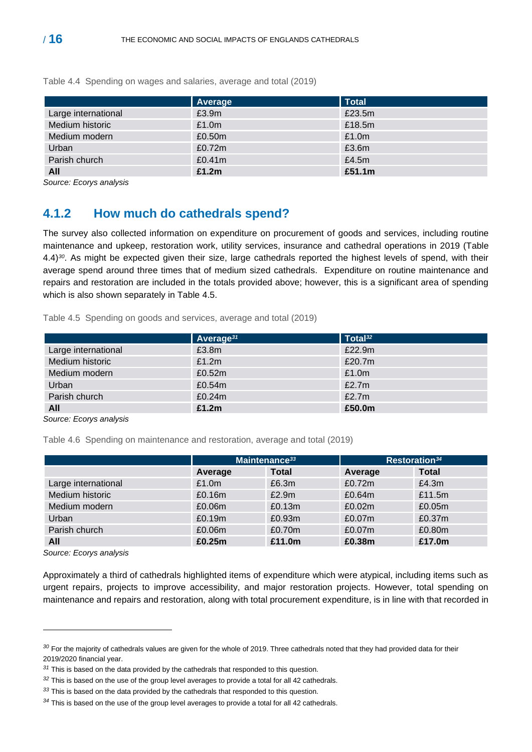Table 4.4 Spending on wages and salaries, average and total (2019)

| | Average | Total |
|---|---|---|
| Large international | £3.9m | £23.5m |
| Medium historic | £1.0m | £18.5m |
| Medium modern | £0.50m | £1.0m |
| Urban | £0.72m | £3.6m |
| Parish church | £0.41m | £4.5m |
| **All** | **£1.2m** | **£51.1m** |

*Source: Ecorys analysis*

### 4.1.2 How much do cathedrals spend?

The survey also collected information on expenditure on procurement of goods and services, including routine maintenance and upkeep, restoration work, utility services, insurance and cathedral operations in 2019 (Table 4.4)[30]. As might be expected given their size, large cathedrals reported the highest levels of spend, with their average spend around three times that of medium sized cathedrals. Expenditure on routine maintenance and repairs and restoration are included in the totals provided above; however, this is a significant area of spending which is also shown separately in Table 4.5.

Table 4.5 Spending on goods and services, average and total (2019)

| | Average[31] | Total[32] |
|---|---|---|
| Large international | £3.8m | £22.9m |
| Medium historic | £1.2m | £20.7m |
| Medium modern | £0.52m | £1.0m |
| Urban | £0.54m | £2.7m |
| Parish church | £0.24m | £2.7m |
| **All** | **£1.2m** | **£50.0m** |

*Source: Ecorys analysis*

Table 4.6 Spending on maintenance and restoration, average and total (2019)

| | Maintenance[33] | | Restoration[34] | |
|---|---|---|---|---|
| | Average | Total | Average | Total |
| Large international | £1.0m | £6.3m | £0.72m | £4.3m |
| Medium historic | £0.16m | £2.9m | £0.64m | £11.5m |
| Medium modern | £0.06m | £0.13m | £0.02m | £0.05m |
| Urban | £0.19m | £0.93m | £0.07m | £0.37m |
| Parish church | £0.06m | £0.70m | £0.07m | £0.80m |
| **All** | **£0.25m** | **£11.0m** | **£0.38m** | **£17.0m** |

*Source: Ecorys analysis*

Approximately a third of cathedrals highlighted items of expenditure which were atypical, including items such as urgent repairs, projects to improve accessibility, and major restoration projects. However, total spending on maintenance and repairs and restoration, along with total procurement expenditure, is in line with that recorded in

---

[30] For the majority of cathedrals values are given for the whole of 2019. Three cathedrals noted that they had provided data for their 2019/2020 financial year.

[31] This is based on the data provided by the cathedrals that responded to this question.

[32] This is based on the use of the group level averages to provide a total for all 42 cathedrals.

[33] This is based on the data provided by the cathedrals that responded to this question.

[34] This is based on the use of the group level averages to provide a total for all 42 cathedrals.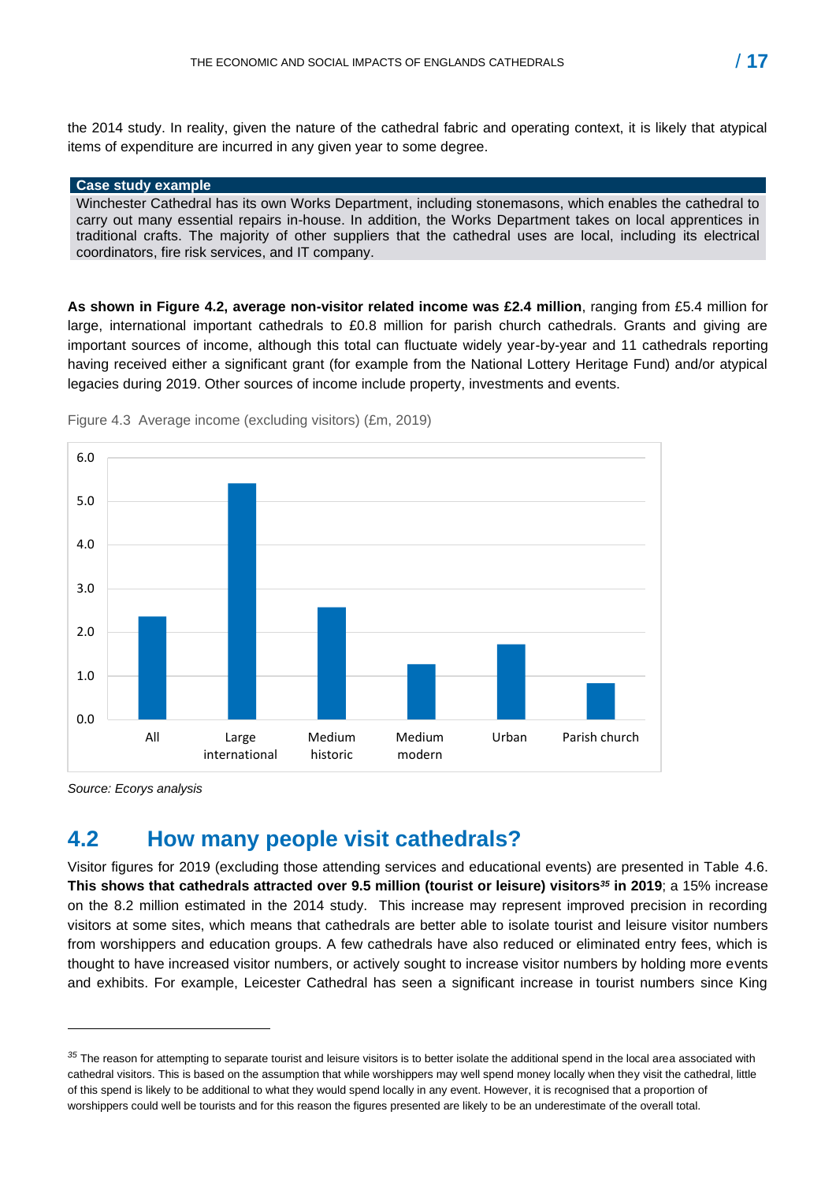the 2014 study. In reality, given the nature of the cathedral fabric and operating context, it is likely that atypical items of expenditure are incurred in any given year to some degree.

**Case study example**

Winchester Cathedral has its own Works Department, including stonemasons, which enables the cathedral to carry out many essential repairs in-house. In addition, the Works Department takes on local apprentices in traditional crafts. The majority of other suppliers that the cathedral uses are local, including its electrical coordinators, fire risk services, and IT company.

**As shown in Figure 4.2, average non-visitor related income was £2.4 million**, ranging from £5.4 million for large, international important cathedrals to £0.8 million for parish church cathedrals. Grants and giving are important sources of income, although this total can fluctuate widely year-by-year and 11 cathedrals reporting having received either a significant grant (for example from the National Lottery Heritage Fund) and/or atypical legacies during 2019. Other sources of income include property, investments and events.

Figure 4.3 Average income (excluding visitors) (£m, 2019)

*Source: Ecorys analysis*

## 4.2 How many people visit cathedrals?

Visitor figures for 2019 (excluding those attending services and educational events) are presented in Table 4.6. **This shows that cathedrals attracted over 9.5 million (tourist or leisure) visitors[35] in 2019**; a 15% increase on the 8.2 million estimated in the 2014 study. This increase may represent improved precision in recording visitors at some sites, which means that cathedrals are better able to isolate tourist and leisure visitor numbers from worshippers and education groups. A few cathedrals have also reduced or eliminated entry fees, which is thought to have increased visitor numbers, or actively sought to increase visitor numbers by holding more events and exhibits. For example, Leicester Cathedral has seen a significant increase in tourist numbers since King

[35] The reason for attempting to separate tourist and leisure visitors is to better isolate the additional spend in the local area associated with cathedral visitors. This is based on the assumption that while worshippers may well spend money locally when they visit the cathedral, little of this spend is likely to be additional to what they would spend locally in any event. However, it is recognised that a proportion of worshippers could well be tourists and for this reason the figures presented are likely to be an underestimate of the overall total.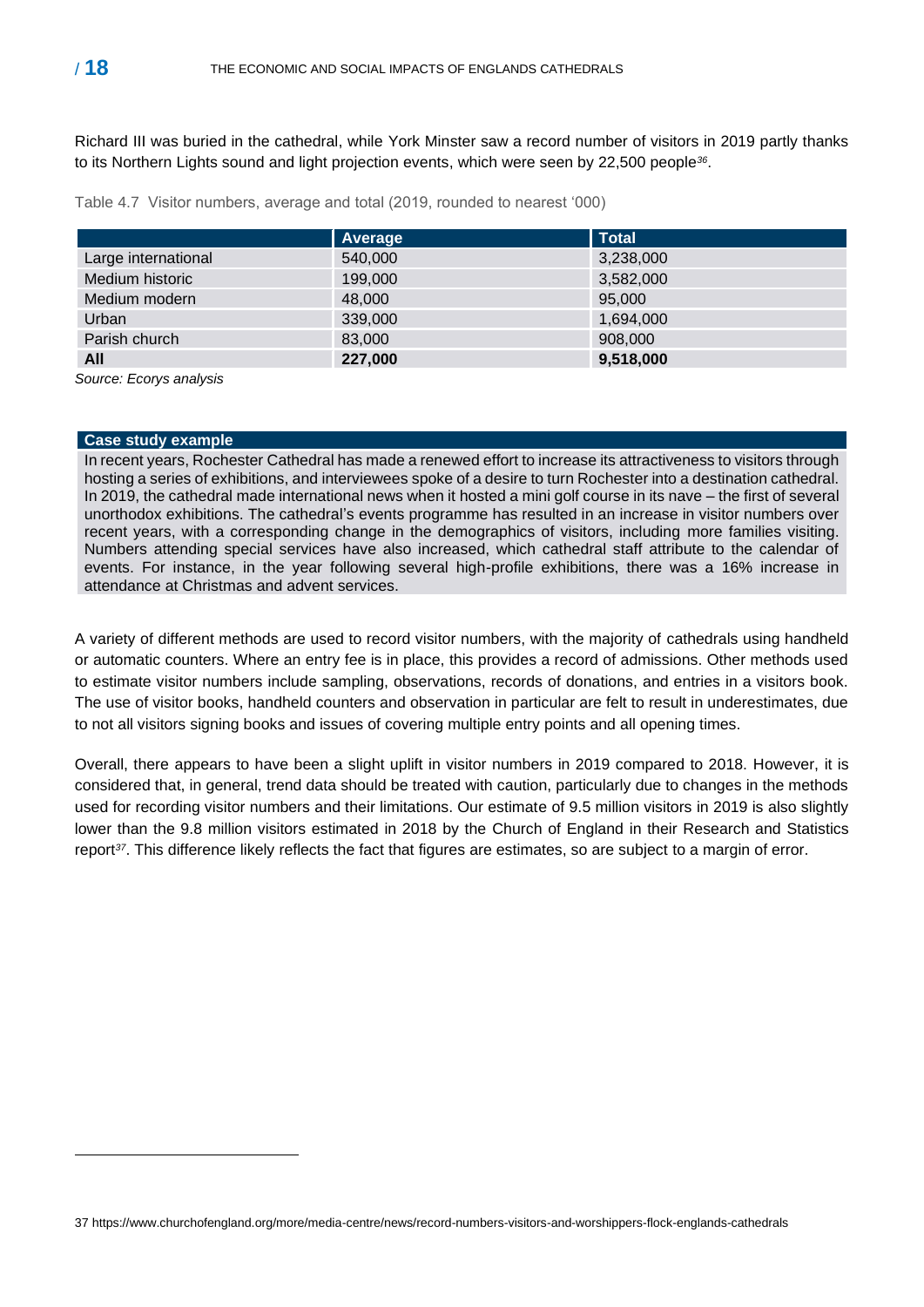Richard III was buried in the cathedral, while York Minster saw a record number of visitors in 2019 partly thanks to its Northern Lights sound and light projection events, which were seen by 22,500 people[36].

Table 4.7 Visitor numbers, average and total (2019, rounded to nearest '000)

| | Average | Total |
|---|---|---|
| Large international | 540,000 | 3,238,000 |
| Medium historic | 199,000 | 3,582,000 |
| Medium modern | 48,000 | 95,000 |
| Urban | 339,000 | 1,694,000 |
| Parish church | 83,000 | 908,000 |
| **All** | **227,000** | **9,518,000** |

*Source: Ecorys analysis*

**Case study example**

In recent years, Rochester Cathedral has made a renewed effort to increase its attractiveness to visitors through hosting a series of exhibitions, and interviewees spoke of a desire to turn Rochester into a destination cathedral. In 2019, the cathedral made international news when it hosted a mini golf course in its nave – the first of several unorthodox exhibitions. The cathedral's events programme has resulted in an increase in visitor numbers over recent years, with a corresponding change in the demographics of visitors, including more families visiting. Numbers attending special services have also increased, which cathedral staff attribute to the calendar of events. For instance, in the year following several high-profile exhibitions, there was a 16% increase in attendance at Christmas and advent services.

A variety of different methods are used to record visitor numbers, with the majority of cathedrals using handheld or automatic counters. Where an entry fee is in place, this provides a record of admissions. Other methods used to estimate visitor numbers include sampling, observations, records of donations, and entries in a visitors book. The use of visitor books, handheld counters and observation in particular are felt to result in underestimates, due to not all visitors signing books and issues of covering multiple entry points and all opening times.

Overall, there appears to have been a slight uplift in visitor numbers in 2019 compared to 2018. However, it is considered that, in general, trend data should be treated with caution, particularly due to changes in the methods used for recording visitor numbers and their limitations. Our estimate of 9.5 million visitors in 2019 is also slightly lower than the 9.8 million visitors estimated in 2018 by the Church of England in their Research and Statistics report[37]. This difference likely reflects the fact that figures are estimates, so are subject to a margin of error.

37 https://www.churchofengland.org/more/media-centre/news/record-numbers-visitors-and-worshippers-flock-englands-cathedrals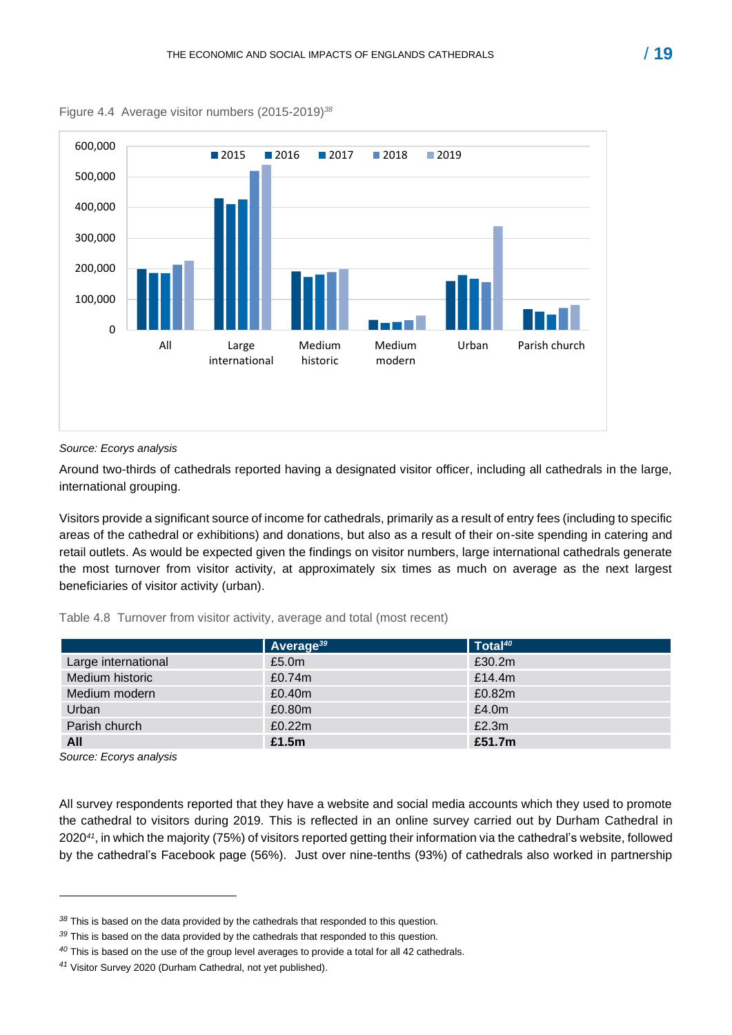Figure 4.4 Average visitor numbers (2015-2019)[38]

Source: Ecorys analysis

Around two-thirds of cathedrals reported having a designated visitor officer, including all cathedrals in the large, international grouping.

Visitors provide a significant source of income for cathedrals, primarily as a result of entry fees (including to specific areas of the cathedral or exhibitions) and donations, but also as a result of their on-site spending in catering and retail outlets. As would be expected given the findings on visitor numbers, large international cathedrals generate the most turnover from visitor activity, at approximately six times as much on average as the next largest beneficiaries of visitor activity (urban).

Table 4.8 Turnover from visitor activity, average and total (most recent)

| | Average[39] | Total[40] |
|---|---|---|
| Large international | £5.0m | £30.2m |
| Medium historic | £0.74m | £14.4m |
| Medium modern | £0.40m | £0.82m |
| Urban | £0.80m | £4.0m |
| Parish church | £0.22m | £2.3m |
| **All** | **£1.5m** | **£51.7m** |

*Source: Ecorys analysis*

All survey respondents reported that they have a website and social media accounts which they used to promote the cathedral to visitors during 2019. This is reflected in an online survey carried out by Durham Cathedral in 2020[41], in which the majority (75%) of visitors reported getting their information via the cathedral's website, followed by the cathedral's Facebook page (56%). Just over nine-tenths (93%) of cathedrals also worked in partnership

[38] This is based on the data provided by the cathedrals that responded to this question.

[39] This is based on the data provided by the cathedrals that responded to this question.

[40] This is based on the use of the group level averages to provide a total for all 42 cathedrals.

[41] Visitor Survey 2020 (Durham Cathedral, not yet published).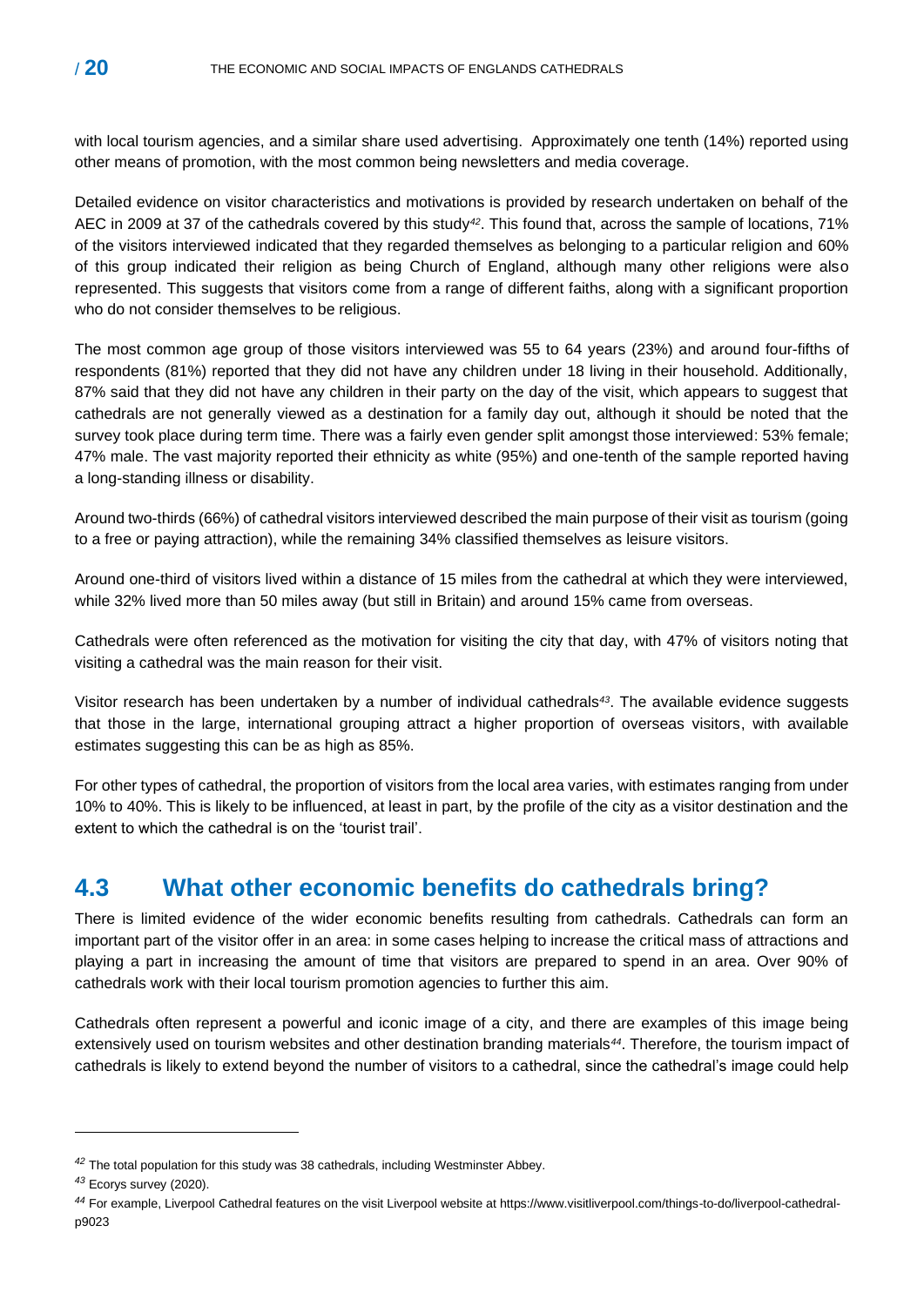with local tourism agencies, and a similar share used advertising. Approximately one tenth (14%) reported using other means of promotion, with the most common being newsletters and media coverage.

Detailed evidence on visitor characteristics and motivations is provided by research undertaken on behalf of the AEC in 2009 at 37 of the cathedrals covered by this study[42]. This found that, across the sample of locations, 71% of the visitors interviewed indicated that they regarded themselves as belonging to a particular religion and 60% of this group indicated their religion as being Church of England, although many other religions were also represented. This suggests that visitors come from a range of different faiths, along with a significant proportion who do not consider themselves to be religious.

The most common age group of those visitors interviewed was 55 to 64 years (23%) and around four-fifths of respondents (81%) reported that they did not have any children under 18 living in their household. Additionally, 87% said that they did not have any children in their party on the day of the visit, which appears to suggest that cathedrals are not generally viewed as a destination for a family day out, although it should be noted that the survey took place during term time. There was a fairly even gender split amongst those interviewed: 53% female; 47% male. The vast majority reported their ethnicity as white (95%) and one-tenth of the sample reported having a long-standing illness or disability.

Around two-thirds (66%) of cathedral visitors interviewed described the main purpose of their visit as tourism (going to a free or paying attraction), while the remaining 34% classified themselves as leisure visitors.

Around one-third of visitors lived within a distance of 15 miles from the cathedral at which they were interviewed, while 32% lived more than 50 miles away (but still in Britain) and around 15% came from overseas.

Cathedrals were often referenced as the motivation for visiting the city that day, with 47% of visitors noting that visiting a cathedral was the main reason for their visit.

Visitor research has been undertaken by a number of individual cathedrals[43]. The available evidence suggests that those in the large, international grouping attract a higher proportion of overseas visitors, with available estimates suggesting this can be as high as 85%.

For other types of cathedral, the proportion of visitors from the local area varies, with estimates ranging from under 10% to 40%. This is likely to be influenced, at least in part, by the profile of the city as a visitor destination and the extent to which the cathedral is on the 'tourist trail'.

## 4.3 What other economic benefits do cathedrals bring?

There is limited evidence of the wider economic benefits resulting from cathedrals. Cathedrals can form an important part of the visitor offer in an area: in some cases helping to increase the critical mass of attractions and playing a part in increasing the amount of time that visitors are prepared to spend in an area. Over 90% of cathedrals work with their local tourism promotion agencies to further this aim.

Cathedrals often represent a powerful and iconic image of a city, and there are examples of this image being extensively used on tourism websites and other destination branding materials[44]. Therefore, the tourism impact of cathedrals is likely to extend beyond the number of visitors to a cathedral, since the cathedral's image could help

---

[42] The total population for this study was 38 cathedrals, including Westminster Abbey.

[43] Ecorys survey (2020).

[44] For example, Liverpool Cathedral features on the visit Liverpool website at https://www.visitliverpool.com/things-to-do/liverpool-cathedral-p9023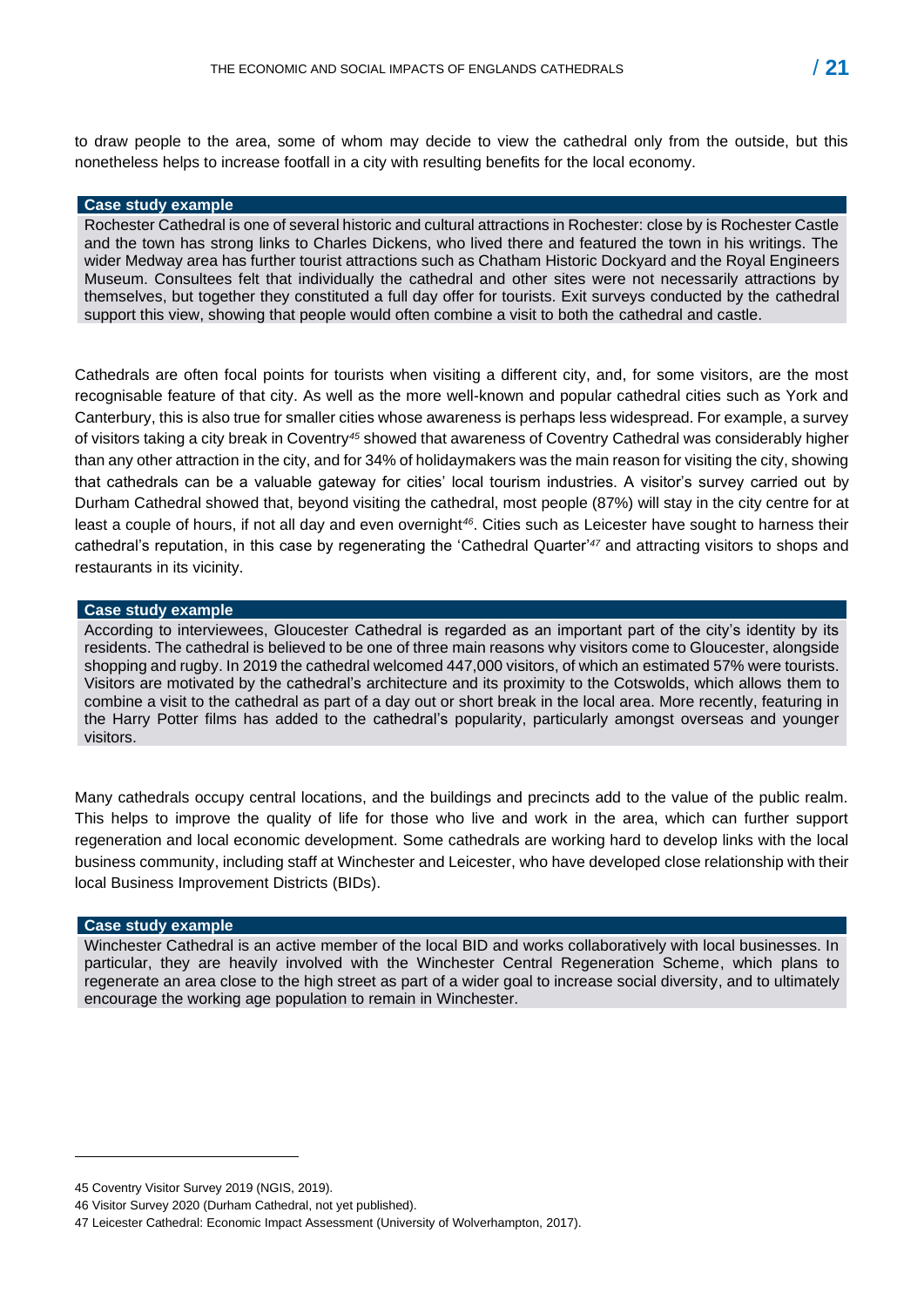to draw people to the area, some of whom may decide to view the cathedral only from the outside, but this nonetheless helps to increase footfall in a city with resulting benefits for the local economy.

**Case study example**

Rochester Cathedral is one of several historic and cultural attractions in Rochester: close by is Rochester Castle and the town has strong links to Charles Dickens, who lived there and featured the town in his writings. The wider Medway area has further tourist attractions such as Chatham Historic Dockyard and the Royal Engineers Museum. Consultees felt that individually the cathedral and other sites were not necessarily attractions by themselves, but together they constituted a full day offer for tourists. Exit surveys conducted by the cathedral support this view, showing that people would often combine a visit to both the cathedral and castle.

Cathedrals are often focal points for tourists when visiting a different city, and, for some visitors, are the most recognisable feature of that city. As well as the more well-known and popular cathedral cities such as York and Canterbury, this is also true for smaller cities whose awareness is perhaps less widespread. For example, a survey of visitors taking a city break in Coventry[45] showed that awareness of Coventry Cathedral was considerably higher than any other attraction in the city, and for 34% of holidaymakers was the main reason for visiting the city, showing that cathedrals can be a valuable gateway for cities' local tourism industries. A visitor's survey carried out by Durham Cathedral showed that, beyond visiting the cathedral, most people (87%) will stay in the city centre for at least a couple of hours, if not all day and even overnight[46]. Cities such as Leicester have sought to harness their cathedral's reputation, in this case by regenerating the 'Cathedral Quarter'[47] and attracting visitors to shops and restaurants in its vicinity.

**Case study example**

According to interviewees, Gloucester Cathedral is regarded as an important part of the city's identity by its residents. The cathedral is believed to be one of three main reasons why visitors come to Gloucester, alongside shopping and rugby. In 2019 the cathedral welcomed 447,000 visitors, of which an estimated 57% were tourists. Visitors are motivated by the cathedral's architecture and its proximity to the Cotswolds, which allows them to combine a visit to the cathedral as part of a day out or short break in the local area. More recently, featuring in the Harry Potter films has added to the cathedral's popularity, particularly amongst overseas and younger visitors.

Many cathedrals occupy central locations, and the buildings and precincts add to the value of the public realm. This helps to improve the quality of life for those who live and work in the area, which can further support regeneration and local economic development. Some cathedrals are working hard to develop links with the local business community, including staff at Winchester and Leicester, who have developed close relationship with their local Business Improvement Districts (BIDs).

**Case study example**

Winchester Cathedral is an active member of the local BID and works collaboratively with local businesses. In particular, they are heavily involved with the Winchester Central Regeneration Scheme, which plans to regenerate an area close to the high street as part of a wider goal to increase social diversity, and to ultimately encourage the working age population to remain in Winchester.

---

45 Coventry Visitor Survey 2019 (NGIS, 2019).

46 Visitor Survey 2020 (Durham Cathedral, not yet published).

47 Leicester Cathedral: Economic Impact Assessment (University of Wolverhampton, 2017).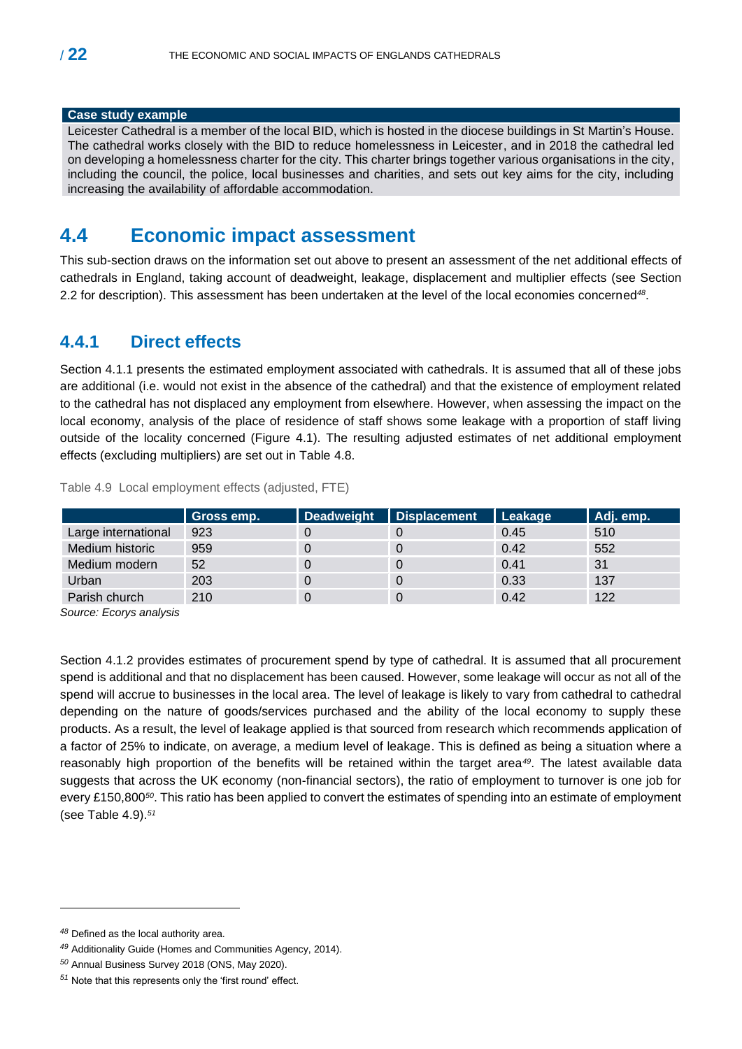**Case study example**

Leicester Cathedral is a member of the local BID, which is hosted in the diocese buildings in St Martin's House. The cathedral works closely with the BID to reduce homelessness in Leicester, and in 2018 the cathedral led on developing a homelessness charter for the city. This charter brings together various organisations in the city, including the council, the police, local businesses and charities, and sets out key aims for the city, including increasing the availability of affordable accommodation.

## 4.4 Economic impact assessment

This sub-section draws on the information set out above to present an assessment of the net additional effects of cathedrals in England, taking account of deadweight, leakage, displacement and multiplier effects (see Section 2.2 for description). This assessment has been undertaken at the level of the local economies concerned[48].

### 4.4.1 Direct effects

Section 4.1.1 presents the estimated employment associated with cathedrals. It is assumed that all of these jobs are additional (i.e. would not exist in the absence of the cathedral) and that the existence of employment related to the cathedral has not displaced any employment from elsewhere. However, when assessing the impact on the local economy, analysis of the place of residence of staff shows some leakage with a proportion of staff living outside of the locality concerned (Figure 4.1). The resulting adjusted estimates of net additional employment effects (excluding multipliers) are set out in Table 4.8.

Table 4.9 Local employment effects (adjusted, FTE)

| | Gross emp. | Deadweight | Displacement | Leakage | Adj. emp. |
|---|---|---|---|---|---|
| Large international | 923 | 0 | 0 | 0.45 | 510 |
| Medium historic | 959 | 0 | 0 | 0.42 | 552 |
| Medium modern | 52 | 0 | 0 | 0.41 | 31 |
| Urban | 203 | 0 | 0 | 0.33 | 137 |
| Parish church | 210 | 0 | 0 | 0.42 | 122 |

*Source: Ecorys analysis*

Section 4.1.2 provides estimates of procurement spend by type of cathedral. It is assumed that all procurement spend is additional and that no displacement has been caused. However, some leakage will occur as not all of the spend will accrue to businesses in the local area. The level of leakage is likely to vary from cathedral to cathedral depending on the nature of goods/services purchased and the ability of the local economy to supply these products. As a result, the level of leakage applied is that sourced from research which recommends application of a factor of 25% to indicate, on average, a medium level of leakage. This is defined as being a situation where a reasonably high proportion of the benefits will be retained within the target area[49]. The latest available data suggests that across the UK economy (non-financial sectors), the ratio of employment to turnover is one job for every £150,800[50]. This ratio has been applied to convert the estimates of spending into an estimate of employment (see Table 4.9).[51]

---

[48] Defined as the local authority area.

[49] Additionality Guide (Homes and Communities Agency, 2014).

[50] Annual Business Survey 2018 (ONS, May 2020).

[51] Note that this represents only the 'first round' effect.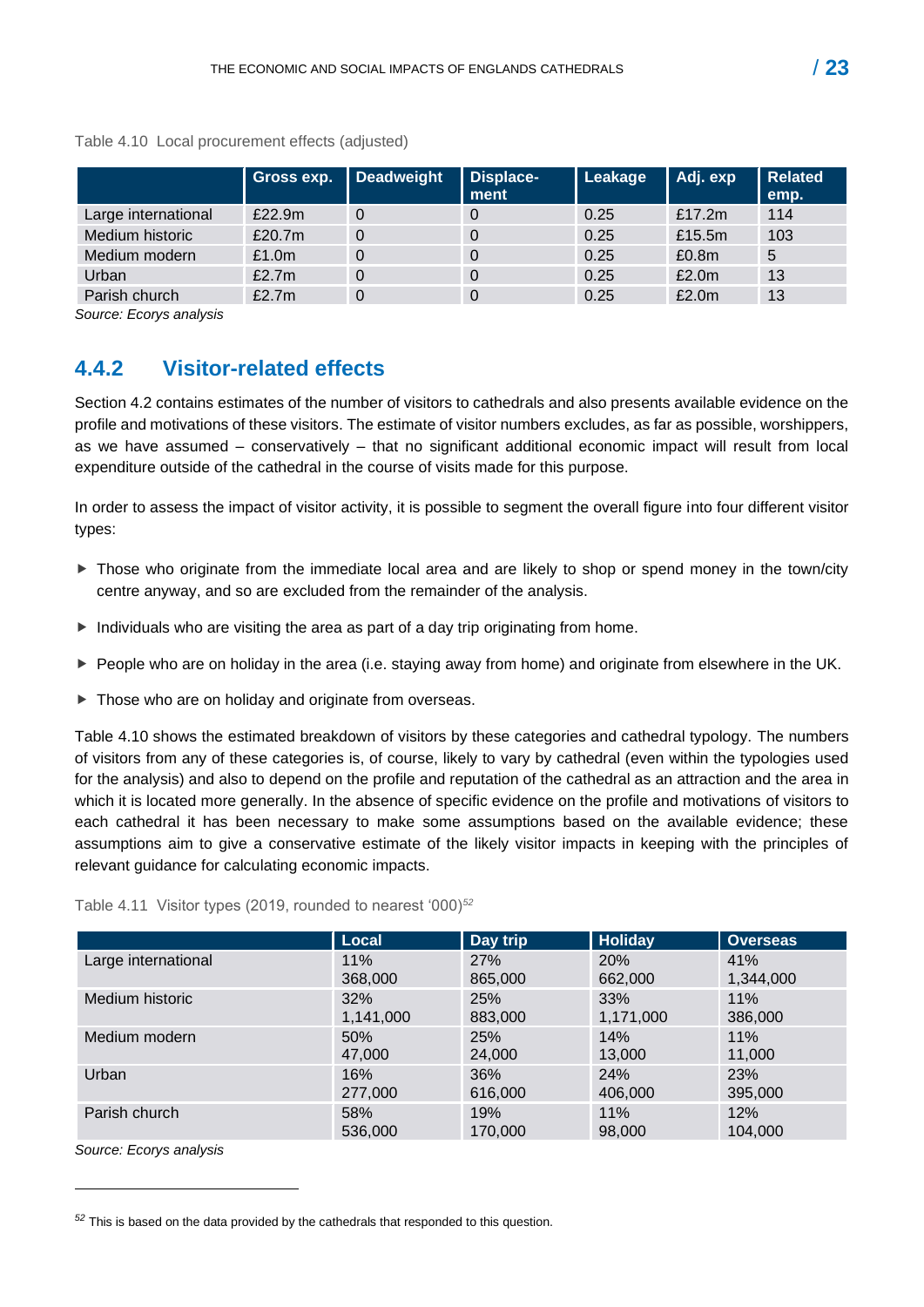Table 4.10 Local procurement effects (adjusted)

| | Gross exp. | Deadweight | Displace-ment | Leakage | Adj. exp | Related emp. |
|---|---|---|---|---|---|---|
| Large international | £22.9m | 0 | 0 | 0.25 | £17.2m | 114 |
| Medium historic | £20.7m | 0 | 0 | 0.25 | £15.5m | 103 |
| Medium modern | £1.0m | 0 | 0 | 0.25 | £0.8m | 5 |
| Urban | £2.7m | 0 | 0 | 0.25 | £2.0m | 13 |
| Parish church | £2.7m | 0 | 0 | 0.25 | £2.0m | 13 |

*Source: Ecorys analysis*

### 4.4.2 Visitor-related effects

Section 4.2 contains estimates of the number of visitors to cathedrals and also presents available evidence on the profile and motivations of these visitors. The estimate of visitor numbers excludes, as far as possible, worshippers, as we have assumed – conservatively – that no significant additional economic impact will result from local expenditure outside of the cathedral in the course of visits made for this purpose.

In order to assess the impact of visitor activity, it is possible to segment the overall figure into four different visitor types:

- Those who originate from the immediate local area and are likely to shop or spend money in the town/city centre anyway, and so are excluded from the remainder of the analysis.
- Individuals who are visiting the area as part of a day trip originating from home.
- People who are on holiday in the area (i.e. staying away from home) and originate from elsewhere in the UK.
- Those who are on holiday and originate from overseas.

Table 4.10 shows the estimated breakdown of visitors by these categories and cathedral typology. The numbers of visitors from any of these categories is, of course, likely to vary by cathedral (even within the typologies used for the analysis) and also to depend on the profile and reputation of the cathedral as an attraction and the area in which it is located more generally. In the absence of specific evidence on the profile and motivations of visitors to each cathedral it has been necessary to make some assumptions based on the available evidence; these assumptions aim to give a conservative estimate of the likely visitor impacts in keeping with the principles of relevant guidance for calculating economic impacts.

Table 4.11 Visitor types (2019, rounded to nearest '000)[52]

| | Local | Day trip | Holiday | Overseas |
|---|---|---|---|---|
| Large international | 11%<br>368,000 | 27%<br>865,000 | 20%<br>662,000 | 41%<br>1,344,000 |
| Medium historic | 32%<br>1,141,000 | 25%<br>883,000 | 33%<br>1,171,000 | 11%<br>386,000 |
| Medium modern | 50%<br>47,000 | 25%<br>24,000 | 14%<br>13,000 | 11%<br>11,000 |
| Urban | 16%<br>277,000 | 36%<br>616,000 | 24%<br>406,000 | 23%<br>395,000 |
| Parish church | 58%<br>536,000 | 19%<br>170,000 | 11%<br>98,000 | 12%<br>104,000 |

*Source: Ecorys analysis*

[52] This is based on the data provided by the cathedrals that responded to this question.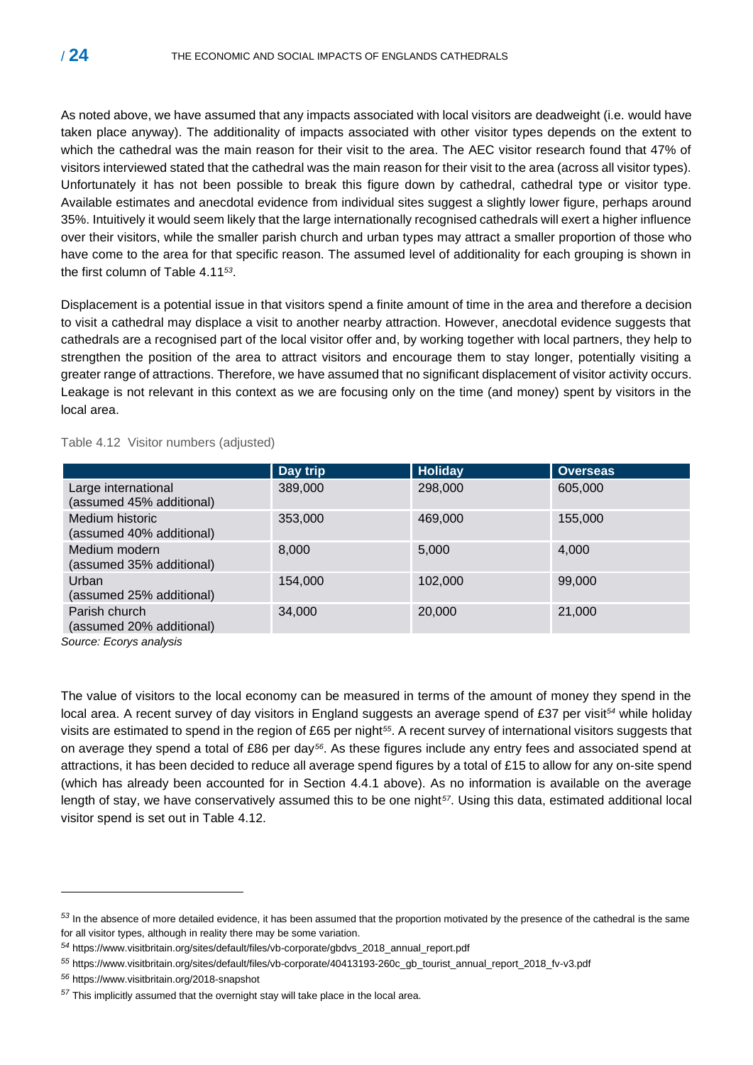As noted above, we have assumed that any impacts associated with local visitors are deadweight (i.e. would have taken place anyway). The additionality of impacts associated with other visitor types depends on the extent to which the cathedral was the main reason for their visit to the area. The AEC visitor research found that 47% of visitors interviewed stated that the cathedral was the main reason for their visit to the area (across all visitor types). Unfortunately it has not been possible to break this figure down by cathedral, cathedral type or visitor type. Available estimates and anecdotal evidence from individual sites suggest a slightly lower figure, perhaps around 35%. Intuitively it would seem likely that the large internationally recognised cathedrals will exert a higher influence over their visitors, while the smaller parish church and urban types may attract a smaller proportion of those who have come to the area for that specific reason. The assumed level of additionality for each grouping is shown in the first column of Table 4.11[53].

Displacement is a potential issue in that visitors spend a finite amount of time in the area and therefore a decision to visit a cathedral may displace a visit to another nearby attraction. However, anecdotal evidence suggests that cathedrals are a recognised part of the local visitor offer and, by working together with local partners, they help to strengthen the position of the area to attract visitors and encourage them to stay longer, potentially visiting a greater range of attractions. Therefore, we have assumed that no significant displacement of visitor activity occurs. Leakage is not relevant in this context as we are focusing only on the time (and money) spent by visitors in the local area.

Table 4.12 Visitor numbers (adjusted)

| | Day trip | Holiday | Overseas |
|---|---|---|---|
| Large international (assumed 45% additional) | 389,000 | 298,000 | 605,000 |
| Medium historic (assumed 40% additional) | 353,000 | 469,000 | 155,000 |
| Medium modern (assumed 35% additional) | 8,000 | 5,000 | 4,000 |
| Urban (assumed 25% additional) | 154,000 | 102,000 | 99,000 |
| Parish church (assumed 20% additional) | 34,000 | 20,000 | 21,000 |

*Source: Ecorys analysis*

The value of visitors to the local economy can be measured in terms of the amount of money they spend in the local area. A recent survey of day visitors in England suggests an average spend of £37 per visit[54] while holiday visits are estimated to spend in the region of £65 per night[55]. A recent survey of international visitors suggests that on average they spend a total of £86 per day[56]. As these figures include any entry fees and associated spend at attractions, it has been decided to reduce all average spend figures by a total of £15 to allow for any on-site spend (which has already been accounted for in Section 4.4.1 above). As no information is available on the average length of stay, we have conservatively assumed this to be one night[57]. Using this data, estimated additional local visitor spend is set out in Table 4.12.

---

[53] In the absence of more detailed evidence, it has been assumed that the proportion motivated by the presence of the cathedral is the same for all visitor types, although in reality there may be some variation.

[54] https://www.visitbritain.org/sites/default/files/vb-corporate/gbdvs_2018_annual_report.pdf

[55] https://www.visitbritain.org/sites/default/files/vb-corporate/40413193-260c_gb_tourist_annual_report_2018_fv-v3.pdf

[56] https://www.visitbritain.org/2018-snapshot

[57] This implicitly assumed that the overnight stay will take place in the local area.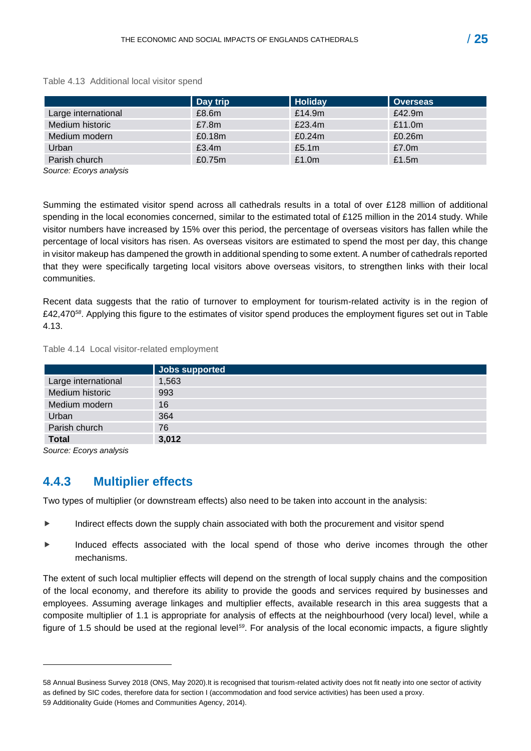Table 4.13 Additional local visitor spend

| | Day trip | Holiday | Overseas |
|---|---|---|---|
| Large international | £8.6m | £14.9m | £42.9m |
| Medium historic | £7.8m | £23.4m | £11.0m |
| Medium modern | £0.18m | £0.24m | £0.26m |
| Urban | £3.4m | £5.1m | £7.0m |
| Parish church | £0.75m | £1.0m | £1.5m |

*Source: Ecorys analysis*

Summing the estimated visitor spend across all cathedrals results in a total of over £128 million of additional spending in the local economies concerned, similar to the estimated total of £125 million in the 2014 study. While visitor numbers have increased by 15% over this period, the percentage of overseas visitors has fallen while the percentage of local visitors has risen. As overseas visitors are estimated to spend the most per day, this change in visitor makeup has dampened the growth in additional spending to some extent. A number of cathedrals reported that they were specifically targeting local visitors above overseas visitors, to strengthen links with their local communities.

Recent data suggests that the ratio of turnover to employment for tourism-related activity is in the region of £42,470[58]. Applying this figure to the estimates of visitor spend produces the employment figures set out in Table 4.13.

Table 4.14 Local visitor-related employment

| | Jobs supported |
|---|---|
| Large international | 1,563 |
| Medium historic | 993 |
| Medium modern | 16 |
| Urban | 364 |
| Parish church | 76 |
| **Total** | **3,012** |

*Source: Ecorys analysis*

### 4.4.3 Multiplier effects

Two types of multiplier (or downstream effects) also need to be taken into account in the analysis:

- Indirect effects down the supply chain associated with both the procurement and visitor spend
- Induced effects associated with the local spend of those who derive incomes through the other mechanisms.

The extent of such local multiplier effects will depend on the strength of local supply chains and the composition of the local economy, and therefore its ability to provide the goods and services required by businesses and employees. Assuming average linkages and multiplier effects, available research in this area suggests that a composite multiplier of 1.1 is appropriate for analysis of effects at the neighbourhood (very local) level, while a figure of 1.5 should be used at the regional level[59]. For analysis of the local economic impacts, a figure slightly

---

58 Annual Business Survey 2018 (ONS, May 2020).It is recognised that tourism-related activity does not fit neatly into one sector of activity as defined by SIC codes, therefore data for section I (accommodation and food service activities) has been used a proxy.

59 Additionality Guide (Homes and Communities Agency, 2014).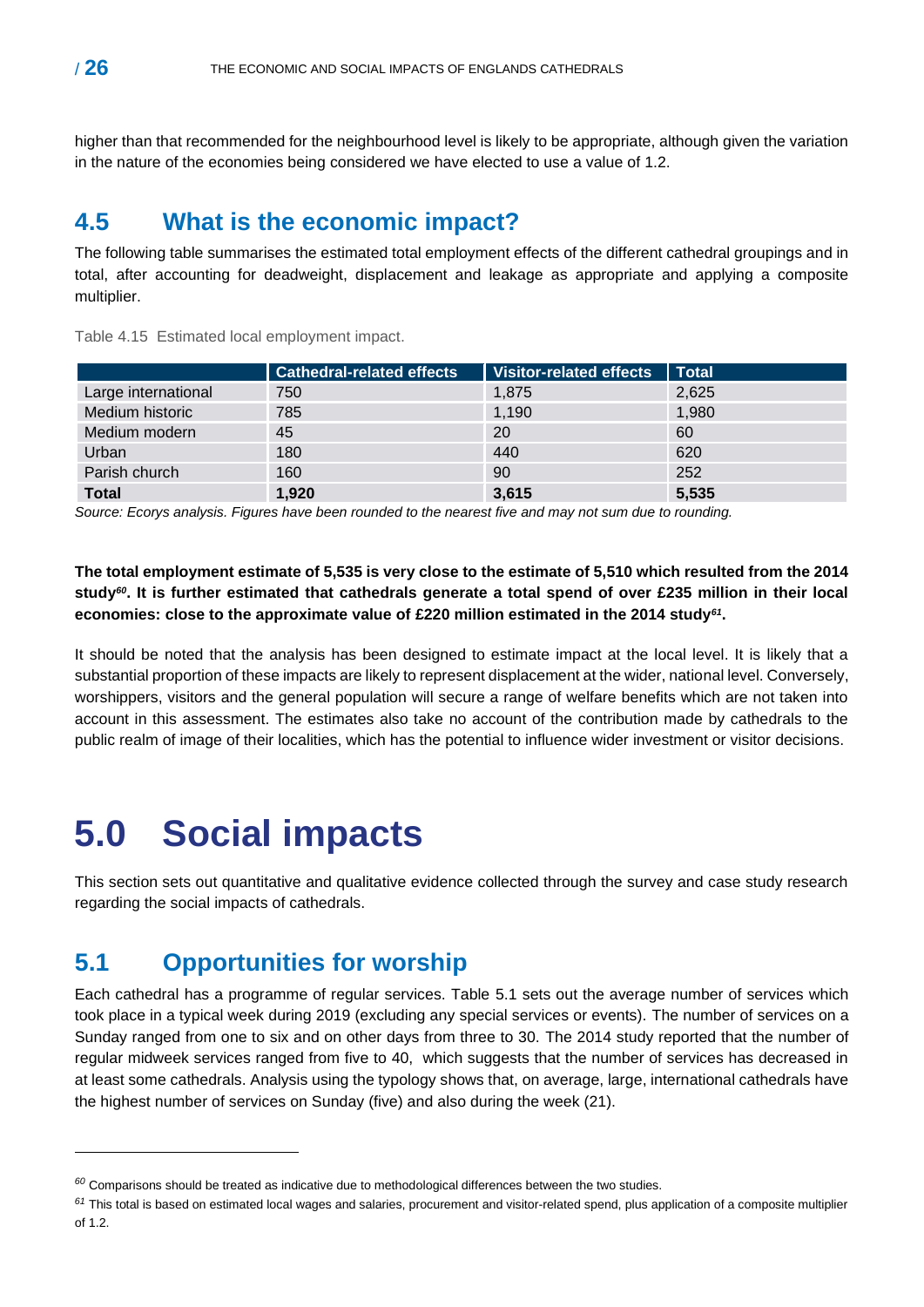higher than that recommended for the neighbourhood level is likely to be appropriate, although given the variation in the nature of the economies being considered we have elected to use a value of 1.2.

## 4.5 What is the economic impact?

The following table summarises the estimated total employment effects of the different cathedral groupings and in total, after accounting for deadweight, displacement and leakage as appropriate and applying a composite multiplier.

Table 4.15 Estimated local employment impact.

| | Cathedral-related effects | Visitor-related effects | Total |
|---|---|---|---|
| Large international | 750 | 1,875 | 2,625 |
| Medium historic | 785 | 1,190 | 1,980 |
| Medium modern | 45 | 20 | 60 |
| Urban | 180 | 440 | 620 |
| Parish church | 160 | 90 | 252 |
| **Total** | **1,920** | **3,615** | **5,535** |

*Source: Ecorys analysis. Figures have been rounded to the nearest five and may not sum due to rounding.*

**The total employment estimate of 5,535 is very close to the estimate of 5,510 which resulted from the 2014 study[60]. It is further estimated that cathedrals generate a total spend of over £235 million in their local economies: close to the approximate value of £220 million estimated in the 2014 study[61].**

It should be noted that the analysis has been designed to estimate impact at the local level. It is likely that a substantial proportion of these impacts are likely to represent displacement at the wider, national level. Conversely, worshippers, visitors and the general population will secure a range of welfare benefits which are not taken into account in this assessment. The estimates also take no account of the contribution made by cathedrals to the public realm of image of their localities, which has the potential to influence wider investment or visitor decisions.

# 5.0 Social impacts

This section sets out quantitative and qualitative evidence collected through the survey and case study research regarding the social impacts of cathedrals.

## 5.1 Opportunities for worship

Each cathedral has a programme of regular services. Table 5.1 sets out the average number of services which took place in a typical week during 2019 (excluding any special services or events). The number of services on a Sunday ranged from one to six and on other days from three to 30. The 2014 study reported that the number of regular midweek services ranged from five to 40, which suggests that the number of services has decreased in at least some cathedrals. Analysis using the typology shows that, on average, large, international cathedrals have the highest number of services on Sunday (five) and also during the week (21).

---

[60] Comparisons should be treated as indicative due to methodological differences between the two studies.

[61] This total is based on estimated local wages and salaries, procurement and visitor-related spend, plus application of a composite multiplier of 1.2.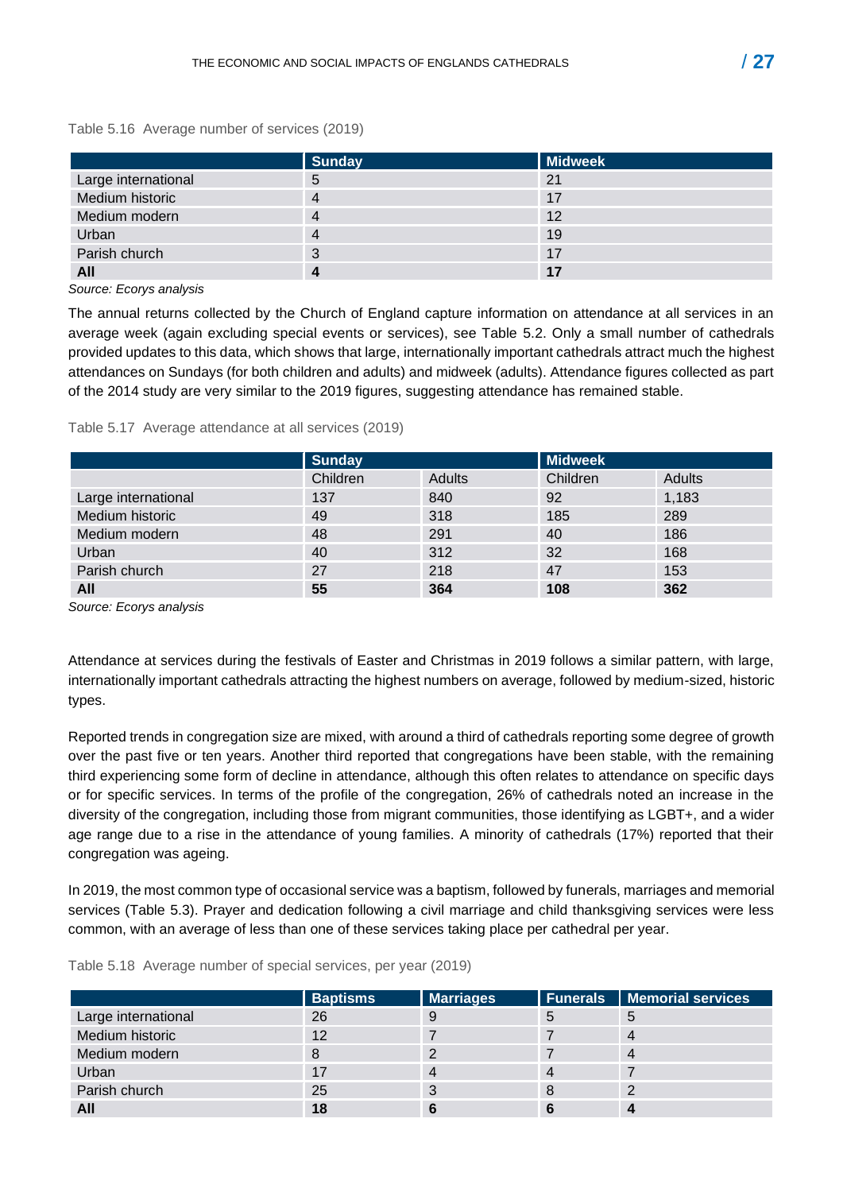Table 5.16 Average number of services (2019)

| | Sunday | Midweek |
|---|---|---|
| Large international | 5 | 21 |
| Medium historic | 4 | 17 |
| Medium modern | 4 | 12 |
| Urban | 4 | 19 |
| Parish church | 3 | 17 |
| **All** | **4** | **17** |

*Source: Ecorys analysis*

The annual returns collected by the Church of England capture information on attendance at all services in an average week (again excluding special events or services), see Table 5.2. Only a small number of cathedrals provided updates to this data, which shows that large, internationally important cathedrals attract much the highest attendances on Sundays (for both children and adults) and midweek (adults). Attendance figures collected as part of the 2014 study are very similar to the 2019 figures, suggesting attendance has remained stable.

Table 5.17 Average attendance at all services (2019)

| | Sunday | | Midweek | |
|---|---|---|---|---|
| | Children | Adults | Children | Adults |
| Large international | 137 | 840 | 92 | 1,183 |
| Medium historic | 49 | 318 | 185 | 289 |
| Medium modern | 48 | 291 | 40 | 186 |
| Urban | 40 | 312 | 32 | 168 |
| Parish church | 27 | 218 | 47 | 153 |
| **All** | **55** | **364** | **108** | **362** |

*Source: Ecorys analysis*

Attendance at services during the festivals of Easter and Christmas in 2019 follows a similar pattern, with large, internationally important cathedrals attracting the highest numbers on average, followed by medium-sized, historic types.

Reported trends in congregation size are mixed, with around a third of cathedrals reporting some degree of growth over the past five or ten years. Another third reported that congregations have been stable, with the remaining third experiencing some form of decline in attendance, although this often relates to attendance on specific days or for specific services. In terms of the profile of the congregation, 26% of cathedrals noted an increase in the diversity of the congregation, including those from migrant communities, those identifying as LGBT+, and a wider age range due to a rise in the attendance of young families. A minority of cathedrals (17%) reported that their congregation was ageing.

In 2019, the most common type of occasional service was a baptism, followed by funerals, marriages and memorial services (Table 5.3). Prayer and dedication following a civil marriage and child thanksgiving services were less common, with an average of less than one of these services taking place per cathedral per year.

Table 5.18 Average number of special services, per year (2019)

| | Baptisms | Marriages | Funerals | Memorial services |
|---|---|---|---|---|
| Large international | 26 | 9 | 5 | 5 |
| Medium historic | 12 | 7 | 7 | 4 |
| Medium modern | 8 | 2 | 7 | 4 |
| Urban | 17 | 4 | 4 | 7 |
| Parish church | 25 | 3 | 8 | 2 |
| **All** | **18** | **6** | **6** | **4** |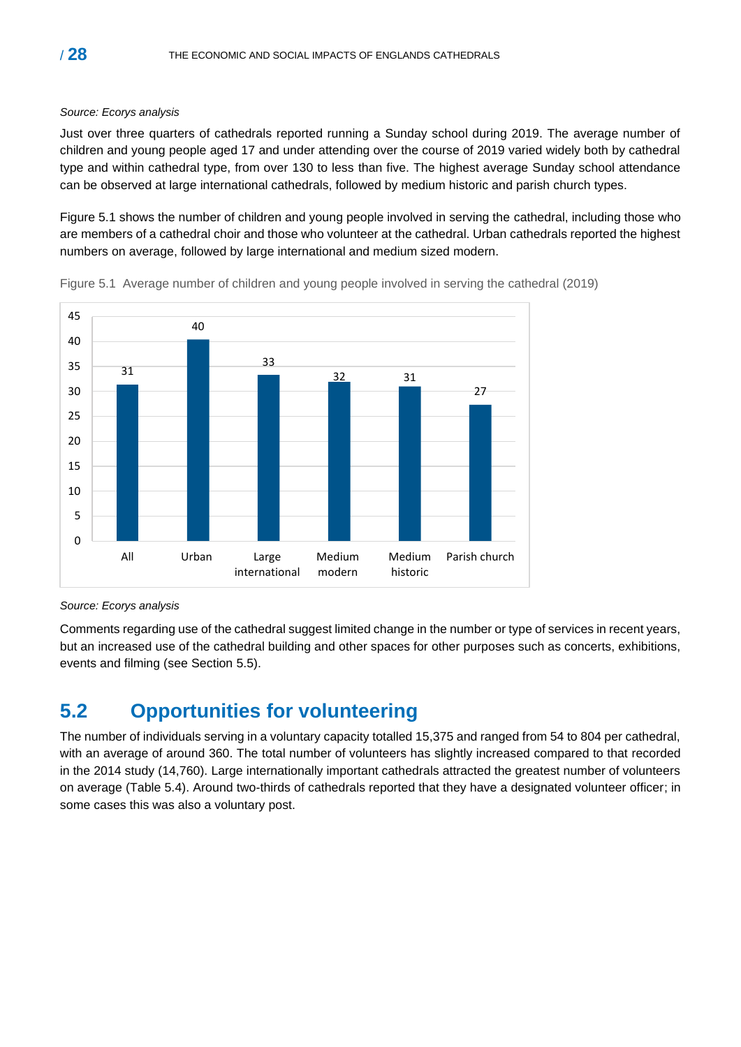*Source: Ecorys analysis*

Just over three quarters of cathedrals reported running a Sunday school during 2019. The average number of children and young people aged 17 and under attending over the course of 2019 varied widely both by cathedral type and within cathedral type, from over 130 to less than five. The highest average Sunday school attendance can be observed at large international cathedrals, followed by medium historic and parish church types.

Figure 5.1 shows the number of children and young people involved in serving the cathedral, including those who are members of a cathedral choir and those who volunteer at the cathedral. Urban cathedrals reported the highest numbers on average, followed by large international and medium sized modern.

Figure 5.1 Average number of children and young people involved in serving the cathedral (2019)

| Category | Average number |
|---|---|
| All | 31 |
| Urban | 40 |
| Large international | 33 |
| Medium modern | 32 |
| Medium historic | 31 |
| Parish church | 27 |

*Source: Ecorys analysis*

Comments regarding use of the cathedral suggest limited change in the number or type of services in recent years, but an increased use of the cathedral building and other spaces for other purposes such as concerts, exhibitions, events and filming (see Section 5.5).

## 5.2 Opportunities for volunteering

The number of individuals serving in a voluntary capacity totalled 15,375 and ranged from 54 to 804 per cathedral, with an average of around 360. The total number of volunteers has slightly increased compared to that recorded in the 2014 study (14,760). Large internationally important cathedrals attracted the greatest number of volunteers on average (Table 5.4). Around two-thirds of cathedrals reported that they have a designated volunteer officer; in some cases this was also a voluntary post.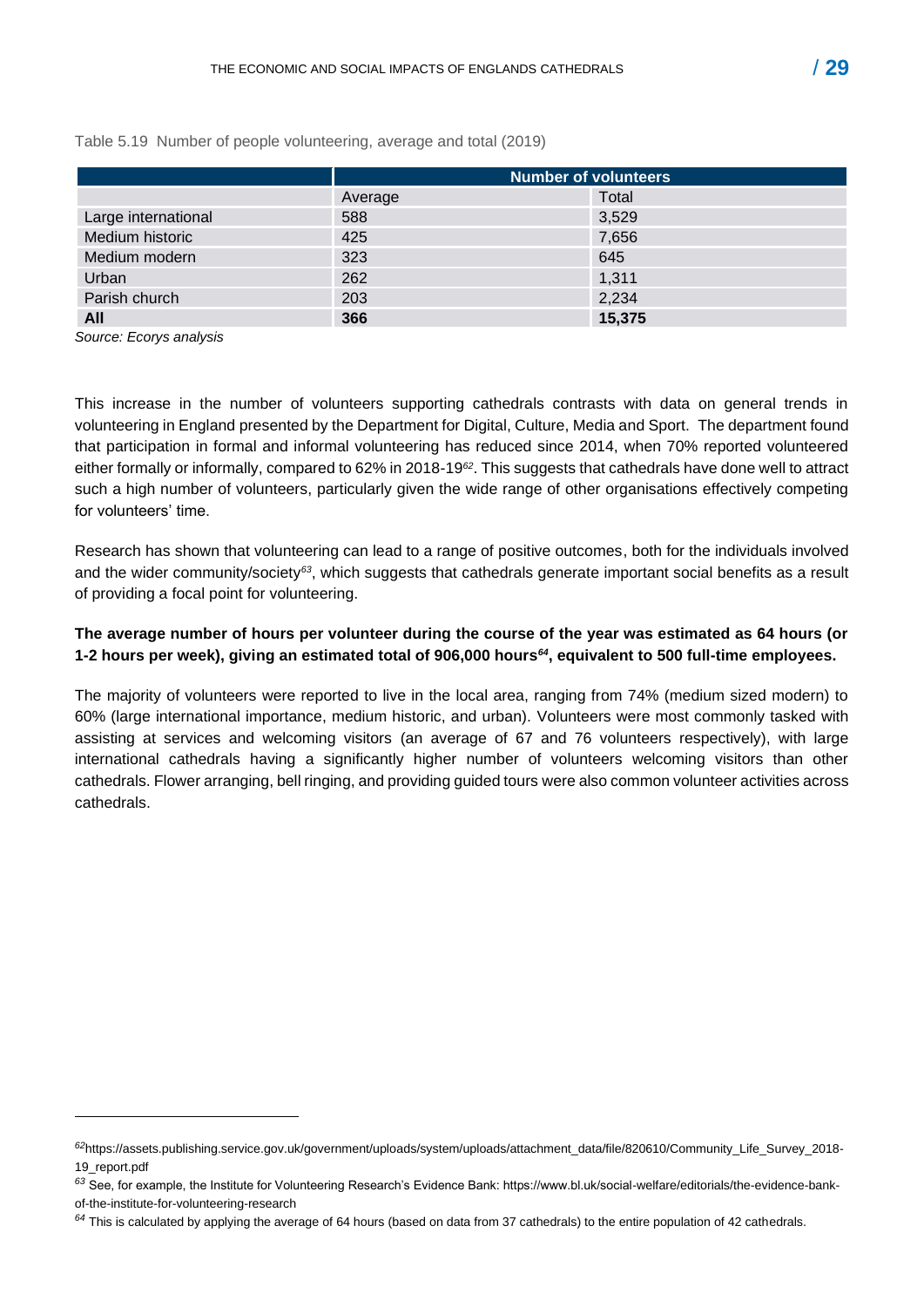Table 5.19 Number of people volunteering, average and total (2019)

| | Number of volunteers | |
|---|---|---|
| | Average | Total |
| Large international | 588 | 3,529 |
| Medium historic | 425 | 7,656 |
| Medium modern | 323 | 645 |
| Urban | 262 | 1,311 |
| Parish church | 203 | 2,234 |
| **All** | **366** | **15,375** |

*Source: Ecorys analysis*

This increase in the number of volunteers supporting cathedrals contrasts with data on general trends in volunteering in England presented by the Department for Digital, Culture, Media and Sport. The department found that participation in formal and informal volunteering has reduced since 2014, when 70% reported volunteered either formally or informally, compared to 62% in 2018-19[62]. This suggests that cathedrals have done well to attract such a high number of volunteers, particularly given the wide range of other organisations effectively competing for volunteers' time.

Research has shown that volunteering can lead to a range of positive outcomes, both for the individuals involved and the wider community/society[63], which suggests that cathedrals generate important social benefits as a result of providing a focal point for volunteering.

**The average number of hours per volunteer during the course of the year was estimated as 64 hours (or 1-2 hours per week), giving an estimated total of 906,000 hours[64], equivalent to 500 full-time employees.**

The majority of volunteers were reported to live in the local area, ranging from 74% (medium sized modern) to 60% (large international importance, medium historic, and urban). Volunteers were most commonly tasked with assisting at services and welcoming visitors (an average of 67 and 76 volunteers respectively), with large international cathedrals having a significantly higher number of volunteers welcoming visitors than other cathedrals. Flower arranging, bell ringing, and providing guided tours were also common volunteer activities across cathedrals.

---

[62] https://assets.publishing.service.gov.uk/government/uploads/system/uploads/attachment_data/file/820610/Community_Life_Survey_2018-19_report.pdf

[63] See, for example, the Institute for Volunteering Research's Evidence Bank: https://www.bl.uk/social-welfare/editorials/the-evidence-bank-of-the-institute-for-volunteering-research

[64] This is calculated by applying the average of 64 hours (based on data from 37 cathedrals) to the entire population of 42 cathedrals.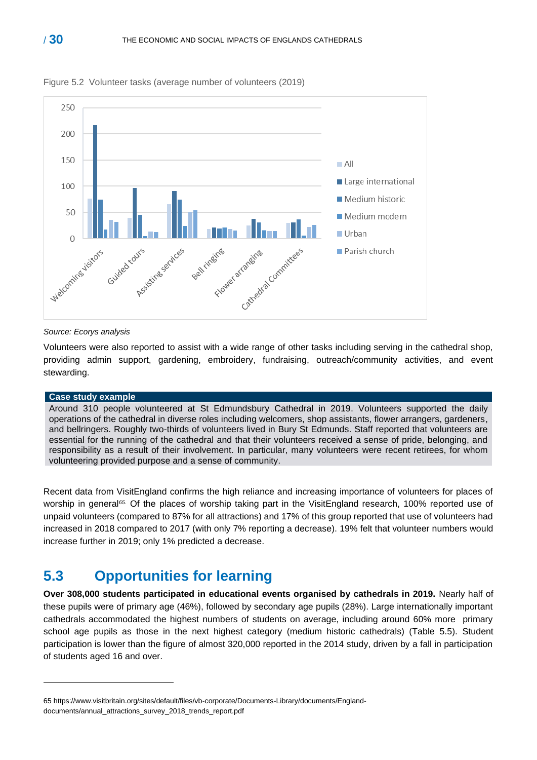Figure 5.2 Volunteer tasks (average number of volunteers (2019)

*Source: Ecorys analysis*

Volunteers were also reported to assist with a wide range of other tasks including serving in the cathedral shop, providing admin support, gardening, embroidery, fundraising, outreach/community activities, and event stewarding.

**Case study example**

Around 310 people volunteered at St Edmundsbury Cathedral in 2019. Volunteers supported the daily operations of the cathedral in diverse roles including welcomers, shop assistants, flower arrangers, gardeners, and bellringers. Roughly two-thirds of volunteers lived in Bury St Edmunds. Staff reported that volunteers are essential for the running of the cathedral and that their volunteers received a sense of pride, belonging, and responsibility as a result of their involvement. In particular, many volunteers were recent retirees, for whom volunteering provided purpose and a sense of community.

Recent data from VisitEngland confirms the high reliance and increasing importance of volunteers for places of worship in general[65]. Of the places of worship taking part in the VisitEngland research, 100% reported use of unpaid volunteers (compared to 87% for all attractions) and 17% of this group reported that use of volunteers had increased in 2018 compared to 2017 (with only 7% reporting a decrease). 19% felt that volunteer numbers would increase further in 2019; only 1% predicted a decrease.

## 5.3 Opportunities for learning

**Over 308,000 students participated in educational events organised by cathedrals in 2019.** Nearly half of these pupils were of primary age (46%), followed by secondary age pupils (28%). Large internationally important cathedrals accommodated the highest numbers of students on average, including around 60% more primary school age pupils as those in the next highest category (medium historic cathedrals) (Table 5.5). Student participation is lower than the figure of almost 320,000 reported in the 2014 study, driven by a fall in participation of students aged 16 and over.

---

65 https://www.visitbritain.org/sites/default/files/vb-corporate/Documents-Library/documents/England-documents/annual_attractions_survey_2018_trends_report.pdf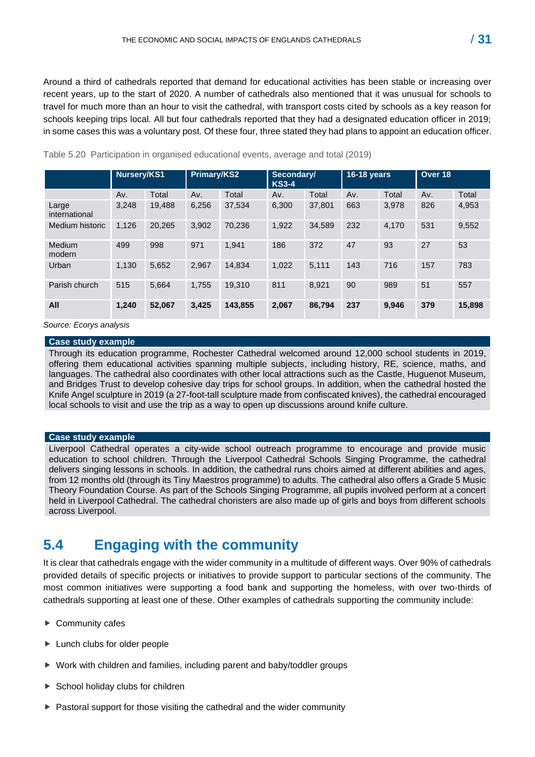Around a third of cathedrals reported that demand for educational activities has been stable or increasing over recent years, up to the start of 2020. A number of cathedrals also mentioned that it was unusual for schools to travel for much more than an hour to visit the cathedral, with transport costs cited by schools as a key reason for schools keeping trips local. All but four cathedrals reported that they had a designated education officer in 2019; in some cases this was a voluntary post. Of these four, three stated they had plans to appoint an education officer.

Table 5.20 Participation in organised educational events, average and total (2019)

| | Nursery/KS1 | | Primary/KS2 | | Secondary/ KS3-4 | | 16-18 years | | Over 18 | |
|---|---|---|---|---|---|---|---|---|---|---|
| | Av. | Total | Av. | Total | Av. | Total | Av. | Total | Av. | Total |
| Large international | 3,248 | 19,488 | 6,256 | 37,534 | 6,300 | 37,801 | 663 | 3,978 | 826 | 4,953 |
| Medium historic | 1,126 | 20,265 | 3,902 | 70,236 | 1,922 | 34,589 | 232 | 4,170 | 531 | 9,552 |
| Medium modern | 499 | 998 | 971 | 1,941 | 186 | 372 | 47 | 93 | 27 | 53 |
| Urban | 1,130 | 5,652 | 2,967 | 14,834 | 1,022 | 5,111 | 143 | 716 | 157 | 783 |
| Parish church | 515 | 5,664 | 1,755 | 19,310 | 811 | 8,921 | 90 | 989 | 51 | 557 |
| **All** | **1,240** | **52,067** | **3,425** | **143,855** | **2,067** | **86,794** | **237** | **9,946** | **379** | **15,898** |

*Source: Ecorys analysis*

**Case study example**

Through its education programme, Rochester Cathedral welcomed around 12,000 school students in 2019, offering them educational activities spanning multiple subjects, including history, RE, science, maths, and languages. The cathedral also coordinates with other local attractions such as the Castle, Huguenot Museum, and Bridges Trust to develop cohesive day trips for school groups. In addition, when the cathedral hosted the Knife Angel sculpture in 2019 (a 27-foot-tall sculpture made from confiscated knives), the cathedral encouraged local schools to visit and use the trip as a way to open up discussions around knife culture.

**Case study example**

Liverpool Cathedral operates a city-wide school outreach programme to encourage and provide music education to school children. Through the Liverpool Cathedral Schools Singing Programme, the cathedral delivers singing lessons in schools. In addition, the cathedral runs choirs aimed at different abilities and ages, from 12 months old (through its Tiny Maestros programme) to adults. The cathedral also offers a Grade 5 Music Theory Foundation Course. As part of the Schools Singing Programme, all pupils involved perform at a concert held in Liverpool Cathedral. The cathedral choristers are also made up of girls and boys from different schools across Liverpool.

## 5.4 Engaging with the community

It is clear that cathedrals engage with the wider community in a multitude of different ways. Over 90% of cathedrals provided details of specific projects or initiatives to provide support to particular sections of the community. The most common initiatives were supporting a food bank and supporting the homeless, with over two-thirds of cathedrals supporting at least one of these. Other examples of cathedrals supporting the community include:

- Community cafes
- Lunch clubs for older people
- Work with children and families, including parent and baby/toddler groups
- School holiday clubs for children
- Pastoral support for those visiting the cathedral and the wider community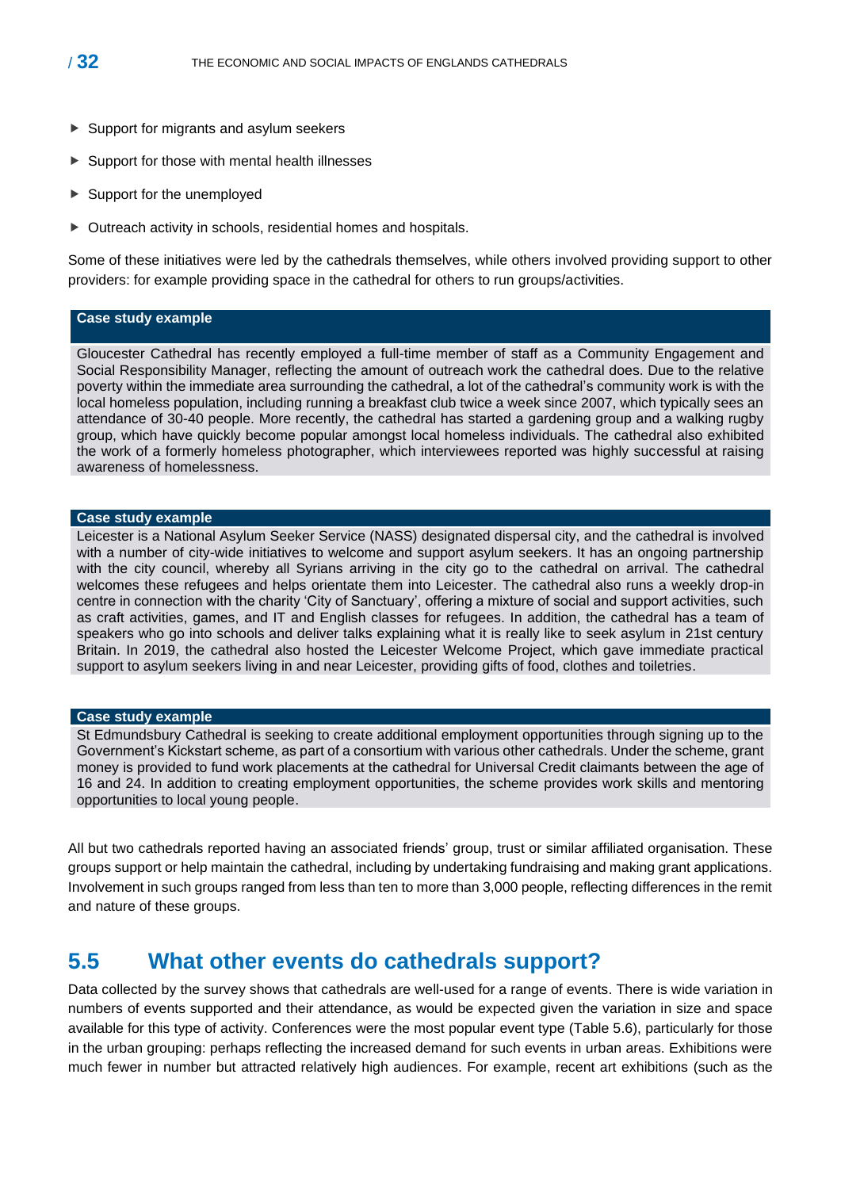- Support for migrants and asylum seekers
- Support for those with mental health illnesses
- Support for the unemployed
- Outreach activity in schools, residential homes and hospitals.

Some of these initiatives were led by the cathedrals themselves, while others involved providing support to other providers: for example providing space in the cathedral for others to run groups/activities.

| Case study example |
| --- |
| Gloucester Cathedral has recently employed a full-time member of staff as a Community Engagement and Social Responsibility Manager, reflecting the amount of outreach work the cathedral does. Due to the relative poverty within the immediate area surrounding the cathedral, a lot of the cathedral's community work is with the local homeless population, including running a breakfast club twice a week since 2007, which typically sees an attendance of 30-40 people. More recently, the cathedral has started a gardening group and a walking rugby group, which have quickly become popular amongst local homeless individuals. The cathedral also exhibited the work of a formerly homeless photographer, which interviewees reported was highly successful at raising awareness of homelessness. |

| Case study example |
| --- |
| Leicester is a National Asylum Seeker Service (NASS) designated dispersal city, and the cathedral is involved with a number of city-wide initiatives to welcome and support asylum seekers. It has an ongoing partnership with the city council, whereby all Syrians arriving in the city go to the cathedral on arrival. The cathedral welcomes these refugees and helps orientate them into Leicester. The cathedral also runs a weekly drop-in centre in connection with the charity 'City of Sanctuary', offering a mixture of social and support activities, such as craft activities, games, and IT and English classes for refugees. In addition, the cathedral has a team of speakers who go into schools and deliver talks explaining what it is really like to seek asylum in 21st century Britain. In 2019, the cathedral also hosted the Leicester Welcome Project, which gave immediate practical support to asylum seekers living in and near Leicester, providing gifts of food, clothes and toiletries. |

| Case study example |
| --- |
| St Edmundsbury Cathedral is seeking to create additional employment opportunities through signing up to the Government's Kickstart scheme, as part of a consortium with various other cathedrals. Under the scheme, grant money is provided to fund work placements at the cathedral for Universal Credit claimants between the age of 16 and 24. In addition to creating employment opportunities, the scheme provides work skills and mentoring opportunities to local young people. |

All but two cathedrals reported having an associated friends' group, trust or similar affiliated organisation. These groups support or help maintain the cathedral, including by undertaking fundraising and making grant applications. Involvement in such groups ranged from less than ten to more than 3,000 people, reflecting differences in the remit and nature of these groups.

## 5.5 What other events do cathedrals support?

Data collected by the survey shows that cathedrals are well-used for a range of events. There is wide variation in numbers of events supported and their attendance, as would be expected given the variation in size and space available for this type of activity. Conferences were the most popular event type (Table 5.6), particularly for those in the urban grouping: perhaps reflecting the increased demand for such events in urban areas. Exhibitions were much fewer in number but attracted relatively high audiences. For example, recent art exhibitions (such as the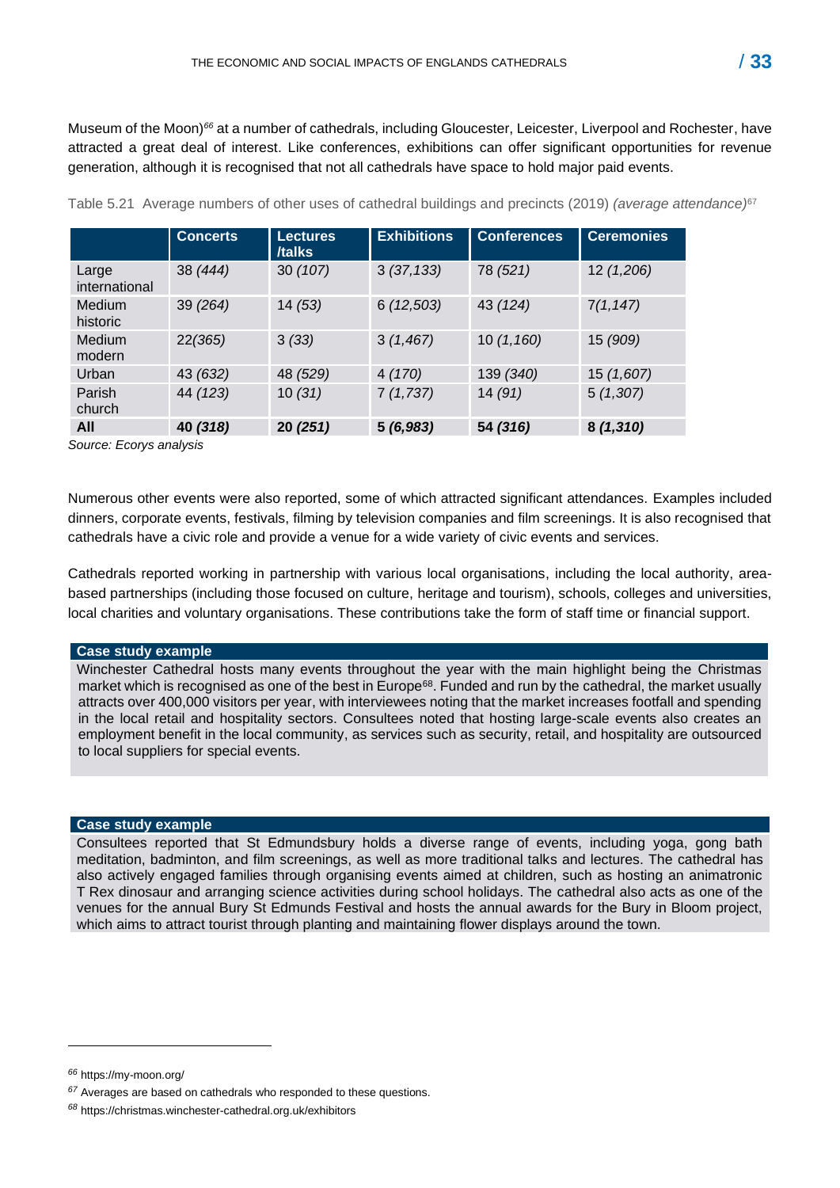Museum of the Moon)[66] at a number of cathedrals, including Gloucester, Leicester, Liverpool and Rochester, have attracted a great deal of interest. Like conferences, exhibitions can offer significant opportunities for revenue generation, although it is recognised that not all cathedrals have space to hold major paid events.

Table 5.21 Average numbers of other uses of cathedral buildings and precincts (2019) *(average attendance)*[67]

| | Concerts | Lectures /talks | Exhibitions | Conferences | Ceremonies |
|---|---|---|---|---|---|
| Large international | 38 *(444)* | 30 *(107)* | 3 *(37,133)* | 78 *(521)* | 12 *(1,206)* |
| Medium historic | 39 *(264)* | 14 *(53)* | 6 *(12,503)* | 43 *(124)* | 7*(1,147)* |
| Medium modern | 22*(365)* | 3 *(33)* | 3 *(1,467)* | 10 *(1,160)* | 15 *(909)* |
| Urban | 43 *(632)* | 48 *(529)* | 4 *(170)* | 139 *(340)* | 15 *(1,607)* |
| Parish church | 44 *(123)* | 10 *(31)* | 7 *(1,737)* | 14 *(91)* | 5 *(1,307)* |
| **All** | **40 *(318)*** | **20 *(251)*** | **5 *(6,983)*** | **54 *(316)*** | **8 *(1,310)*** |

*Source: Ecorys analysis*

Numerous other events were also reported, some of which attracted significant attendances. Examples included dinners, corporate events, festivals, filming by television companies and film screenings. It is also recognised that cathedrals have a civic role and provide a venue for a wide variety of civic events and services.

Cathedrals reported working in partnership with various local organisations, including the local authority, area-based partnerships (including those focused on culture, heritage and tourism), schools, colleges and universities, local charities and voluntary organisations. These contributions take the form of staff time or financial support.

**Case study example**

Winchester Cathedral hosts many events throughout the year with the main highlight being the Christmas market which is recognised as one of the best in Europe[68]. Funded and run by the cathedral, the market usually attracts over 400,000 visitors per year, with interviewees noting that the market increases footfall and spending in the local retail and hospitality sectors. Consultees noted that hosting large-scale events also creates an employment benefit in the local community, as services such as security, retail, and hospitality are outsourced to local suppliers for special events.

**Case study example**

Consultees reported that St Edmundsbury holds a diverse range of events, including yoga, gong bath meditation, badminton, and film screenings, as well as more traditional talks and lectures. The cathedral has also actively engaged families through organising events aimed at children, such as hosting an animatronic T Rex dinosaur and arranging science activities during school holidays. The cathedral also acts as one of the venues for the annual Bury St Edmunds Festival and hosts the annual awards for the Bury in Bloom project, which aims to attract tourist through planting and maintaining flower displays around the town.

---

[66] https://my-moon.org/

[67] Averages are based on cathedrals who responded to these questions.

[68] https://christmas.winchester-cathedral.org.uk/exhibitors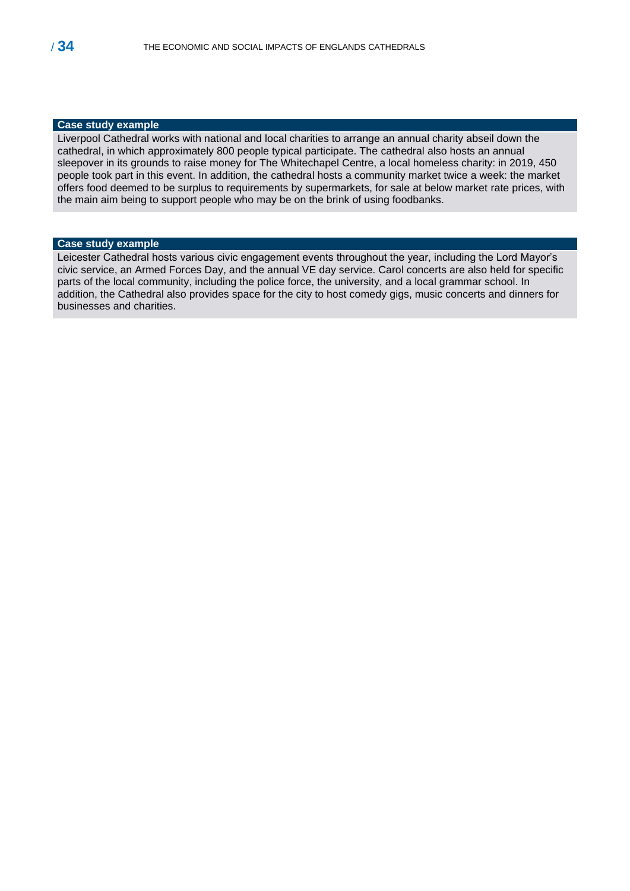**Case study example**

Liverpool Cathedral works with national and local charities to arrange an annual charity abseil down the cathedral, in which approximately 800 people typical participate. The cathedral also hosts an annual sleepover in its grounds to raise money for The Whitechapel Centre, a local homeless charity: in 2019, 450 people took part in this event. In addition, the cathedral hosts a community market twice a week: the market offers food deemed to be surplus to requirements by supermarkets, for sale at below market rate prices, with the main aim being to support people who may be on the brink of using foodbanks.

**Case study example**

Leicester Cathedral hosts various civic engagement events throughout the year, including the Lord Mayor's civic service, an Armed Forces Day, and the annual VE day service. Carol concerts are also held for specific parts of the local community, including the police force, the university, and a local grammar school. In addition, the Cathedral also provides space for the city to host comedy gigs, music concerts and dinners for businesses and charities.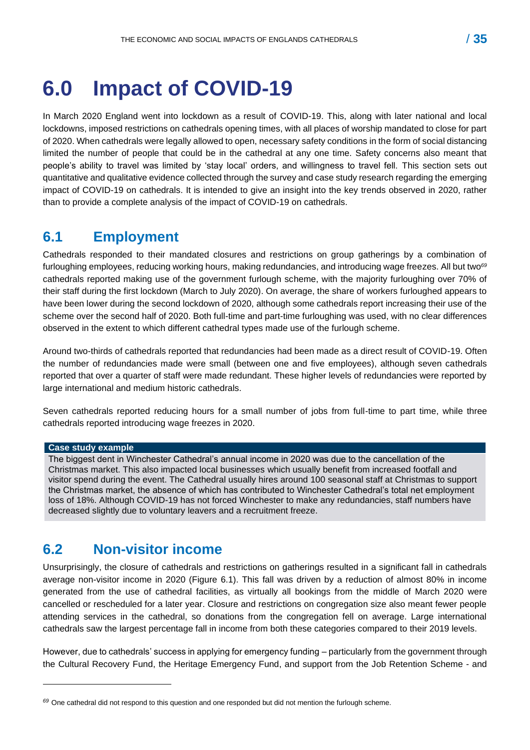# 6.0 Impact of COVID-19

In March 2020 England went into lockdown as a result of COVID-19. This, along with later national and local lockdowns, imposed restrictions on cathedrals opening times, with all places of worship mandated to close for part of 2020. When cathedrals were legally allowed to open, necessary safety conditions in the form of social distancing limited the number of people that could be in the cathedral at any one time. Safety concerns also meant that people's ability to travel was limited by 'stay local' orders, and willingness to travel fell. This section sets out quantitative and qualitative evidence collected through the survey and case study research regarding the emerging impact of COVID-19 on cathedrals. It is intended to give an insight into the key trends observed in 2020, rather than to provide a complete analysis of the impact of COVID-19 on cathedrals.

## 6.1 Employment

Cathedrals responded to their mandated closures and restrictions on group gatherings by a combination of furloughing employees, reducing working hours, making redundancies, and introducing wage freezes. All but two[69] cathedrals reported making use of the government furlough scheme, with the majority furloughing over 70% of their staff during the first lockdown (March to July 2020). On average, the share of workers furloughed appears to have been lower during the second lockdown of 2020, although some cathedrals report increasing their use of the scheme over the second half of 2020. Both full-time and part-time furloughing was used, with no clear differences observed in the extent to which different cathedral types made use of the furlough scheme.

Around two-thirds of cathedrals reported that redundancies had been made as a direct result of COVID-19. Often the number of redundancies made were small (between one and five employees), although seven cathedrals reported that over a quarter of staff were made redundant. These higher levels of redundancies were reported by large international and medium historic cathedrals.

Seven cathedrals reported reducing hours for a small number of jobs from full-time to part time, while three cathedrals reported introducing wage freezes in 2020.

> **Case study example**
>
> The biggest dent in Winchester Cathedral's annual income in 2020 was due to the cancellation of the Christmas market. This also impacted local businesses which usually benefit from increased footfall and visitor spend during the event. The Cathedral usually hires around 100 seasonal staff at Christmas to support the Christmas market, the absence of which has contributed to Winchester Cathedral's total net employment loss of 18%. Although COVID-19 has not forced Winchester to make any redundancies, staff numbers have decreased slightly due to voluntary leavers and a recruitment freeze.

## 6.2 Non-visitor income

Unsurprisingly, the closure of cathedrals and restrictions on gatherings resulted in a significant fall in cathedrals average non-visitor income in 2020 (Figure 6.1). This fall was driven by a reduction of almost 80% in income generated from the use of cathedral facilities, as virtually all bookings from the middle of March 2020 were cancelled or rescheduled for a later year. Closure and restrictions on congregation size also meant fewer people attending services in the cathedral, so donations from the congregation fell on average. Large international cathedrals saw the largest percentage fall in income from both these categories compared to their 2019 levels.

However, due to cathedrals' success in applying for emergency funding – particularly from the government through the Cultural Recovery Fund, the Heritage Emergency Fund, and support from the Job Retention Scheme - and

---

[69] One cathedral did not respond to this question and one responded but did not mention the furlough scheme.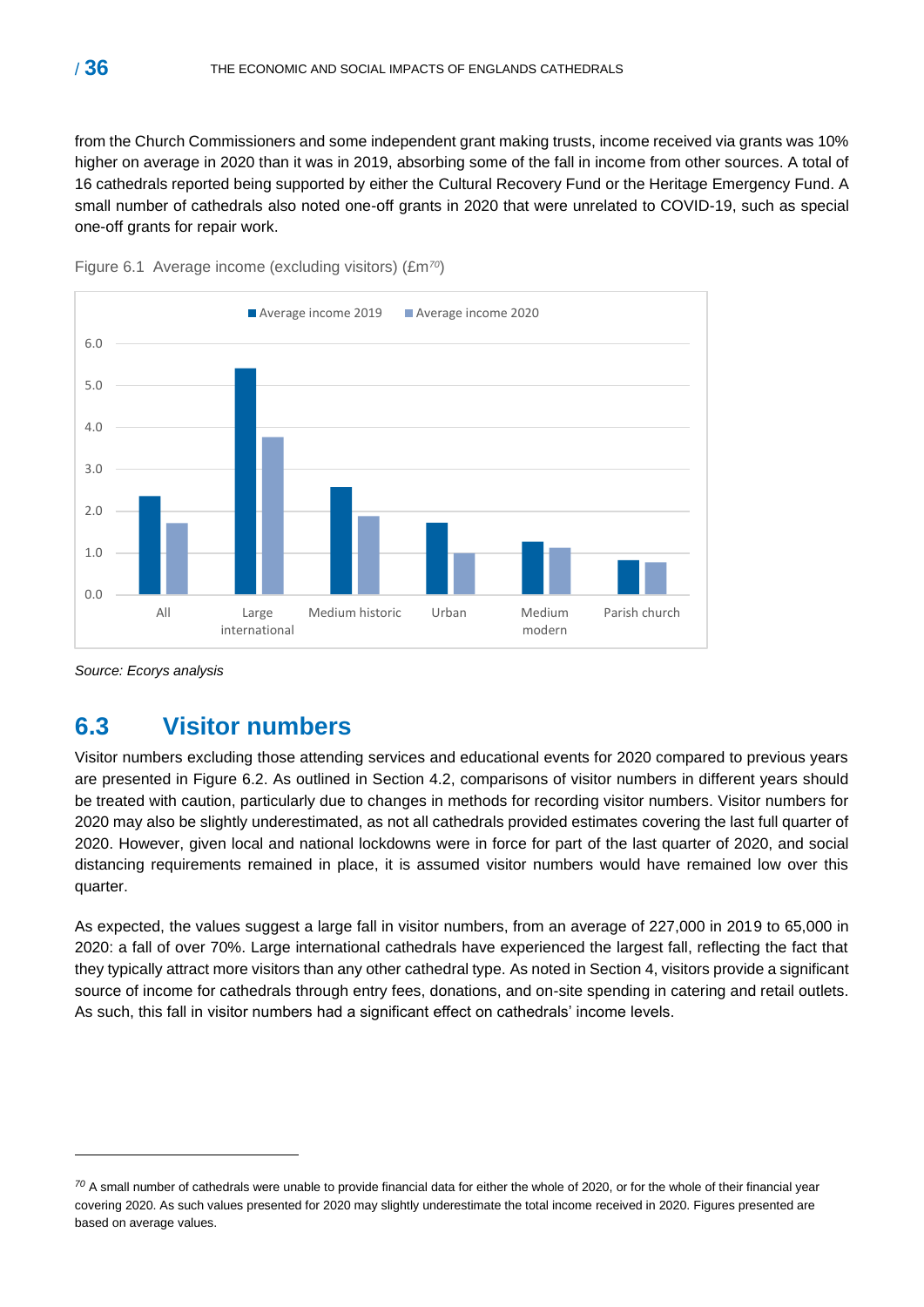from the Church Commissioners and some independent grant making trusts, income received via grants was 10% higher on average in 2020 than it was in 2019, absorbing some of the fall in income from other sources. A total of 16 cathedrals reported being supported by either the Cultural Recovery Fund or the Heritage Emergency Fund. A small number of cathedrals also noted one-off grants in 2020 that were unrelated to COVID-19, such as special one-off grants for repair work.

Figure 6.1 Average income (excluding visitors) (£m[70])

*Source: Ecorys analysis*

## 6.3 Visitor numbers

Visitor numbers excluding those attending services and educational events for 2020 compared to previous years are presented in Figure 6.2. As outlined in Section 4.2, comparisons of visitor numbers in different years should be treated with caution, particularly due to changes in methods for recording visitor numbers. Visitor numbers for 2020 may also be slightly underestimated, as not all cathedrals provided estimates covering the last full quarter of 2020. However, given local and national lockdowns were in force for part of the last quarter of 2020, and social distancing requirements remained in place, it is assumed visitor numbers would have remained low over this quarter.

As expected, the values suggest a large fall in visitor numbers, from an average of 227,000 in 2019 to 65,000 in 2020: a fall of over 70%. Large international cathedrals have experienced the largest fall, reflecting the fact that they typically attract more visitors than any other cathedral type. As noted in Section 4, visitors provide a significant source of income for cathedrals through entry fees, donations, and on-site spending in catering and retail outlets. As such, this fall in visitor numbers had a significant effect on cathedrals' income levels.

---

[70] A small number of cathedrals were unable to provide financial data for either the whole of 2020, or for the whole of their financial year covering 2020. As such values presented for 2020 may slightly underestimate the total income received in 2020. Figures presented are based on average values.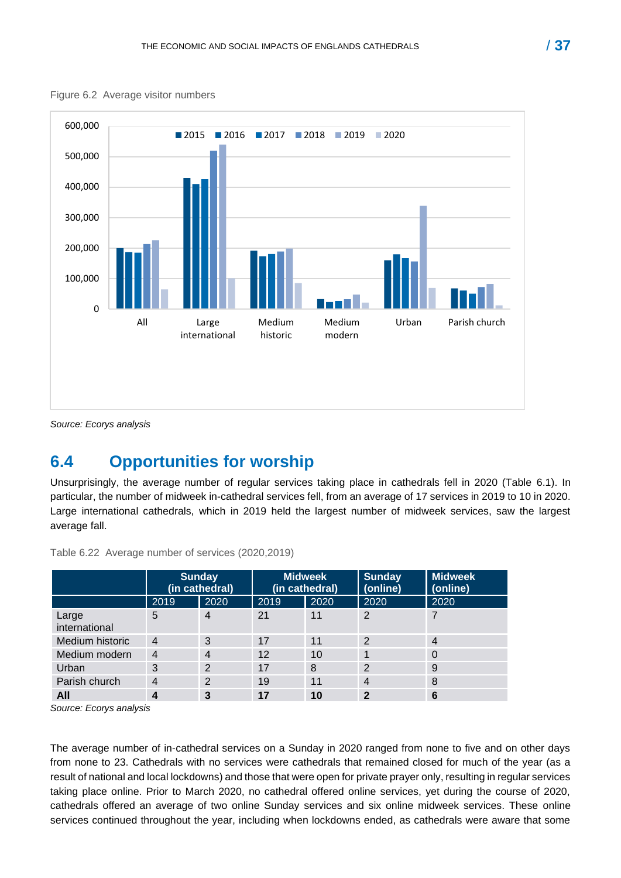Figure 6.2 Average visitor numbers

*Source: Ecorys analysis*

## 6.4 Opportunities for worship

Unsurprisingly, the average number of regular services taking place in cathedrals fell in 2020 (Table 6.1). In particular, the number of midweek in-cathedral services fell, from an average of 17 services in 2019 to 10 in 2020. Large international cathedrals, which in 2019 held the largest number of midweek services, saw the largest average fall.

Table 6.22 Average number of services (2020,2019)

| | Sunday (in cathedral) | | Midweek (in cathedral) | | Sunday (online) | Midweek (online) |
|---|---|---|---|---|---|---|
| | 2019 | 2020 | 2019 | 2020 | 2020 | 2020 |
| Large international | 5 | 4 | 21 | 11 | 2 | 7 |
| Medium historic | 4 | 3 | 17 | 11 | 2 | 4 |
| Medium modern | 4 | 4 | 12 | 10 | 1 | 0 |
| Urban | 3 | 2 | 17 | 8 | 2 | 9 |
| Parish church | 4 | 2 | 19 | 11 | 4 | 8 |
| **All** | **4** | **3** | **17** | **10** | **2** | **6** |

*Source: Ecorys analysis*

The average number of in-cathedral services on a Sunday in 2020 ranged from none to five and on other days from none to 23. Cathedrals with no services were cathedrals that remained closed for much of the year (as a result of national and local lockdowns) and those that were open for private prayer only, resulting in regular services taking place online. Prior to March 2020, no cathedral offered online services, yet during the course of 2020, cathedrals offered an average of two online Sunday services and six online midweek services. These online services continued throughout the year, including when lockdowns ended, as cathedrals were aware that some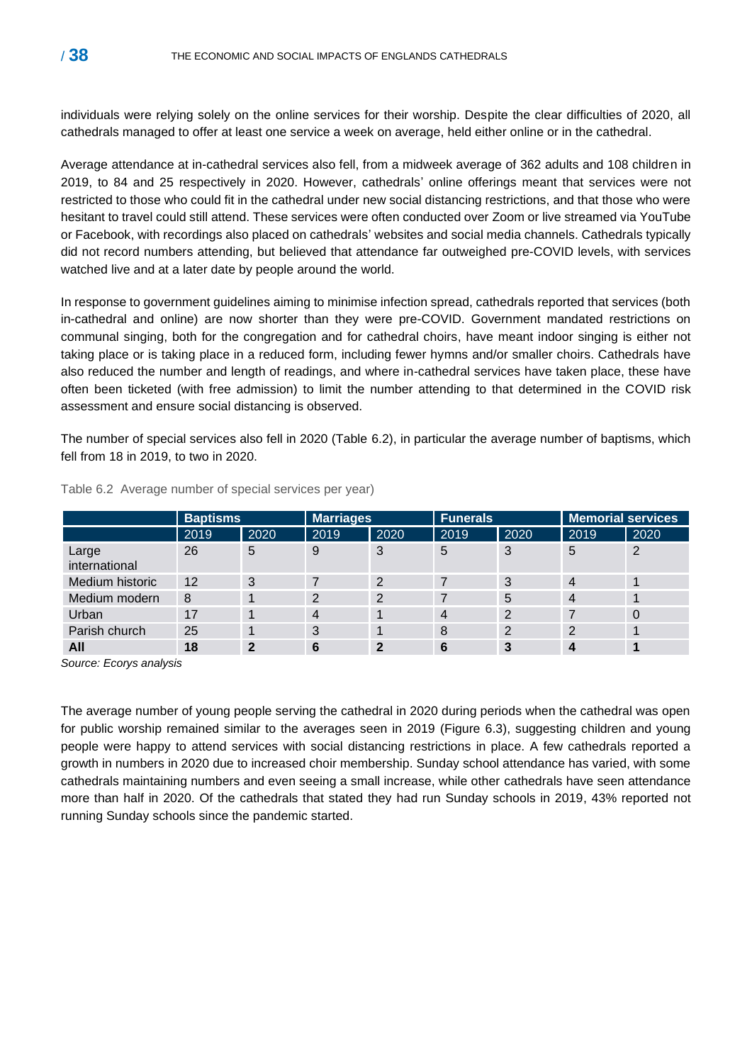individuals were relying solely on the online services for their worship. Despite the clear difficulties of 2020, all cathedrals managed to offer at least one service a week on average, held either online or in the cathedral.

Average attendance at in-cathedral services also fell, from a midweek average of 362 adults and 108 children in 2019, to 84 and 25 respectively in 2020. However, cathedrals' online offerings meant that services were not restricted to those who could fit in the cathedral under new social distancing restrictions, and that those who were hesitant to travel could still attend. These services were often conducted over Zoom or live streamed via YouTube or Facebook, with recordings also placed on cathedrals' websites and social media channels. Cathedrals typically did not record numbers attending, but believed that attendance far outweighed pre-COVID levels, with services watched live and at a later date by people around the world.

In response to government guidelines aiming to minimise infection spread, cathedrals reported that services (both in-cathedral and online) are now shorter than they were pre-COVID. Government mandated restrictions on communal singing, both for the congregation and for cathedral choirs, have meant indoor singing is either not taking place or is taking place in a reduced form, including fewer hymns and/or smaller choirs. Cathedrals have also reduced the number and length of readings, and where in-cathedral services have taken place, these have often been ticketed (with free admission) to limit the number attending to that determined in the COVID risk assessment and ensure social distancing is observed.

The number of special services also fell in 2020 (Table 6.2), in particular the average number of baptisms, which fell from 18 in 2019, to two in 2020.

Table 6.2 Average number of special services per year)

| | Baptisms | | Marriages | | Funerals | | Memorial services | |
|---|---|---|---|---|---|---|---|---|
| | 2019 | 2020 | 2019 | 2020 | 2019 | 2020 | 2019 | 2020 |
| Large international | 26 | 5 | 9 | 3 | 5 | 3 | 5 | 2 |
| Medium historic | 12 | 3 | 7 | 2 | 7 | 3 | 4 | 1 |
| Medium modern | 8 | 1 | 2 | 2 | 7 | 5 | 4 | 1 |
| Urban | 17 | 1 | 4 | 1 | 4 | 2 | 7 | 0 |
| Parish church | 25 | 1 | 3 | 1 | 8 | 2 | 2 | 1 |
| **All** | **18** | **2** | **6** | **2** | **6** | **3** | **4** | **1** |

*Source: Ecorys analysis*

The average number of young people serving the cathedral in 2020 during periods when the cathedral was open for public worship remained similar to the averages seen in 2019 (Figure 6.3), suggesting children and young people were happy to attend services with social distancing restrictions in place. A few cathedrals reported a growth in numbers in 2020 due to increased choir membership. Sunday school attendance has varied, with some cathedrals maintaining numbers and even seeing a small increase, while other cathedrals have seen attendance more than half in 2020. Of the cathedrals that stated they had run Sunday schools in 2019, 43% reported not running Sunday schools since the pandemic started.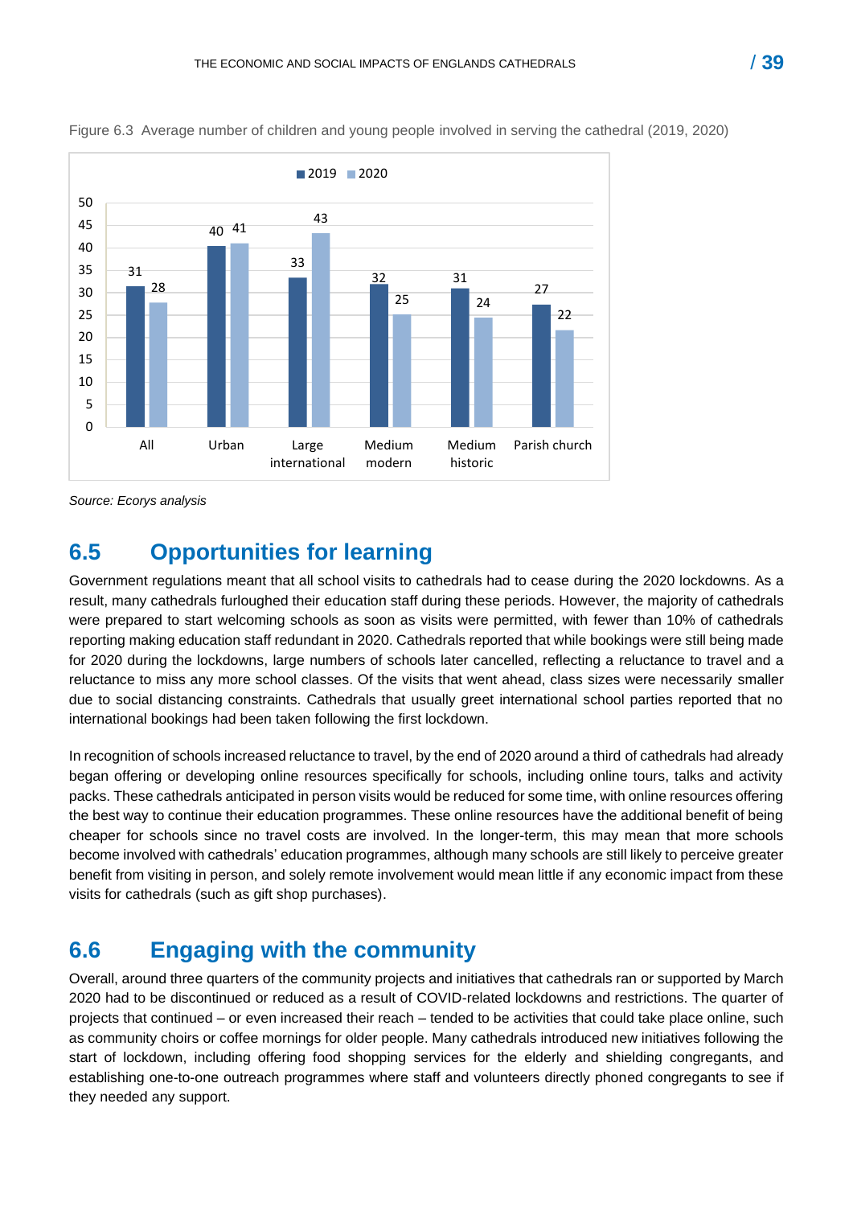Figure 6.3 Average number of children and young people involved in serving the cathedral (2019, 2020)

| | 2019 | 2020 |
|---|---|---|
| All | 31 | 28 |
| Urban | 40 | 41 |
| Large international | 33 | 43 |
| Medium modern | 32 | 25 |
| Medium historic | 31 | 24 |
| Parish church | 27 | 22 |

*Source: Ecorys analysis*

## 6.5 Opportunities for learning

Government regulations meant that all school visits to cathedrals had to cease during the 2020 lockdowns. As a result, many cathedrals furloughed their education staff during these periods. However, the majority of cathedrals were prepared to start welcoming schools as soon as visits were permitted, with fewer than 10% of cathedrals reporting making education staff redundant in 2020. Cathedrals reported that while bookings were still being made for 2020 during the lockdowns, large numbers of schools later cancelled, reflecting a reluctance to travel and a reluctance to miss any more school classes. Of the visits that went ahead, class sizes were necessarily smaller due to social distancing constraints. Cathedrals that usually greet international school parties reported that no international bookings had been taken following the first lockdown.

In recognition of schools increased reluctance to travel, by the end of 2020 around a third of cathedrals had already began offering or developing online resources specifically for schools, including online tours, talks and activity packs. These cathedrals anticipated in person visits would be reduced for some time, with online resources offering the best way to continue their education programmes. These online resources have the additional benefit of being cheaper for schools since no travel costs are involved. In the longer-term, this may mean that more schools become involved with cathedrals' education programmes, although many schools are still likely to perceive greater benefit from visiting in person, and solely remote involvement would mean little if any economic impact from these visits for cathedrals (such as gift shop purchases).

## 6.6 Engaging with the community

Overall, around three quarters of the community projects and initiatives that cathedrals ran or supported by March 2020 had to be discontinued or reduced as a result of COVID-related lockdowns and restrictions. The quarter of projects that continued – or even increased their reach – tended to be activities that could take place online, such as community choirs or coffee mornings for older people. Many cathedrals introduced new initiatives following the start of lockdown, including offering food shopping services for the elderly and shielding congregants, and establishing one-to-one outreach programmes where staff and volunteers directly phoned congregants to see if they needed any support.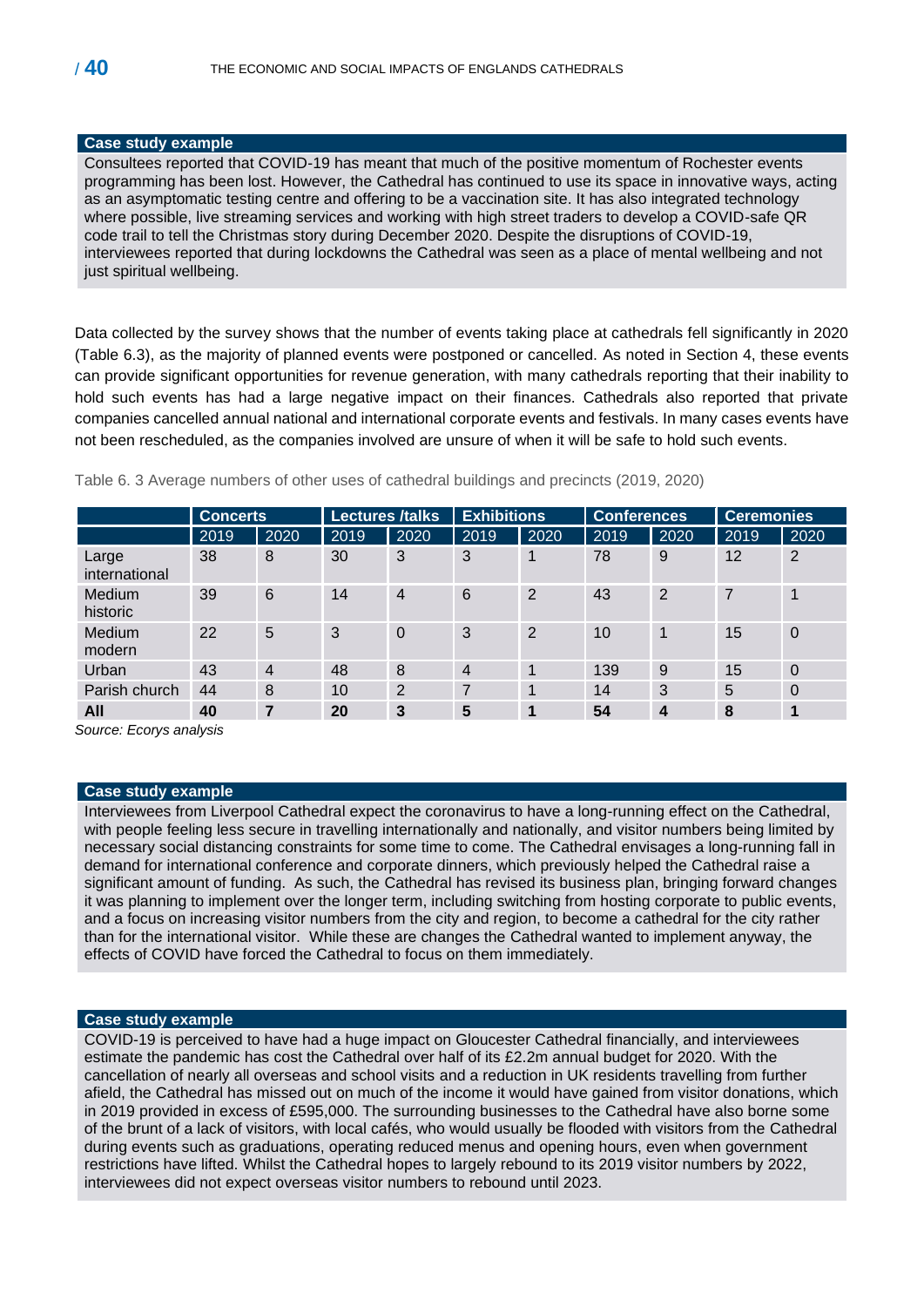**Case study example**

Consultees reported that COVID-19 has meant that much of the positive momentum of Rochester events programming has been lost. However, the Cathedral has continued to use its space in innovative ways, acting as an asymptomatic testing centre and offering to be a vaccination site. It has also integrated technology where possible, live streaming services and working with high street traders to develop a COVID-safe QR code trail to tell the Christmas story during December 2020. Despite the disruptions of COVID-19, interviewees reported that during lockdowns the Cathedral was seen as a place of mental wellbeing and not just spiritual wellbeing.

Data collected by the survey shows that the number of events taking place at cathedrals fell significantly in 2020 (Table 6.3), as the majority of planned events were postponed or cancelled. As noted in Section 4, these events can provide significant opportunities for revenue generation, with many cathedrals reporting that their inability to hold such events has had a large negative impact on their finances. Cathedrals also reported that private companies cancelled annual national and international corporate events and festivals. In many cases events have not been rescheduled, as the companies involved are unsure of when it will be safe to hold such events.

Table 6. 3 Average numbers of other uses of cathedral buildings and precincts (2019, 2020)

| | Concerts | | Lectures /talks | | Exhibitions | | Conferences | | Ceremonies | |
|---|---|---|---|---|---|---|---|---|---|---|
| | 2019 | 2020 | 2019 | 2020 | 2019 | 2020 | 2019 | 2020 | 2019 | 2020 |
| Large international | 38 | 8 | 30 | 3 | 3 | 1 | 78 | 9 | 12 | 2 |
| Medium historic | 39 | 6 | 14 | 4 | 6 | 2 | 43 | 2 | 7 | 1 |
| Medium modern | 22 | 5 | 3 | 0 | 3 | 2 | 10 | 1 | 15 | 0 |
| Urban | 43 | 4 | 48 | 8 | 4 | 1 | 139 | 9 | 15 | 0 |
| Parish church | 44 | 8 | 10 | 2 | 7 | 1 | 14 | 3 | 5 | 0 |
| **All** | **40** | **7** | **20** | **3** | **5** | **1** | **54** | **4** | **8** | **1** |

*Source: Ecorys analysis*

**Case study example**

Interviewees from Liverpool Cathedral expect the coronavirus to have a long-running effect on the Cathedral, with people feeling less secure in travelling internationally and nationally, and visitor numbers being limited by necessary social distancing constraints for some time to come. The Cathedral envisages a long-running fall in demand for international conference and corporate dinners, which previously helped the Cathedral raise a significant amount of funding. As such, the Cathedral has revised its business plan, bringing forward changes it was planning to implement over the longer term, including switching from hosting corporate to public events, and a focus on increasing visitor numbers from the city and region, to become a cathedral for the city rather than for the international visitor. While these are changes the Cathedral wanted to implement anyway, the effects of COVID have forced the Cathedral to focus on them immediately.

**Case study example**

COVID-19 is perceived to have had a huge impact on Gloucester Cathedral financially, and interviewees estimate the pandemic has cost the Cathedral over half of its £2.2m annual budget for 2020. With the cancellation of nearly all overseas and school visits and a reduction in UK residents travelling from further afield, the Cathedral has missed out on much of the income it would have gained from visitor donations, which in 2019 provided in excess of £595,000. The surrounding businesses to the Cathedral have also borne some of the brunt of a lack of visitors, with local cafés, who would usually be flooded with visitors from the Cathedral during events such as graduations, operating reduced menus and opening hours, even when government restrictions have lifted. Whilst the Cathedral hopes to largely rebound to its 2019 visitor numbers by 2022, interviewees did not expect overseas visitor numbers to rebound until 2023.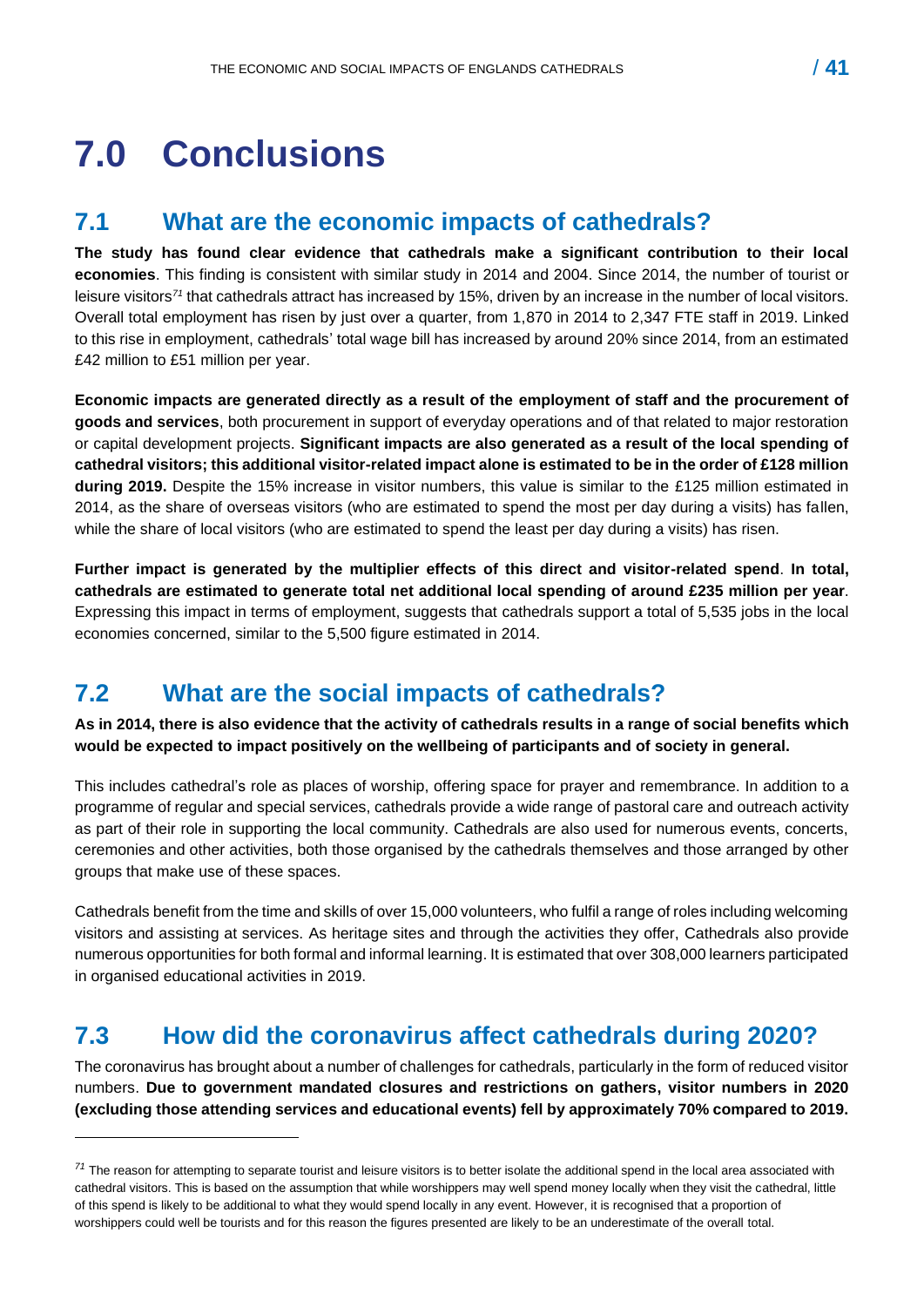# 7.0 Conclusions

## 7.1 What are the economic impacts of cathedrals?

**The study has found clear evidence that cathedrals make a significant contribution to their local economies**. This finding is consistent with similar study in 2014 and 2004. Since 2014, the number of tourist or leisure visitors[71] that cathedrals attract has increased by 15%, driven by an increase in the number of local visitors. Overall total employment has risen by just over a quarter, from 1,870 in 2014 to 2,347 FTE staff in 2019. Linked to this rise in employment, cathedrals' total wage bill has increased by around 20% since 2014, from an estimated £42 million to £51 million per year.

**Economic impacts are generated directly as a result of the employment of staff and the procurement of goods and services**, both procurement in support of everyday operations and of that related to major restoration or capital development projects. **Significant impacts are also generated as a result of the local spending of cathedral visitors; this additional visitor-related impact alone is estimated to be in the order of £128 million during 2019.** Despite the 15% increase in visitor numbers, this value is similar to the £125 million estimated in 2014, as the share of overseas visitors (who are estimated to spend the most per day during a visits) has fallen, while the share of local visitors (who are estimated to spend the least per day during a visits) has risen.

**Further impact is generated by the multiplier effects of this direct and visitor-related spend**. **In total, cathedrals are estimated to generate total net additional local spending of around £235 million per year**. Expressing this impact in terms of employment, suggests that cathedrals support a total of 5,535 jobs in the local economies concerned, similar to the 5,500 figure estimated in 2014.

## 7.2 What are the social impacts of cathedrals?

**As in 2014, there is also evidence that the activity of cathedrals results in a range of social benefits which would be expected to impact positively on the wellbeing of participants and of society in general.**

This includes cathedral's role as places of worship, offering space for prayer and remembrance. In addition to a programme of regular and special services, cathedrals provide a wide range of pastoral care and outreach activity as part of their role in supporting the local community. Cathedrals are also used for numerous events, concerts, ceremonies and other activities, both those organised by the cathedrals themselves and those arranged by other groups that make use of these spaces.

Cathedrals benefit from the time and skills of over 15,000 volunteers, who fulfil a range of roles including welcoming visitors and assisting at services. As heritage sites and through the activities they offer, Cathedrals also provide numerous opportunities for both formal and informal learning. It is estimated that over 308,000 learners participated in organised educational activities in 2019.

## 7.3 How did the coronavirus affect cathedrals during 2020?

The coronavirus has brought about a number of challenges for cathedrals, particularly in the form of reduced visitor numbers. **Due to government mandated closures and restrictions on gathers, visitor numbers in 2020 (excluding those attending services and educational events) fell by approximately 70% compared to 2019.**

---

[71] The reason for attempting to separate tourist and leisure visitors is to better isolate the additional spend in the local area associated with cathedral visitors. This is based on the assumption that while worshippers may well spend money locally when they visit the cathedral, little of this spend is likely to be additional to what they would spend locally in any event. However, it is recognised that a proportion of worshippers could well be tourists and for this reason the figures presented are likely to be an underestimate of the overall total.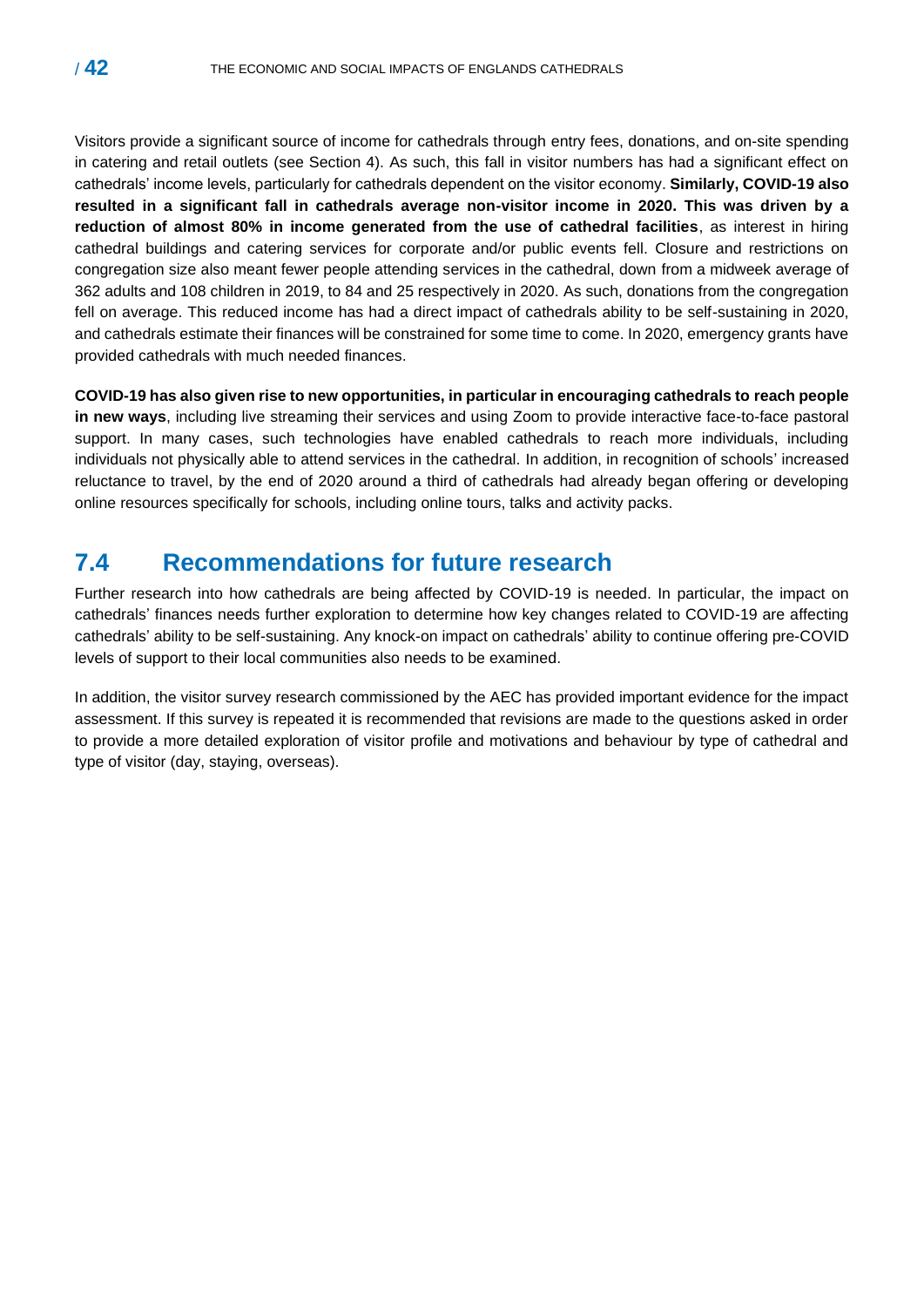Visitors provide a significant source of income for cathedrals through entry fees, donations, and on-site spending in catering and retail outlets (see Section 4). As such, this fall in visitor numbers has had a significant effect on cathedrals' income levels, particularly for cathedrals dependent on the visitor economy. **Similarly, COVID-19 also resulted in a significant fall in cathedrals average non-visitor income in 2020. This was driven by a reduction of almost 80% in income generated from the use of cathedral facilities**, as interest in hiring cathedral buildings and catering services for corporate and/or public events fell. Closure and restrictions on congregation size also meant fewer people attending services in the cathedral, down from a midweek average of 362 adults and 108 children in 2019, to 84 and 25 respectively in 2020. As such, donations from the congregation fell on average. This reduced income has had a direct impact of cathedrals ability to be self-sustaining in 2020, and cathedrals estimate their finances will be constrained for some time to come. In 2020, emergency grants have provided cathedrals with much needed finances.

**COVID-19 has also given rise to new opportunities, in particular in encouraging cathedrals to reach people in new ways**, including live streaming their services and using Zoom to provide interactive face-to-face pastoral support. In many cases, such technologies have enabled cathedrals to reach more individuals, including individuals not physically able to attend services in the cathedral. In addition, in recognition of schools' increased reluctance to travel, by the end of 2020 around a third of cathedrals had already began offering or developing online resources specifically for schools, including online tours, talks and activity packs.

## 7.4 Recommendations for future research

Further research into how cathedrals are being affected by COVID-19 is needed. In particular, the impact on cathedrals' finances needs further exploration to determine how key changes related to COVID-19 are affecting cathedrals' ability to be self-sustaining. Any knock-on impact on cathedrals' ability to continue offering pre-COVID levels of support to their local communities also needs to be examined.

In addition, the visitor survey research commissioned by the AEC has provided important evidence for the impact assessment. If this survey is repeated it is recommended that revisions are made to the questions asked in order to provide a more detailed exploration of visitor profile and motivations and behaviour by type of cathedral and type of visitor (day, staying, overseas).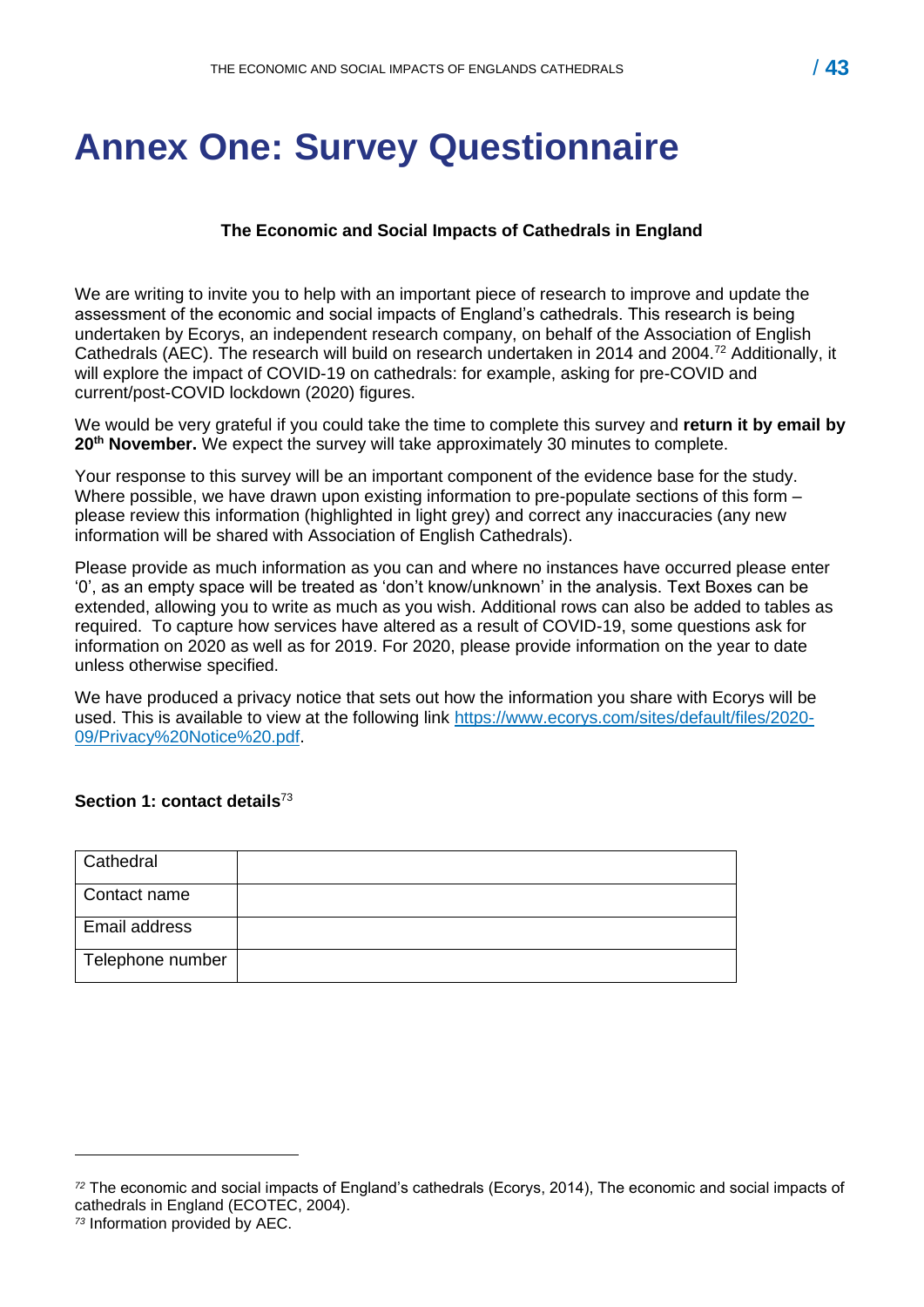# Annex One: Survey Questionnaire

**The Economic and Social Impacts of Cathedrals in England**

We are writing to invite you to help with an important piece of research to improve and update the assessment of the economic and social impacts of England's cathedrals. This research is being undertaken by Ecorys, an independent research company, on behalf of the Association of English Cathedrals (AEC). The research will build on research undertaken in 2014 and 2004.[72] Additionally, it will explore the impact of COVID-19 on cathedrals: for example, asking for pre-COVID and current/post-COVID lockdown (2020) figures.

We would be very grateful if you could take the time to complete this survey and **return it by email by 20th November.** We expect the survey will take approximately 30 minutes to complete.

Your response to this survey will be an important component of the evidence base for the study. Where possible, we have drawn upon existing information to pre-populate sections of this form – please review this information (highlighted in light grey) and correct any inaccuracies (any new information will be shared with Association of English Cathedrals).

Please provide as much information as you can and where no instances have occurred please enter '0', as an empty space will be treated as 'don't know/unknown' in the analysis. Text Boxes can be extended, allowing you to write as much as you wish. Additional rows can also be added to tables as required. To capture how services have altered as a result of COVID-19, some questions ask for information on 2020 as well as for 2019. For 2020, please provide information on the year to date unless otherwise specified.

We have produced a privacy notice that sets out how the information you share with Ecorys will be used. This is available to view at the following link https://www.ecorys.com/sites/default/files/2020-09/Privacy%20Notice%20.pdf.

**Section 1: contact details**[73]

| | |
|---|---|
| Cathedral | |
| Contact name | |
| Email address | |
| Telephone number | |

[72] The economic and social impacts of England's cathedrals (Ecorys, 2014), The economic and social impacts of cathedrals in England (ECOTEC, 2004).

[73] Information provided by AEC.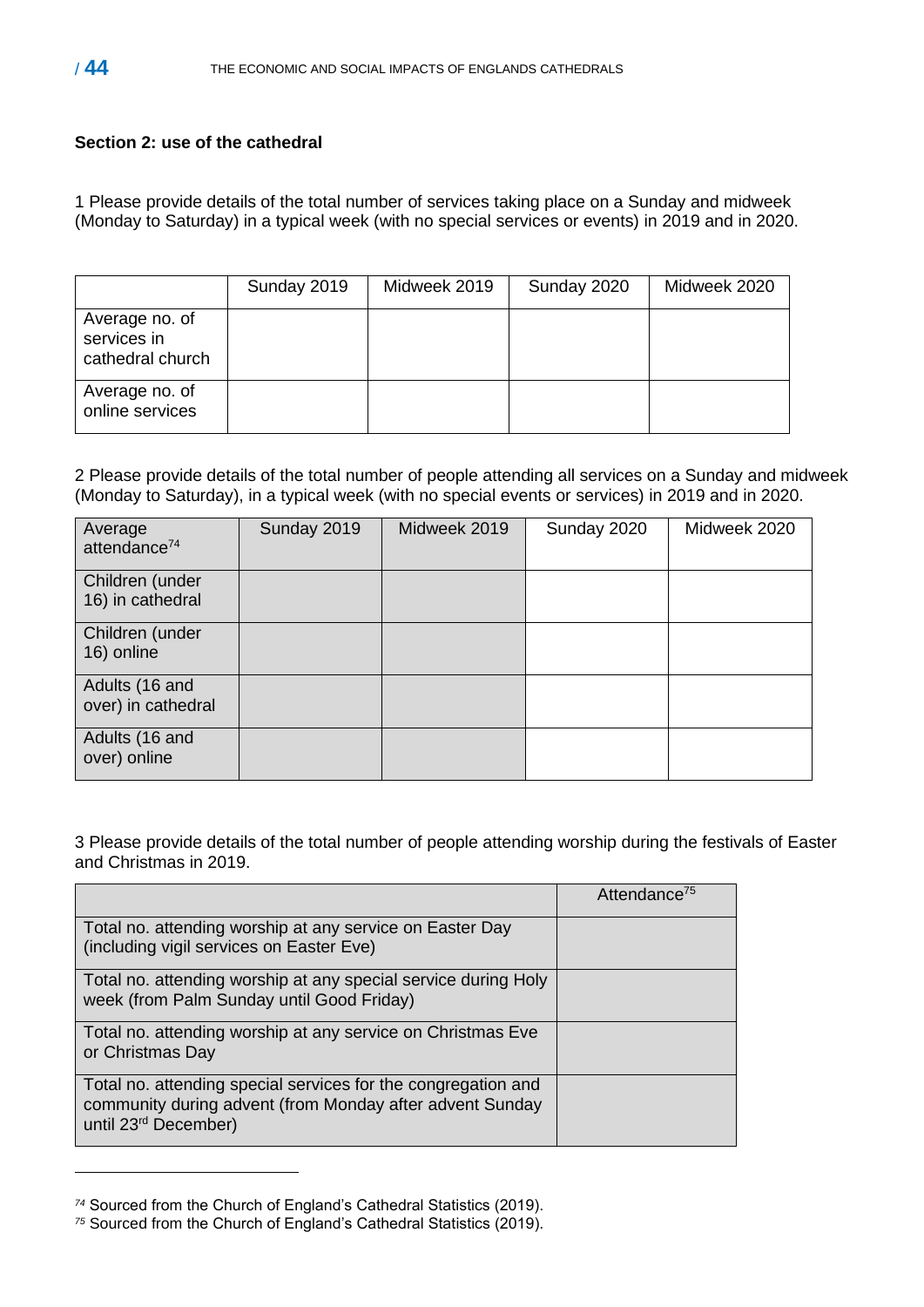**Section 2: use of the cathedral**

1 Please provide details of the total number of services taking place on a Sunday and midweek (Monday to Saturday) in a typical week (with no special services or events) in 2019 and in 2020.

| | Sunday 2019 | Midweek 2019 | Sunday 2020 | Midweek 2020 |
|---|---|---|---|---|
| Average no. of services in cathedral church | | | | |
| Average no. of online services | | | | |

2 Please provide details of the total number of people attending all services on a Sunday and midweek (Monday to Saturday), in a typical week (with no special events or services) in 2019 and in 2020.

| Average attendance[74] | Sunday 2019 | Midweek 2019 | Sunday 2020 | Midweek 2020 |
|---|---|---|---|---|
| Children (under 16) in cathedral | | | | |
| Children (under 16) online | | | | |
| Adults (16 and over) in cathedral | | | | |
| Adults (16 and over) online | | | | |

3 Please provide details of the total number of people attending worship during the festivals of Easter and Christmas in 2019.

| | Attendance[75] |
|---|---|
| Total no. attending worship at any service on Easter Day (including vigil services on Easter Eve) | |
| Total no. attending worship at any special service during Holy week (from Palm Sunday until Good Friday) | |
| Total no. attending worship at any service on Christmas Eve or Christmas Day | |
| Total no. attending special services for the congregation and community during advent (from Monday after advent Sunday until 23rd December) | |

[74] Sourced from the Church of England's Cathedral Statistics (2019).

[75] Sourced from the Church of England's Cathedral Statistics (2019).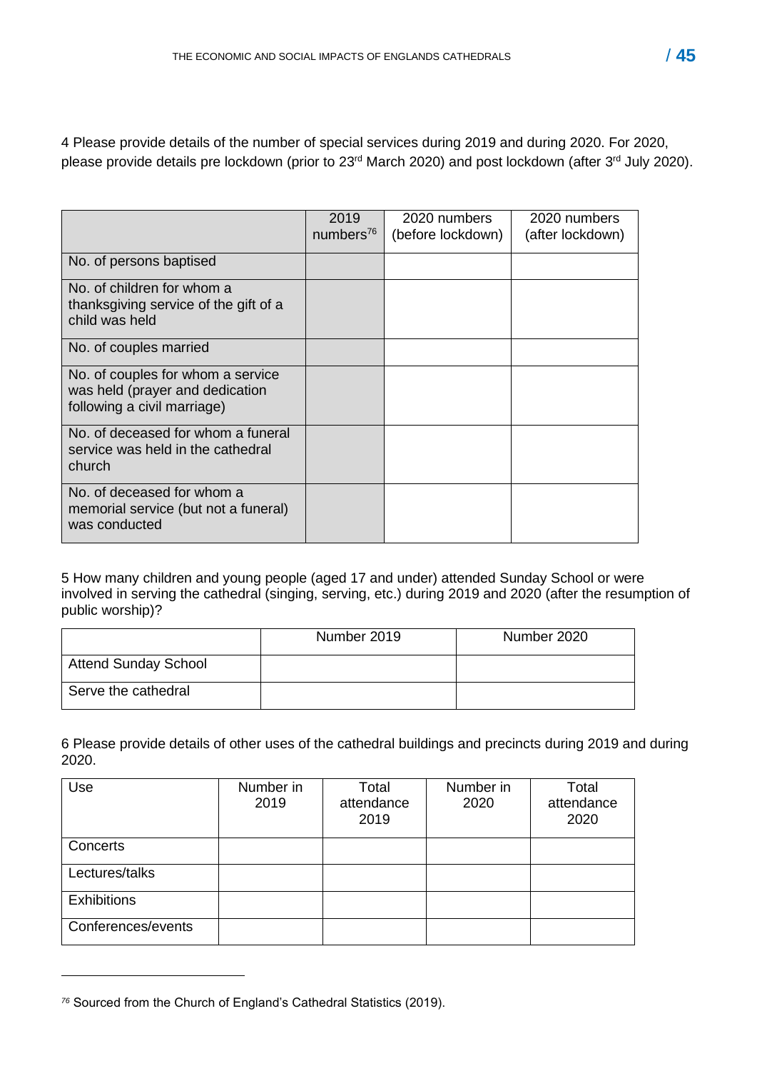4 Please provide details of the number of special services during 2019 and during 2020. For 2020, please provide details pre lockdown (prior to 23rd March 2020) and post lockdown (after 3rd July 2020).

| | 2019 numbers[76] | 2020 numbers (before lockdown) | 2020 numbers (after lockdown) |
|---|---|---|---|
| No. of persons baptised | | | |
| No. of children for whom a thanksgiving service of the gift of a child was held | | | |
| No. of couples married | | | |
| No. of couples for whom a service was held (prayer and dedication following a civil marriage) | | | |
| No. of deceased for whom a funeral service was held in the cathedral church | | | |
| No. of deceased for whom a memorial service (but not a funeral) was conducted | | | |

5 How many children and young people (aged 17 and under) attended Sunday School or were involved in serving the cathedral (singing, serving, etc.) during 2019 and 2020 (after the resumption of public worship)?

| | Number 2019 | Number 2020 |
|---|---|---|
| Attend Sunday School | | |
| Serve the cathedral | | |

6 Please provide details of other uses of the cathedral buildings and precincts during 2019 and during 2020.

| Use | Number in 2019 | Total attendance 2019 | Number in 2020 | Total attendance 2020 |
|---|---|---|---|---|
| Concerts | | | | |
| Lectures/talks | | | | |
| Exhibitions | | | | |
| Conferences/events | | | | |

[76] Sourced from the Church of England's Cathedral Statistics (2019).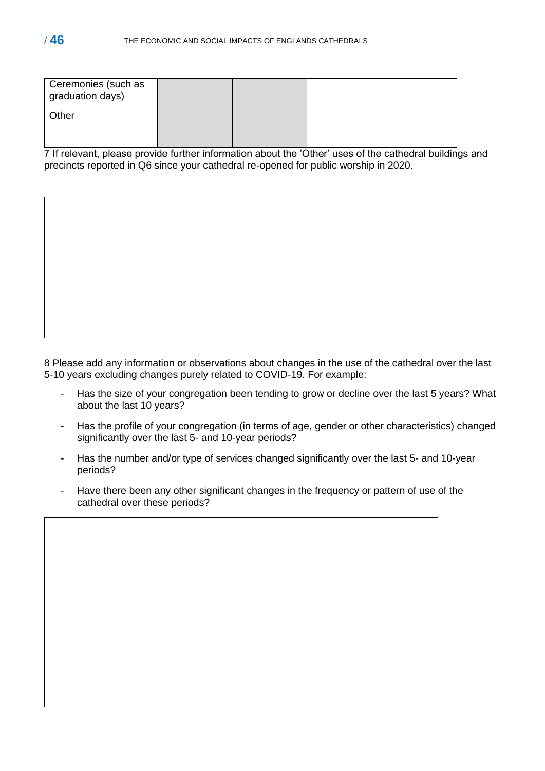| Ceremonies (such as graduation days) | | | | |
|---|---|---|---|---|
| Other | | | | |

7 If relevant, please provide further information about the 'Other' uses of the cathedral buildings and precincts reported in Q6 since your cathedral re-opened for public worship in 2020.

| |
|---|
| |

8 Please add any information or observations about changes in the use of the cathedral over the last 5-10 years excluding changes purely related to COVID-19. For example:

- Has the size of your congregation been tending to grow or decline over the last 5 years? What about the last 10 years?
- Has the profile of your congregation (in terms of age, gender or other characteristics) changed significantly over the last 5- and 10-year periods?
- Has the number and/or type of services changed significantly over the last 5- and 10-year periods?
- Have there been any other significant changes in the frequency or pattern of use of the cathedral over these periods?

| |
|---|
| |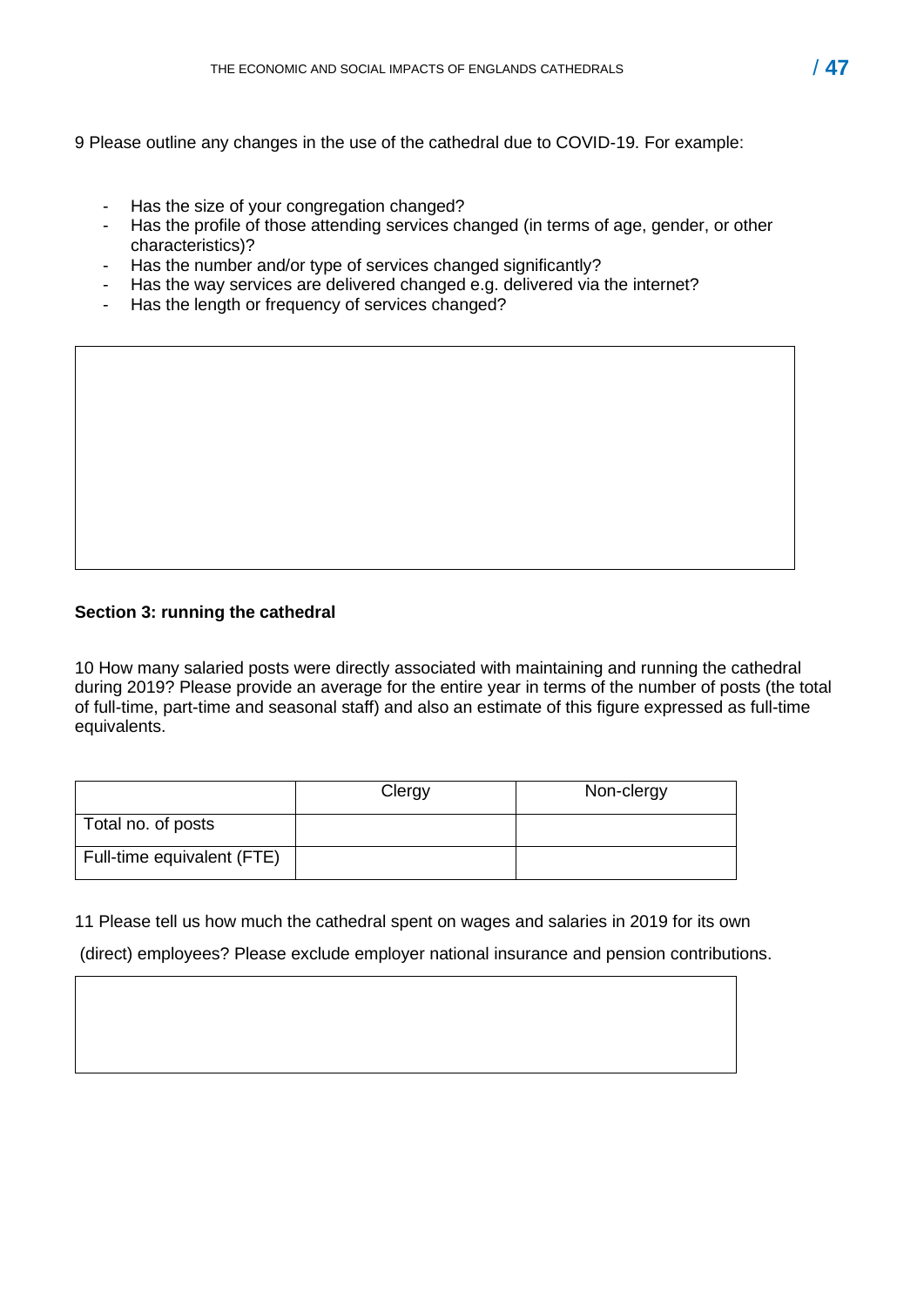9 Please outline any changes in the use of the cathedral due to COVID-19. For example:

- Has the size of your congregation changed?
- Has the profile of those attending services changed (in terms of age, gender, or other characteristics)?
- Has the number and/or type of services changed significantly?
- Has the way services are delivered changed e.g. delivered via the internet?
- Has the length or frequency of services changed?

| |
|---|
| |

**Section 3: running the cathedral**

10 How many salaried posts were directly associated with maintaining and running the cathedral during 2019? Please provide an average for the entire year in terms of the number of posts (the total of full-time, part-time and seasonal staff) and also an estimate of this figure expressed as full-time equivalents.

| | Clergy | Non-clergy |
|---|---|---|
| Total no. of posts | | |
| Full-time equivalent (FTE) | | |

11 Please tell us how much the cathedral spent on wages and salaries in 2019 for its own (direct) employees? Please exclude employer national insurance and pension contributions.

| |
|---|
| |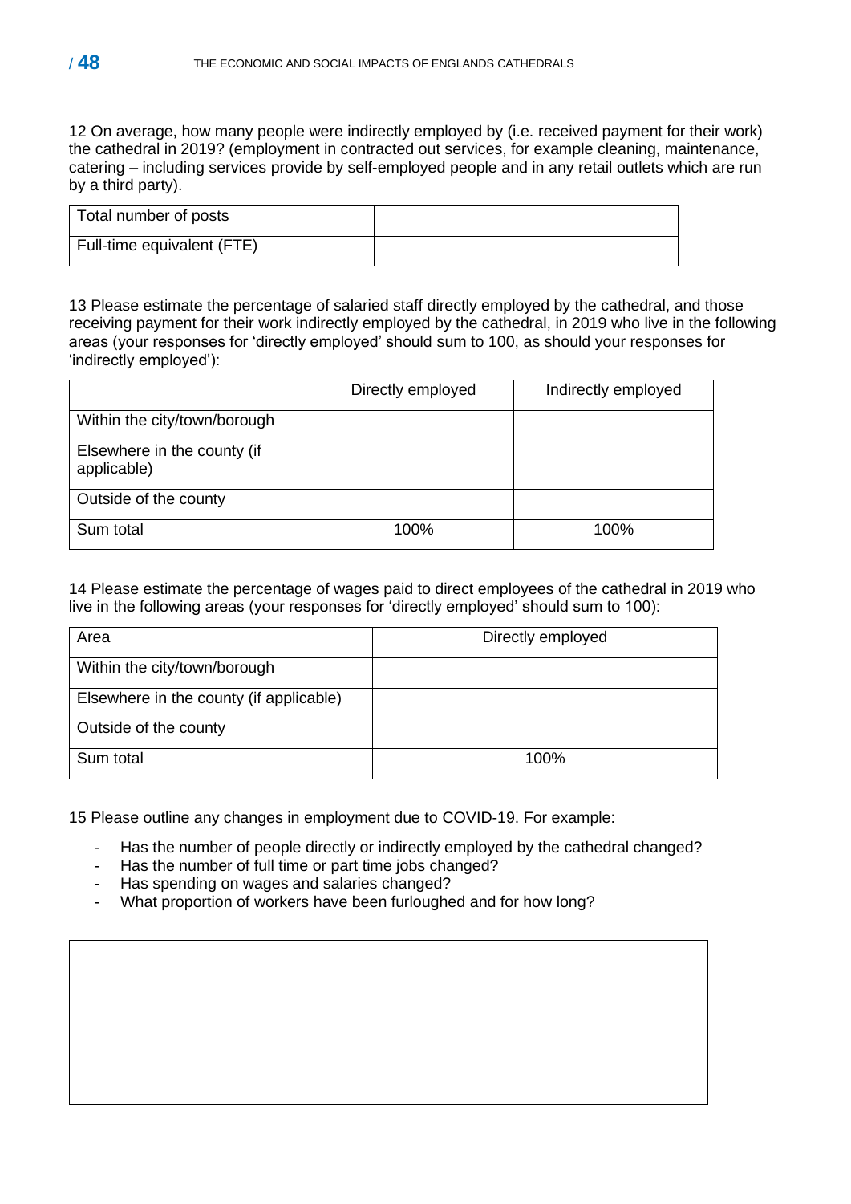12 On average, how many people were indirectly employed by (i.e. received payment for their work) the cathedral in 2019? (employment in contracted out services, for example cleaning, maintenance, catering – including services provide by self-employed people and in any retail outlets which are run by a third party).

| | |
|---|---|
| Total number of posts | |
| Full-time equivalent (FTE) | |

13 Please estimate the percentage of salaried staff directly employed by the cathedral, and those receiving payment for their work indirectly employed by the cathedral, in 2019 who live in the following areas (your responses for 'directly employed' should sum to 100, as should your responses for 'indirectly employed'):

| | Directly employed | Indirectly employed |
|---|---|---|
| Within the city/town/borough | | |
| Elsewhere in the county (if applicable) | | |
| Outside of the county | | |
| Sum total | 100% | 100% |

14 Please estimate the percentage of wages paid to direct employees of the cathedral in 2019 who live in the following areas (your responses for 'directly employed' should sum to 100):

| Area | Directly employed |
|---|---|
| Within the city/town/borough | |
| Elsewhere in the county (if applicable) | |
| Outside of the county | |
| Sum total | 100% |

15 Please outline any changes in employment due to COVID-19. For example:

- Has the number of people directly or indirectly employed by the cathedral changed?
- Has the number of full time or part time jobs changed?
- Has spending on wages and salaries changed?
- What proportion of workers have been furloughed and for how long?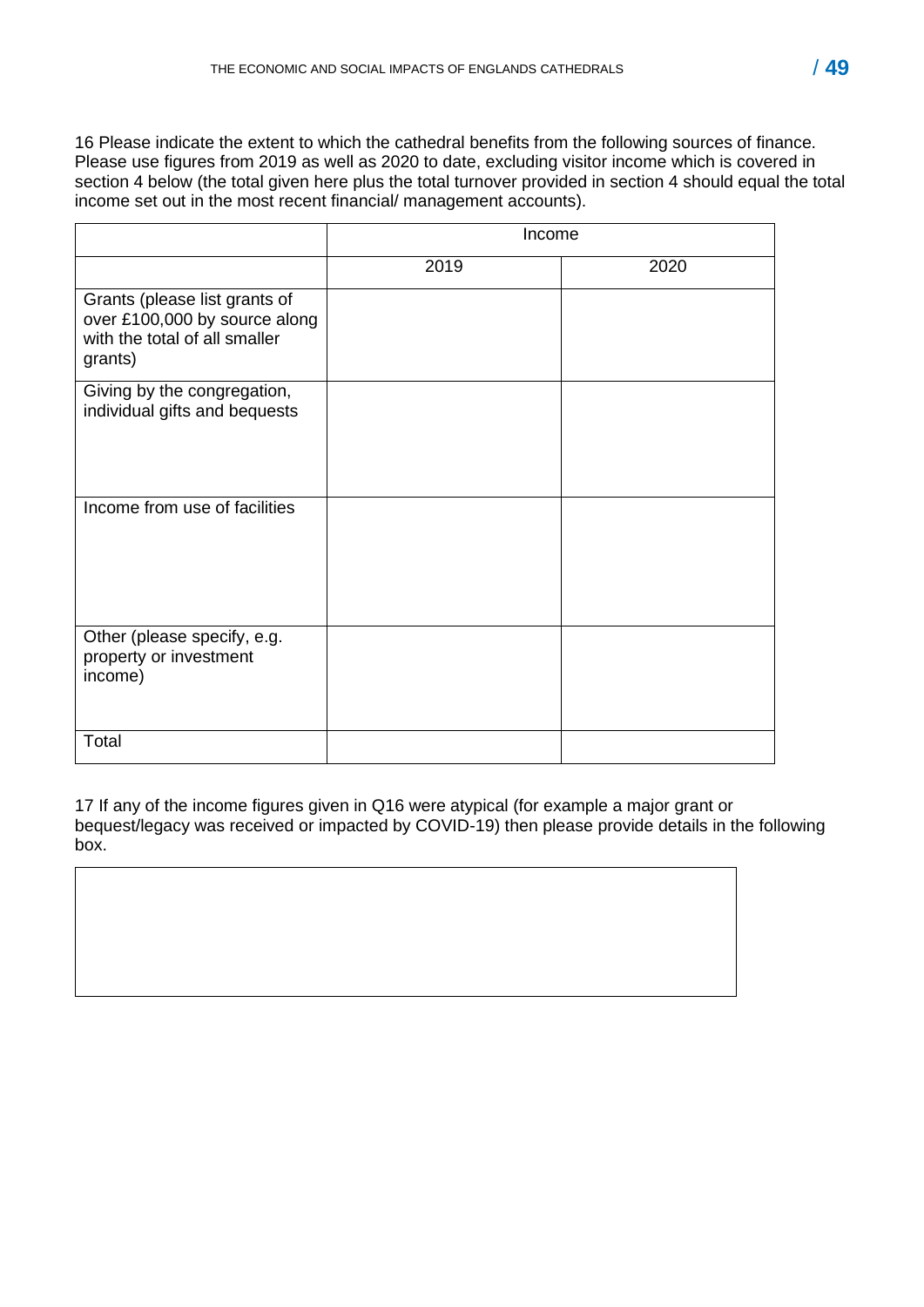16 Please indicate the extent to which the cathedral benefits from the following sources of finance. Please use figures from 2019 as well as 2020 to date, excluding visitor income which is covered in section 4 below (the total given here plus the total turnover provided in section 4 should equal the total income set out in the most recent financial/ management accounts).

| | Income | |
|---|---|---|
| | 2019 | 2020 |
| Grants (please list grants of over £100,000 by source along with the total of all smaller grants) | | |
| Giving by the congregation, individual gifts and bequests | | |
| Income from use of facilities | | |
| Other (please specify, e.g. property or investment income) | | |
| Total | | |

17 If any of the income figures given in Q16 were atypical (for example a major grant or bequest/legacy was received or impacted by COVID-19) then please provide details in the following box.

| |
|---|
| |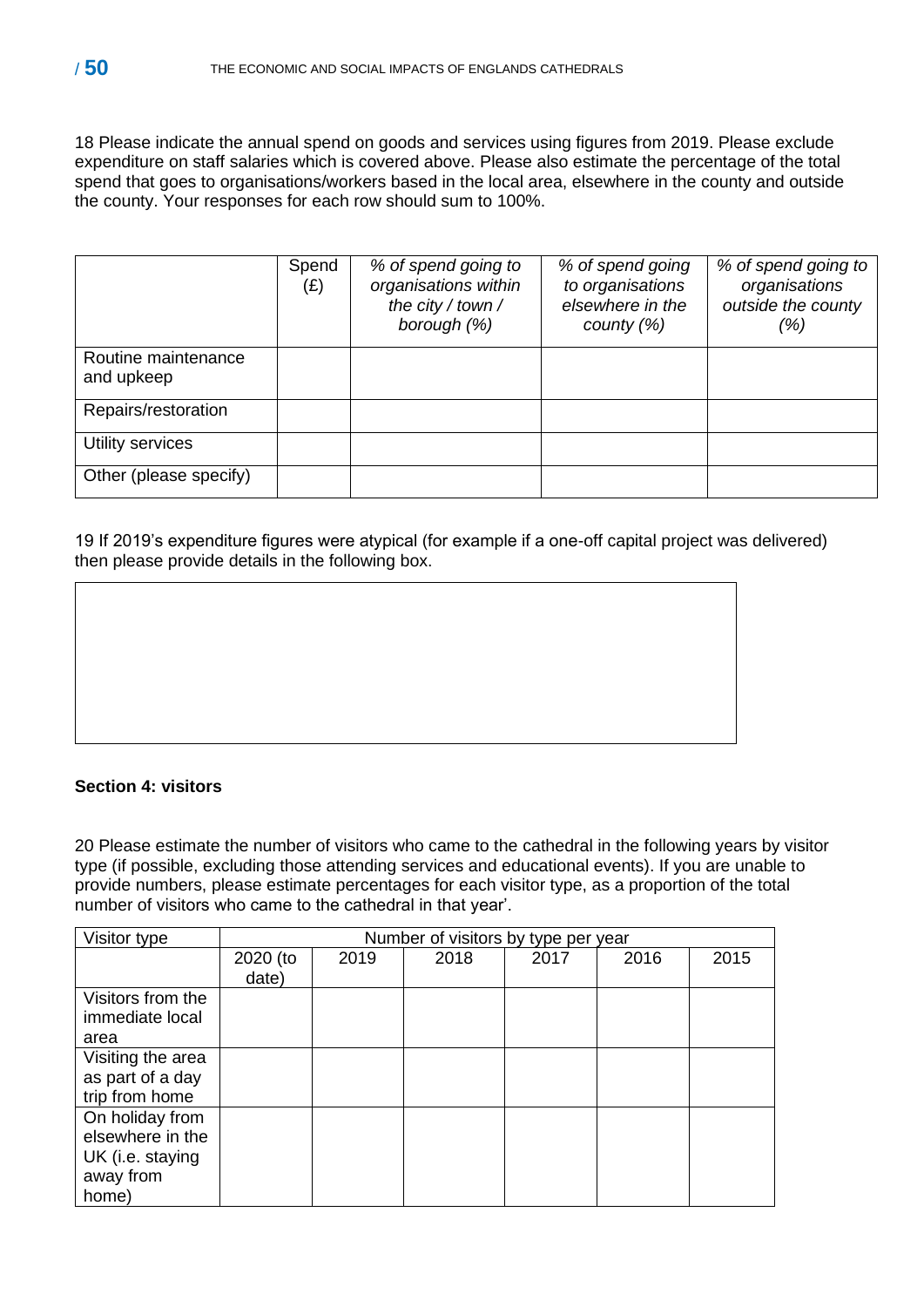18 Please indicate the annual spend on goods and services using figures from 2019. Please exclude expenditure on staff salaries which is covered above. Please also estimate the percentage of the total spend that goes to organisations/workers based in the local area, elsewhere in the county and outside the county. Your responses for each row should sum to 100%.

| | Spend (£) | *% of spend going to organisations within the city / town / borough (%)* | *% of spend going to organisations elsewhere in the county (%)* | *% of spend going to organisations outside the county (%)* |
|---|---|---|---|---|
| Routine maintenance and upkeep | | | | |
| Repairs/restoration | | | | |
| Utility services | | | | |
| Other (please specify) | | | | |

19 If 2019's expenditure figures were atypical (for example if a one-off capital project was delivered) then please provide details in the following box.

| |
|---|
| |

**Section 4: visitors**

20 Please estimate the number of visitors who came to the cathedral in the following years by visitor type (if possible, excluding those attending services and educational events). If you are unable to provide numbers, please estimate percentages for each visitor type, as a proportion of the total number of visitors who came to the cathedral in that year'.

| Visitor type | Number of visitors by type per year | | | | | |
|---|---|---|---|---|---|---|
| | 2020 (to date) | 2019 | 2018 | 2017 | 2016 | 2015 |
| Visitors from the immediate local area | | | | | | |
| Visiting the area as part of a day trip from home | | | | | | |
| On holiday from elsewhere in the UK (i.e. staying away from home) | | | | | | |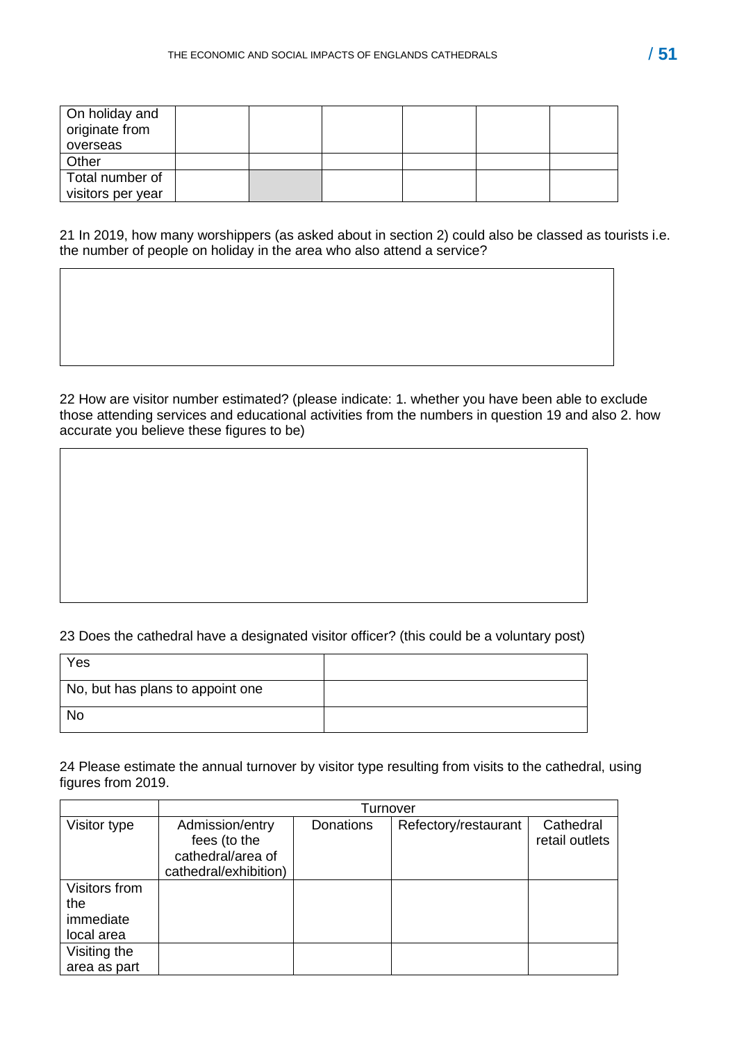| On holiday and originate from overseas | | | | | |
|---|---|---|---|---|---|
| Other | | | | | |
| Total number of visitors per year | | | | | |

21 In 2019, how many worshippers (as asked about in section 2) could also be classed as tourists i.e. the number of people on holiday in the area who also attend a service?

| |
|---|
| |

22 How are visitor number estimated? (please indicate: 1. whether you have been able to exclude those attending services and educational activities from the numbers in question 19 and also 2. how accurate you believe these figures to be)

| |
|---|
| |

23 Does the cathedral have a designated visitor officer? (this could be a voluntary post)

| Yes | |
|---|---|
| No, but has plans to appoint one | |
| No | |

24 Please estimate the annual turnover by visitor type resulting from visits to the cathedral, using figures from 2019.

| | Turnover | | | |
|---|---|---|---|---|
| Visitor type | Admission/entry fees (to the cathedral/area of cathedral/exhibition) | Donations | Refectory/restaurant | Cathedral retail outlets |
| Visitors from the immediate local area | | | | |
| Visiting the area as part | | | | |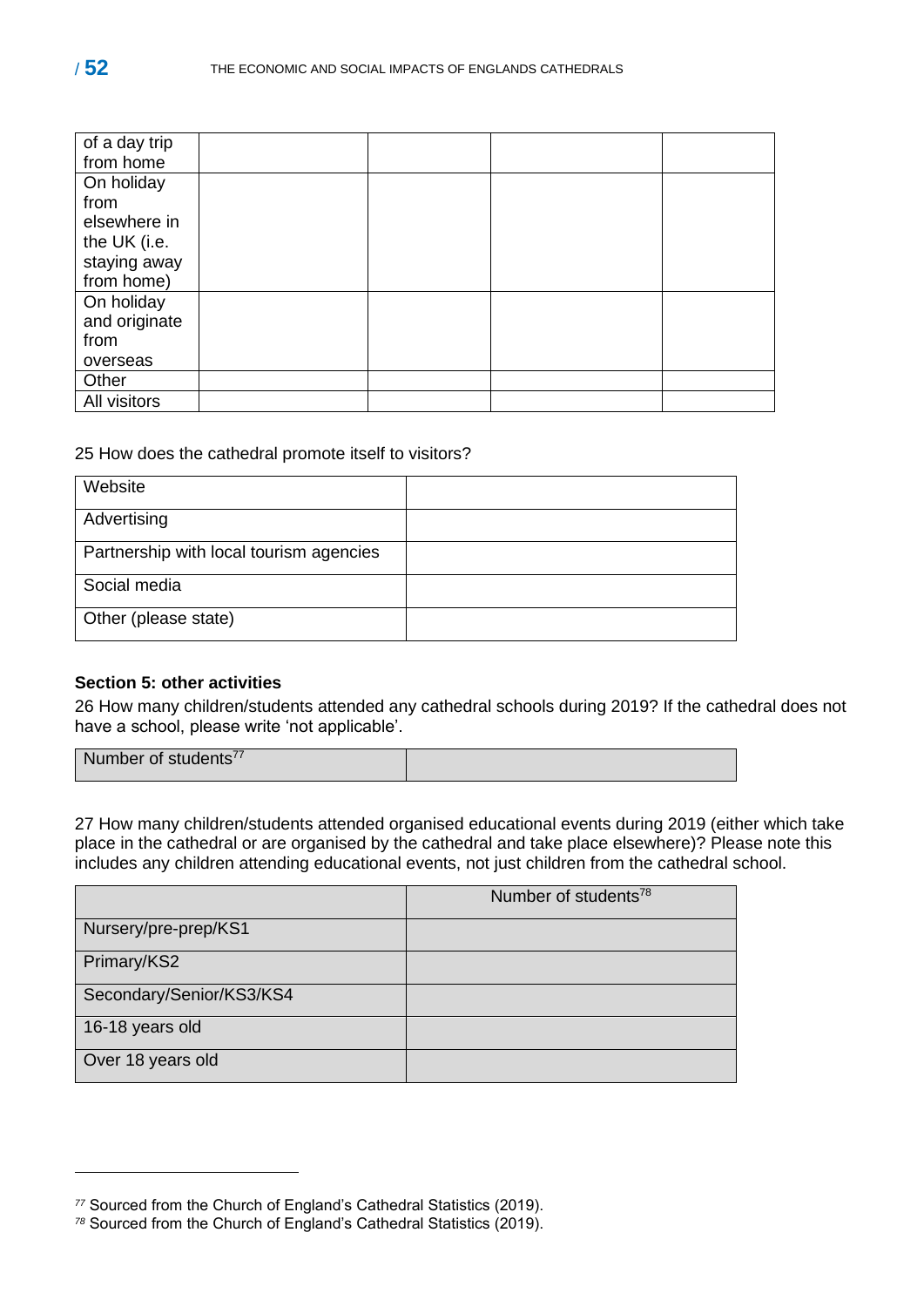| | | | | |
|---|---|---|---|---|
| of a day trip from home | | | | |
| On holiday from elsewhere in the UK (i.e. staying away from home) | | | | |
| On holiday and originate from overseas | | | | |
| Other | | | | |
| All visitors | | | | |

25 How does the cathedral promote itself to visitors?

| | |
|---|---|
| Website | |
| Advertising | |
| Partnership with local tourism agencies | |
| Social media | |
| Other (please state) | |

**Section 5: other activities**

26 How many children/students attended any cathedral schools during 2019? If the cathedral does not have a school, please write 'not applicable'.

| | |
|---|---|
| Number of students[77] | |

27 How many children/students attended organised educational events during 2019 (either which take place in the cathedral or are organised by the cathedral and take place elsewhere)? Please note this includes any children attending educational events, not just children from the cathedral school.

| | Number of students[78] |
|---|---|
| Nursery/pre-prep/KS1 | |
| Primary/KS2 | |
| Secondary/Senior/KS3/KS4 | |
| 16-18 years old | |
| Over 18 years old | |

---

[77] Sourced from the Church of England's Cathedral Statistics (2019).

[78] Sourced from the Church of England's Cathedral Statistics (2019).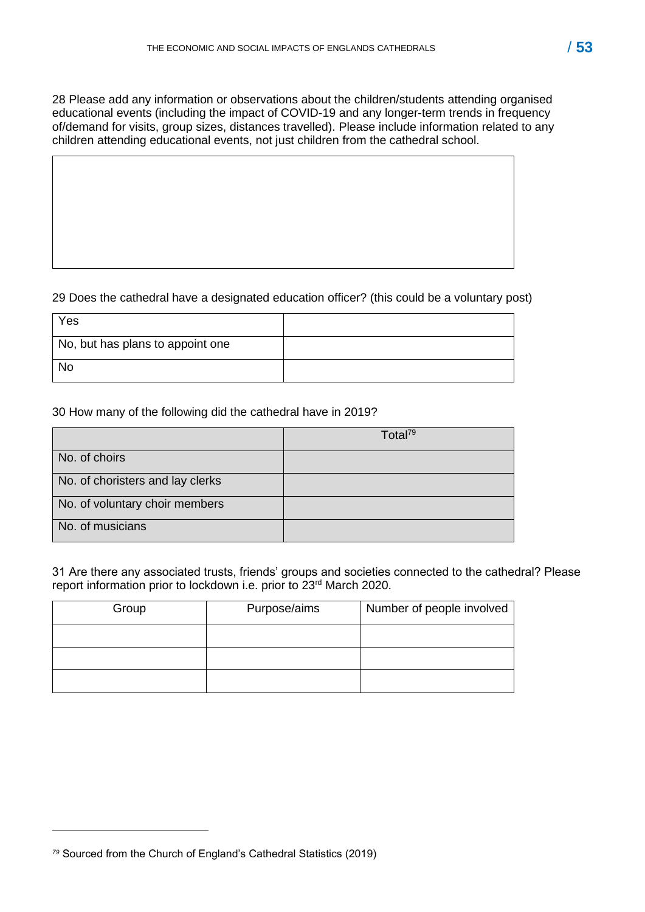28 Please add any information or observations about the children/students attending organised educational events (including the impact of COVID-19 and any longer-term trends in frequency of/demand for visits, group sizes, distances travelled). Please include information related to any children attending educational events, not just children from the cathedral school.

| |
|---|
| |

29 Does the cathedral have a designated education officer? (this could be a voluntary post)

| | |
|---|---|
| Yes | |
| No, but has plans to appoint one | |
| No | |

30 How many of the following did the cathedral have in 2019?

| | Total[79] |
|---|---|
| No. of choirs | |
| No. of choristers and lay clerks | |
| No. of voluntary choir members | |
| No. of musicians | |

31 Are there any associated trusts, friends' groups and societies connected to the cathedral? Please report information prior to lockdown i.e. prior to 23rd March 2020.

| Group | Purpose/aims | Number of people involved |
|---|---|---|
| | | |
| | | |
| | | |

[79] Sourced from the Church of England's Cathedral Statistics (2019)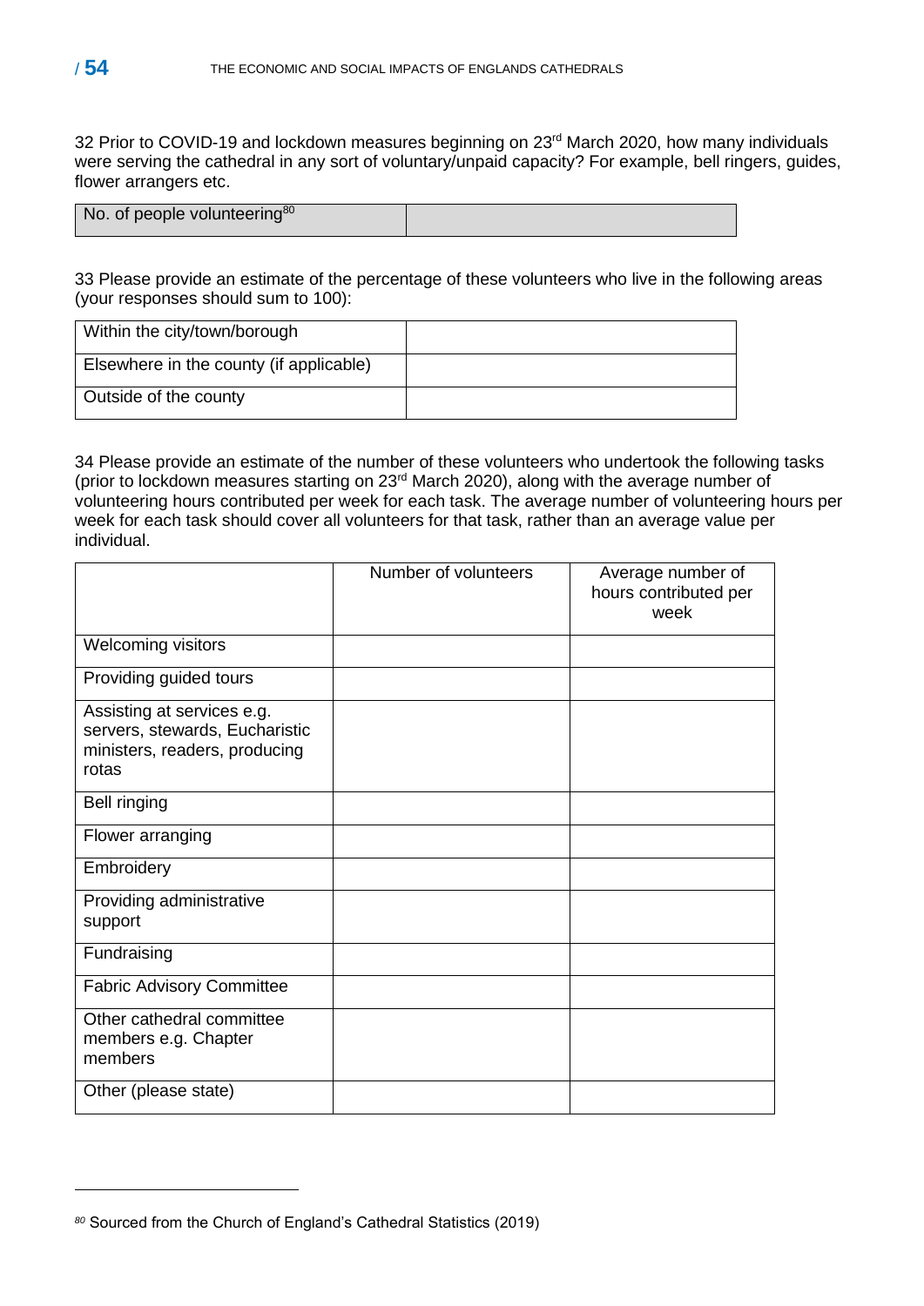32 Prior to COVID-19 and lockdown measures beginning on 23rd March 2020, how many individuals were serving the cathedral in any sort of voluntary/unpaid capacity? For example, bell ringers, guides, flower arrangers etc.

| No. of people volunteering[80] | |
|---|---|

33 Please provide an estimate of the percentage of these volunteers who live in the following areas (your responses should sum to 100):

| | |
|---|---|
| Within the city/town/borough | |
| Elsewhere in the county (if applicable) | |
| Outside of the county | |

34 Please provide an estimate of the number of these volunteers who undertook the following tasks (prior to lockdown measures starting on 23rd March 2020), along with the average number of volunteering hours contributed per week for each task. The average number of volunteering hours per week for each task should cover all volunteers for that task, rather than an average value per individual.

| | Number of volunteers | Average number of hours contributed per week |
|---|---|---|
| Welcoming visitors | | |
| Providing guided tours | | |
| Assisting at services e.g. servers, stewards, Eucharistic ministers, readers, producing rotas | | |
| Bell ringing | | |
| Flower arranging | | |
| Embroidery | | |
| Providing administrative support | | |
| Fundraising | | |
| Fabric Advisory Committee | | |
| Other cathedral committee members e.g. Chapter members | | |
| Other (please state) | | |

[80] Sourced from the Church of England's Cathedral Statistics (2019)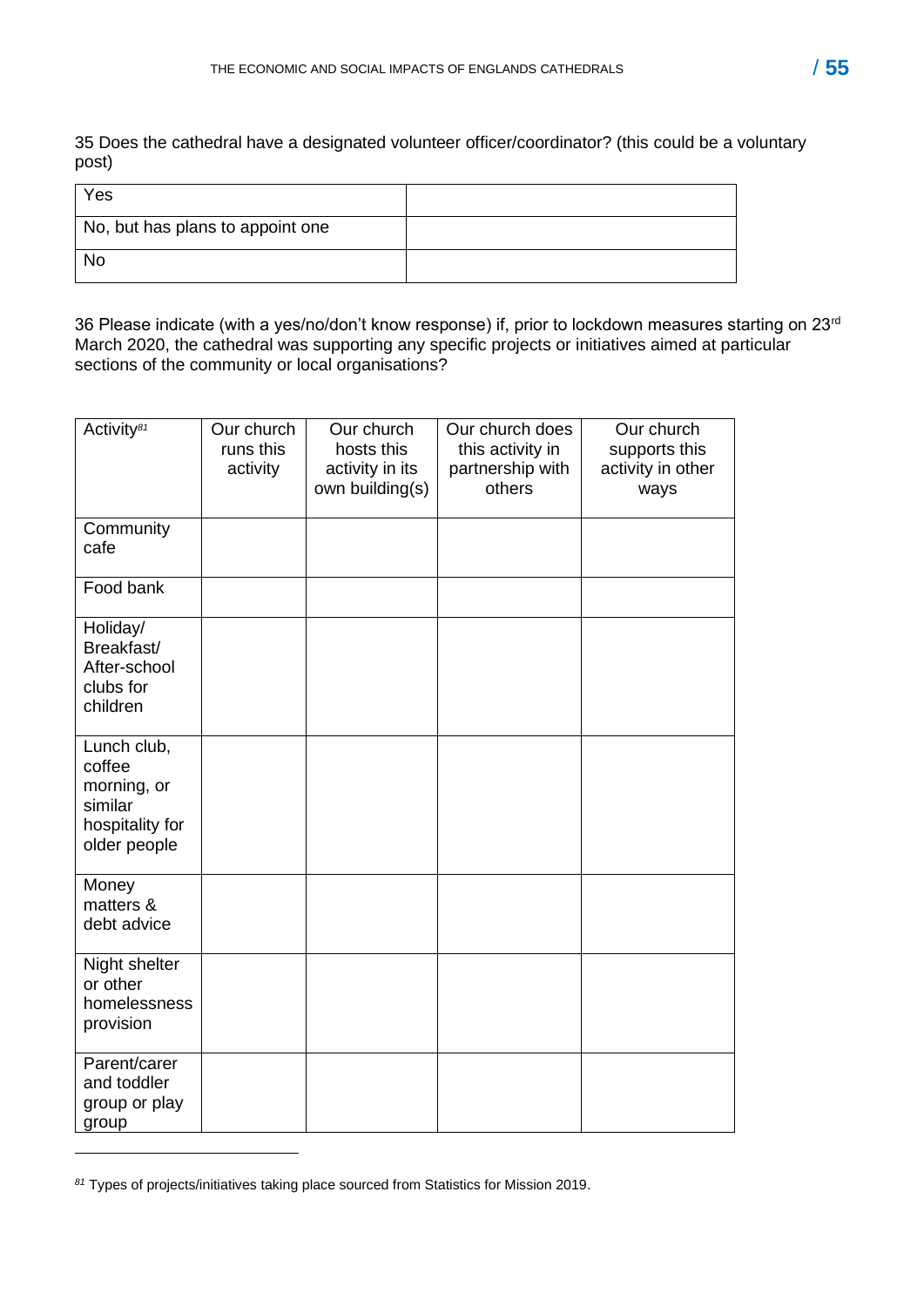35 Does the cathedral have a designated volunteer officer/coordinator? (this could be a voluntary post)

| | |
|---|---|
| Yes | |
| No, but has plans to appoint one | |
| No | |

36 Please indicate (with a yes/no/don't know response) if, prior to lockdown measures starting on 23rd March 2020, the cathedral was supporting any specific projects or initiatives aimed at particular sections of the community or local organisations?

| Activity[81] | Our church runs this activity | Our church hosts this activity in its own building(s) | Our church does this activity in partnership with others | Our church supports this activity in other ways |
|---|---|---|---|---|
| Community cafe | | | | |
| Food bank | | | | |
| Holiday/ Breakfast/ After-school clubs for children | | | | |
| Lunch club, coffee morning, or similar hospitality for older people | | | | |
| Money matters & debt advice | | | | |
| Night shelter or other homelessness provision | | | | |
| Parent/carer and toddler group or play group | | | | |

[81] Types of projects/initiatives taking place sourced from Statistics for Mission 2019.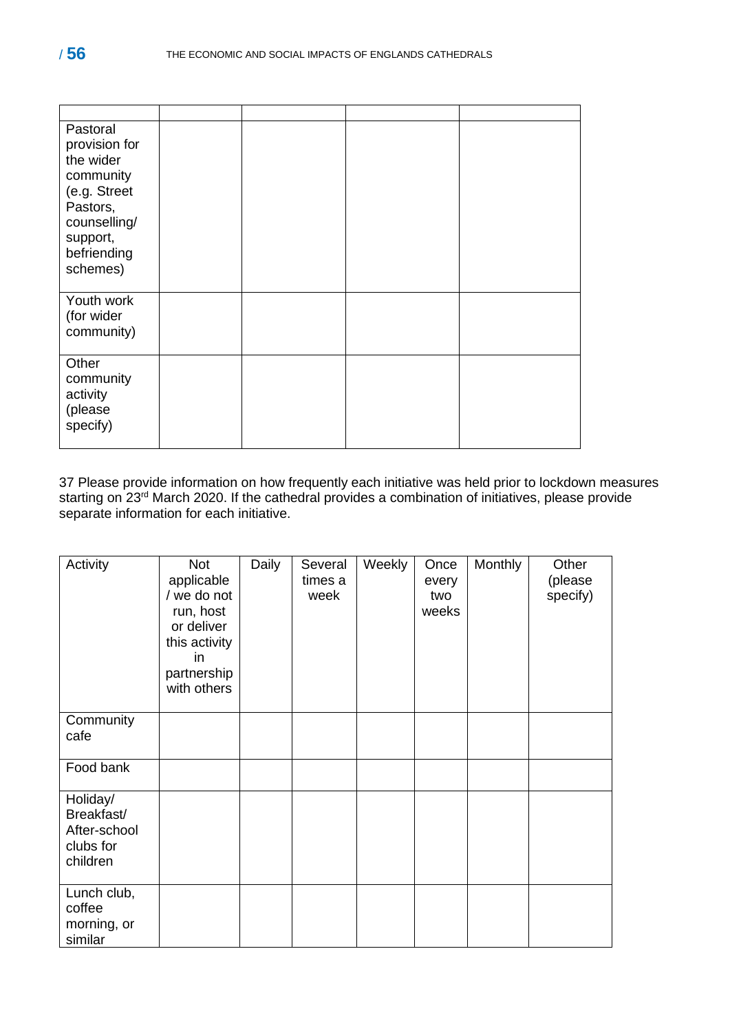| | | | | |
|---|---|---|---|---|
| Pastoral provision for the wider community (e.g. Street Pastors, counselling/ support, befriending schemes) | | | | |
| Youth work (for wider community) | | | | |
| Other community activity (please specify) | | | | |

37 Please provide information on how frequently each initiative was held prior to lockdown measures starting on 23rd March 2020. If the cathedral provides a combination of initiatives, please provide separate information for each initiative.

| Activity | Not applicable / we do not run, host or deliver this activity in partnership with others | Daily | Several times a week | Weekly | Once every two weeks | Monthly | Other (please specify) |
|---|---|---|---|---|---|---|---|
| Community cafe | | | | | | | |
| Food bank | | | | | | | |
| Holiday/ Breakfast/ After-school clubs for children | | | | | | | |
| Lunch club, coffee morning, or similar | | | | | | | |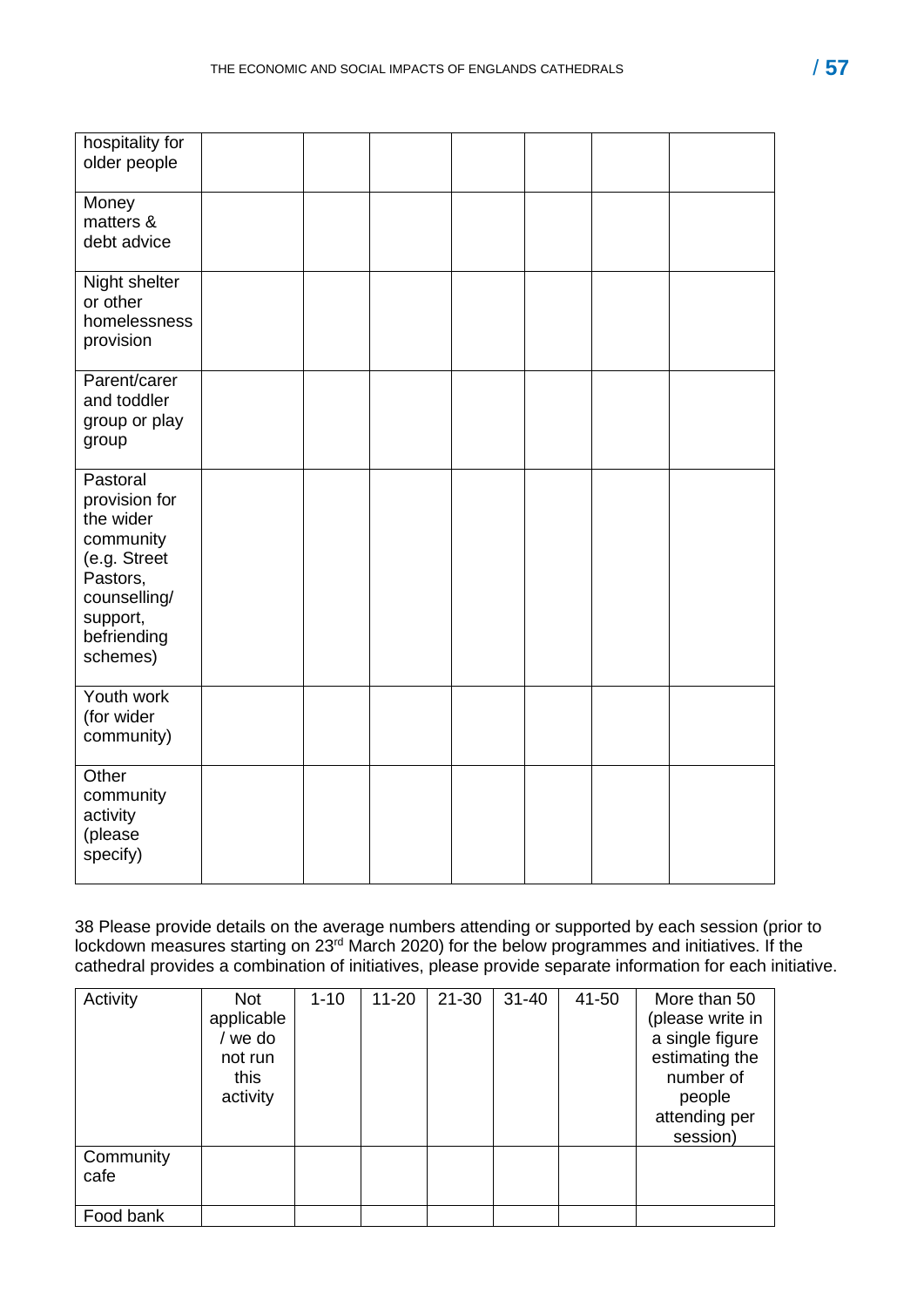| | | | | | | |
|---|---|---|---|---|---|---|
| hospitality for older people | | | | | | |
| Money matters & debt advice | | | | | | |
| Night shelter or other homelessness provision | | | | | | |
| Parent/carer and toddler group or play group | | | | | | |
| Pastoral provision for the wider community (e.g. Street Pastors, counselling/ support, befriending schemes) | | | | | | |
| Youth work (for wider community) | | | | | | |
| Other community activity (please specify) | | | | | | |

38 Please provide details on the average numbers attending or supported by each session (prior to lockdown measures starting on 23rd March 2020) for the below programmes and initiatives. If the cathedral provides a combination of initiatives, please provide separate information for each initiative.

| Activity | Not applicable / we do not run this activity | 1-10 | 11-20 | 21-30 | 31-40 | 41-50 | More than 50 (please write in a single figure estimating the number of people attending per session) |
|---|---|---|---|---|---|---|---|
| Community cafe | | | | | | | |
| Food bank | | | | | | | |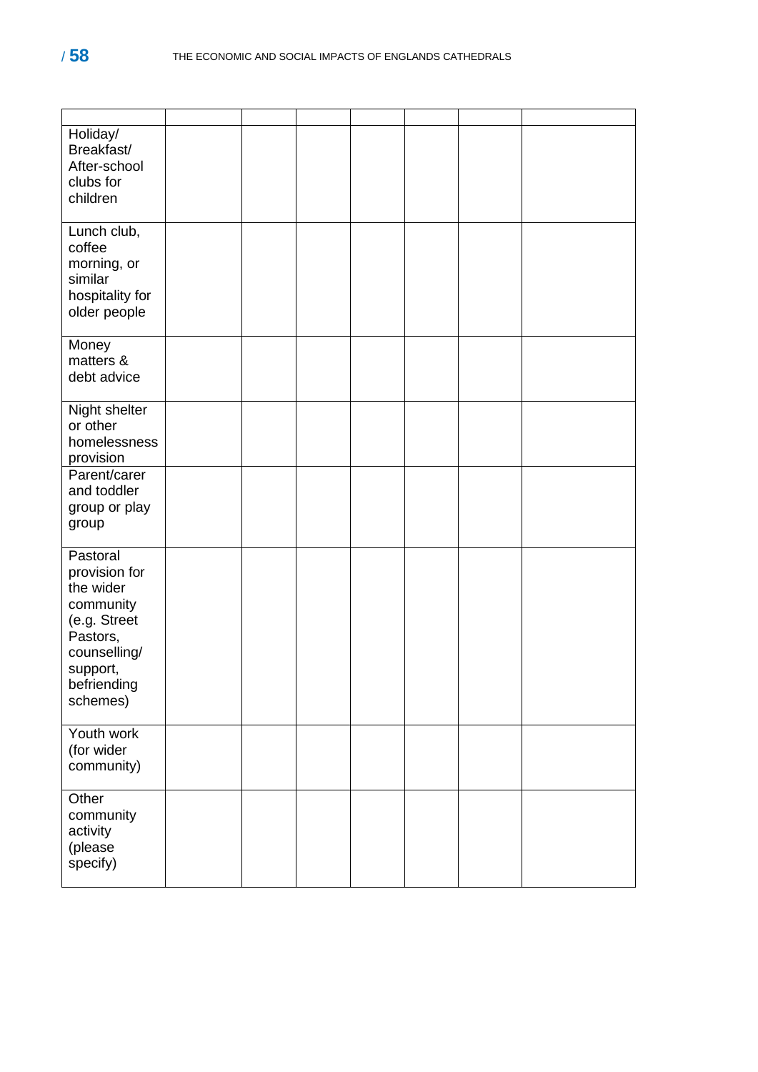| | | | | | | | |
|---|---|---|---|---|---|---|---|
| Holiday/ Breakfast/ After-school clubs for children | | | | | | | |
| Lunch club, coffee morning, or similar hospitality for older people | | | | | | | |
| Money matters & debt advice | | | | | | | |
| Night shelter or other homelessness provision | | | | | | | |
| Parent/carer and toddler group or play group | | | | | | | |
| Pastoral provision for the wider community (e.g. Street Pastors, counselling/ support, befriending schemes) | | | | | | | |
| Youth work (for wider community) | | | | | | | |
| Other community activity (please specify) | | | | | | | |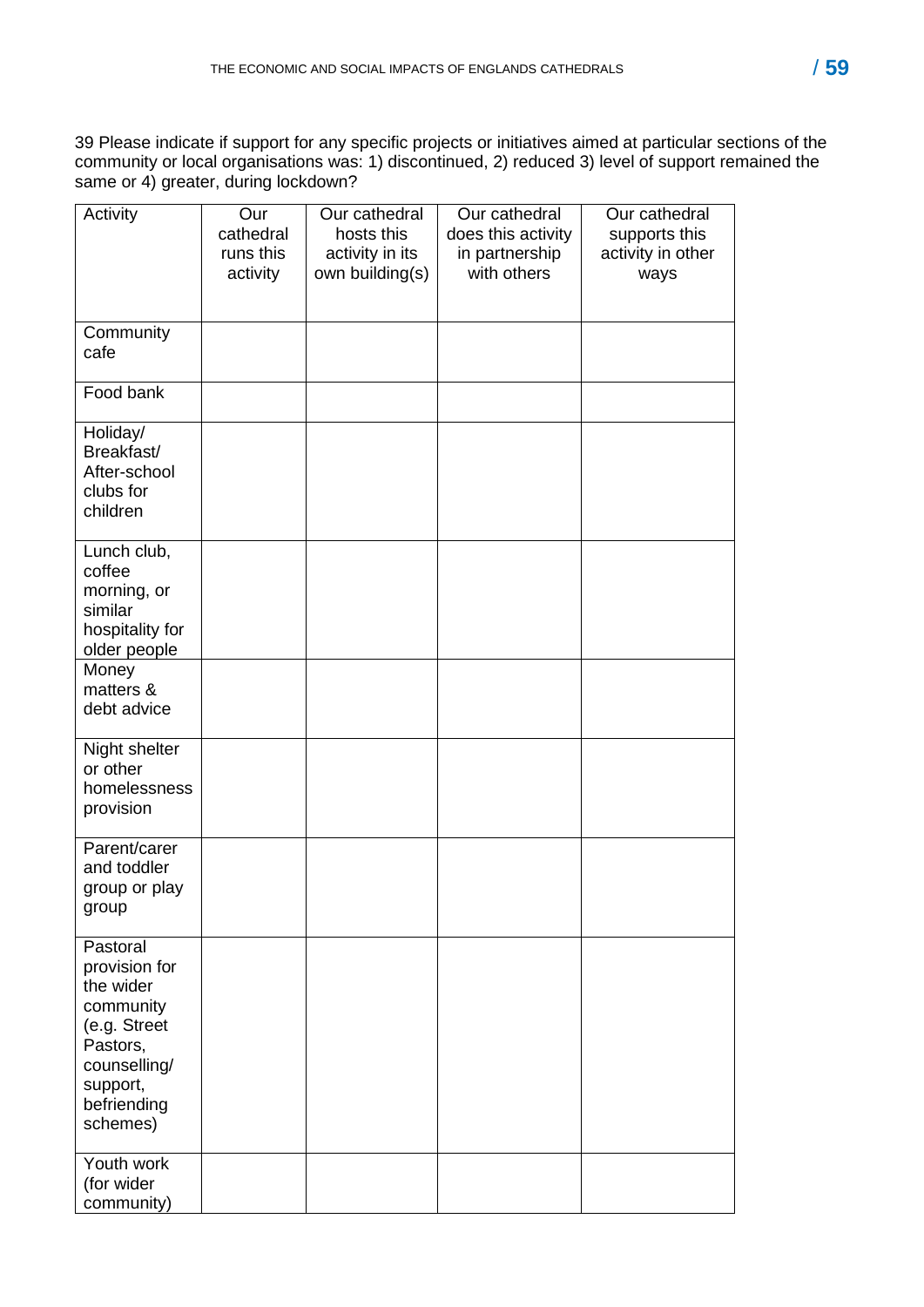39 Please indicate if support for any specific projects or initiatives aimed at particular sections of the community or local organisations was: 1) discontinued, 2) reduced 3) level of support remained the same or 4) greater, during lockdown?

| Activity | Our cathedral runs this activity | Our cathedral hosts this activity in its own building(s) | Our cathedral does this activity in partnership with others | Our cathedral supports this activity in other ways |
|---|---|---|---|---|
| Community cafe | | | | |
| Food bank | | | | |
| Holiday/ Breakfast/ After-school clubs for children | | | | |
| Lunch club, coffee morning, or similar hospitality for older people | | | | |
| Money matters & debt advice | | | | |
| Night shelter or other homelessness provision | | | | |
| Parent/carer and toddler group or play group | | | | |
| Pastoral provision for the wider community (e.g. Street Pastors, counselling/ support, befriending schemes) | | | | |
| Youth work (for wider community) | | | | |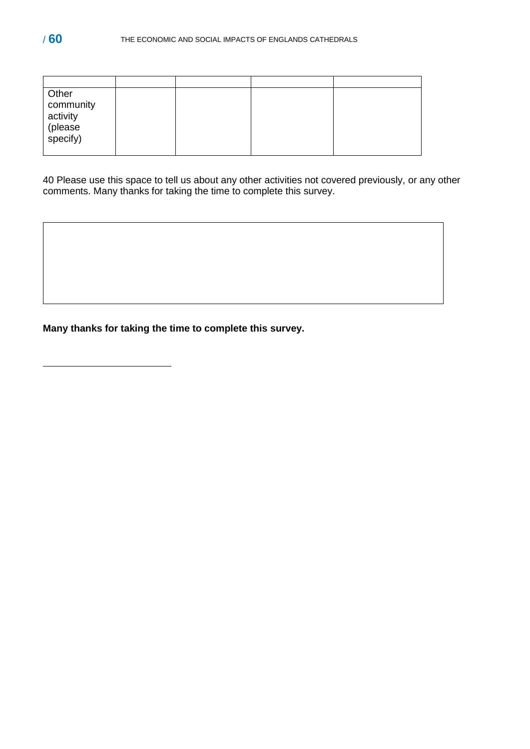| | | | | |
|---|---|---|---|---|
| | | | | |
| Other community activity (please specify) | | | | |

40 Please use this space to tell us about any other activities not covered previously, or any other comments. Many thanks for taking the time to complete this survey.

| |
|---|
| |

**Many thanks for taking the time to complete this survey.**